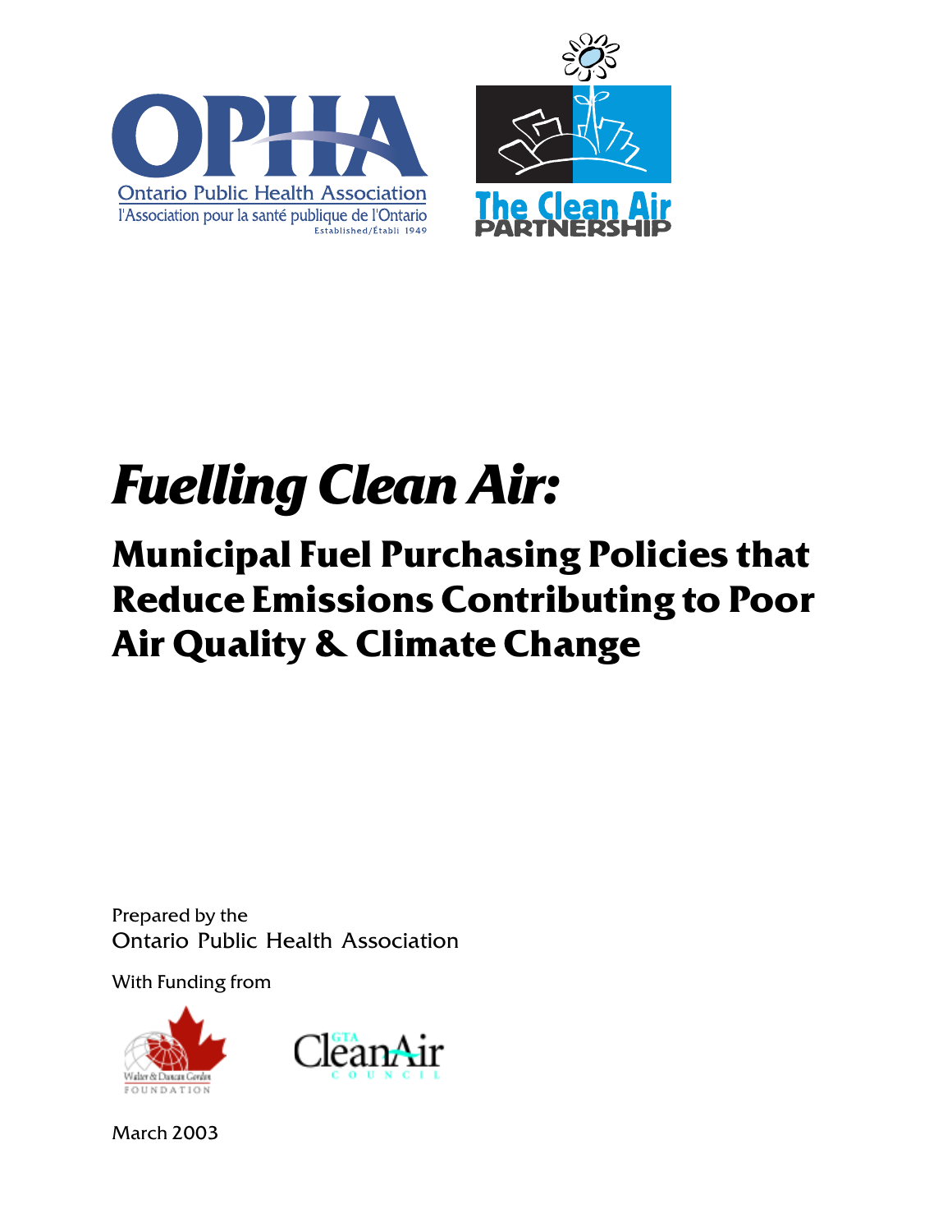OPHA

Ontario Public Health Association

l'Association pour la santé publique de l'Ontario

Established/Établi 1949

The Clean Air PARTNERSHIP

# *Fuelling Clean Air:*

## Municipal Fuel Purchasing Policies that Reduce Emissions Contributing to Poor Air Quality & Climate Change

Prepared by the

Ontario Public Health Association

With Funding from

Walter & Duncan Gordon FOUNDATION

GTA Clean Air COUNCIL

March 2003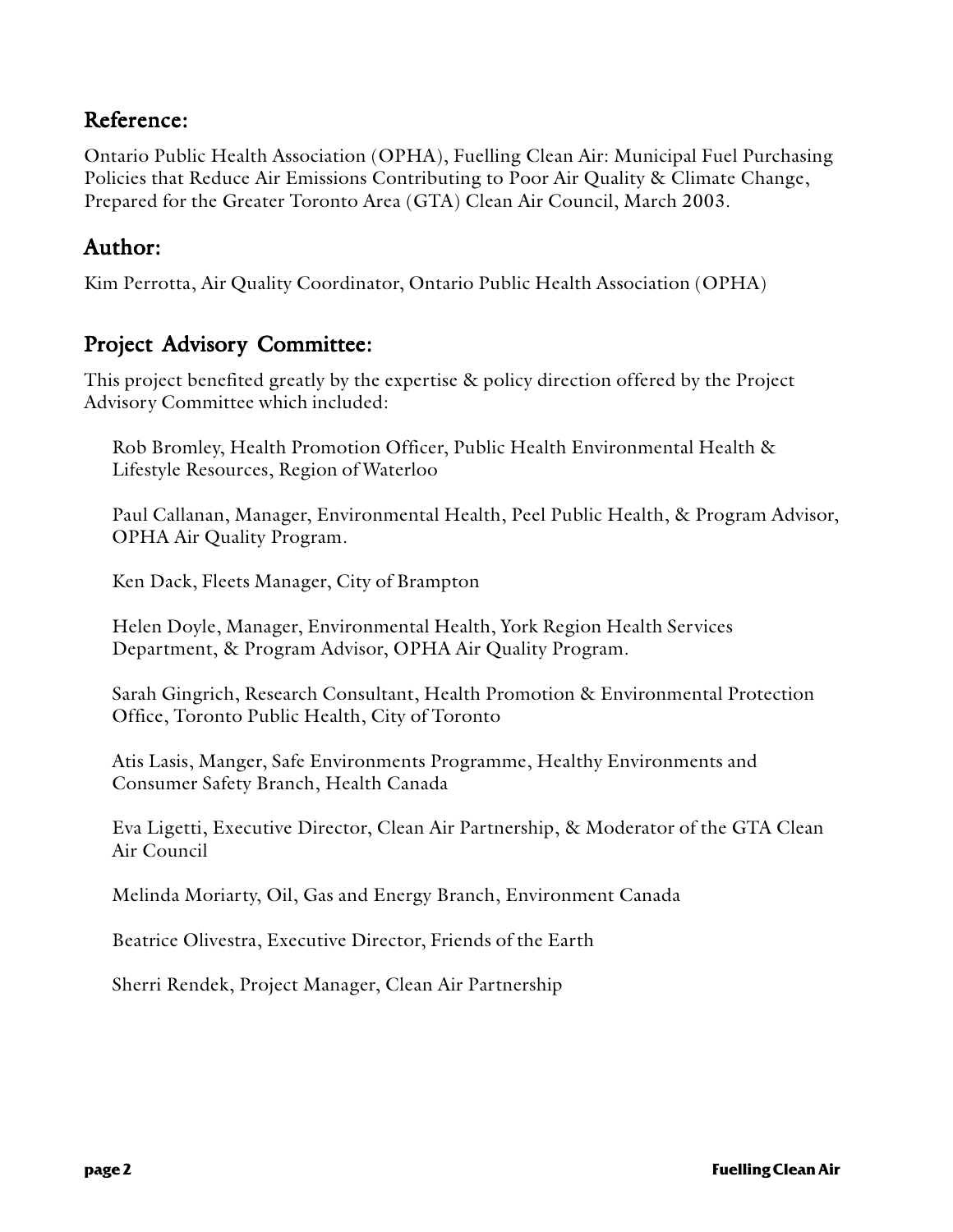## Reference:

Ontario Public Health Association (OPHA), Fuelling Clean Air: Municipal Fuel Purchasing Policies that Reduce Air Emissions Contributing to Poor Air Quality & Climate Change, Prepared for the Greater Toronto Area (GTA) Clean Air Council, March 2003.

## Author:

Kim Perrotta, Air Quality Coordinator, Ontario Public Health Association (OPHA)

## Project Advisory Committee:

This project benefited greatly by the expertise & policy direction offered by the Project Advisory Committee which included:

Rob Bromley, Health Promotion Officer, Public Health Environmental Health & Lifestyle Resources, Region of Waterloo

Paul Callanan, Manager, Environmental Health, Peel Public Health, & Program Advisor, OPHA Air Quality Program.

Ken Dack, Fleets Manager, City of Brampton

Helen Doyle, Manager, Environmental Health, York Region Health Services Department, & Program Advisor, OPHA Air Quality Program.

Sarah Gingrich, Research Consultant, Health Promotion & Environmental Protection Office, Toronto Public Health, City of Toronto

Atis Lasis, Manger, Safe Environments Programme, Healthy Environments and Consumer Safety Branch, Health Canada

Eva Ligetti, Executive Director, Clean Air Partnership, & Moderator of the GTA Clean Air Council

Melinda Moriarty, Oil, Gas and Energy Branch, Environment Canada

Beatrice Olivestra, Executive Director, Friends of the Earth

Sherri Rendek, Project Manager, Clean Air Partnership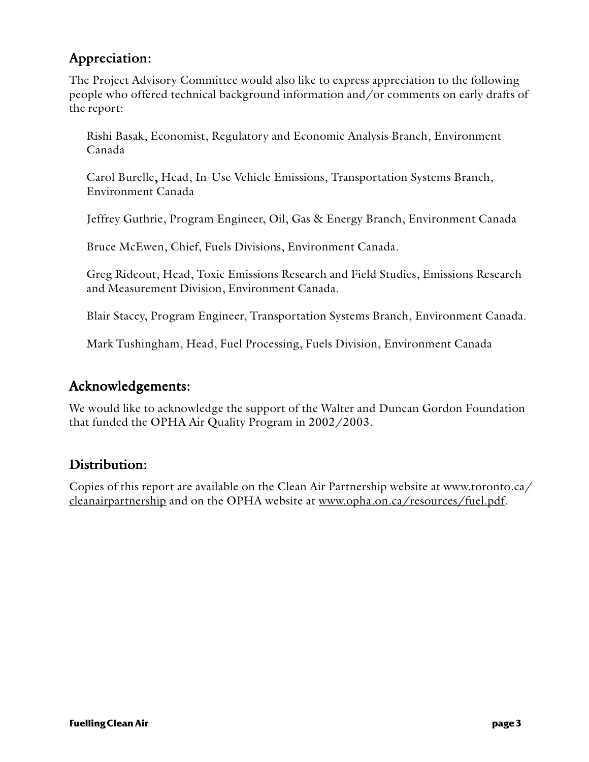## Appreciation:

The Project Advisory Committee would also like to express appreciation to the following people who offered technical background information and/or comments on early drafts of the report:

Rishi Basak, Economist, Regulatory and Economic Analysis Branch, Environment Canada

Carol Burelle, Head, In-Use Vehicle Emissions, Transportation Systems Branch, Environment Canada

Jeffrey Guthrie, Program Engineer, Oil, Gas & Energy Branch, Environment Canada

Bruce McEwen, Chief, Fuels Divisions, Environment Canada.

Greg Rideout, Head, Toxic Emissions Research and Field Studies, Emissions Research and Measurement Division, Environment Canada.

Blair Stacey, Program Engineer, Transportation Systems Branch, Environment Canada.

Mark Tushingham, Head, Fuel Processing, Fuels Division, Environment Canada

## Acknowledgements:

We would like to acknowledge the support of the Walter and Duncan Gordon Foundation that funded the OPHA Air Quality Program in 2002/2003.

## Distribution:

Copies of this report are available on the Clean Air Partnership website at www.toronto.ca/cleanairpartnership and on the OPHA website at www.opha.on.ca/resources/fuel.pdf.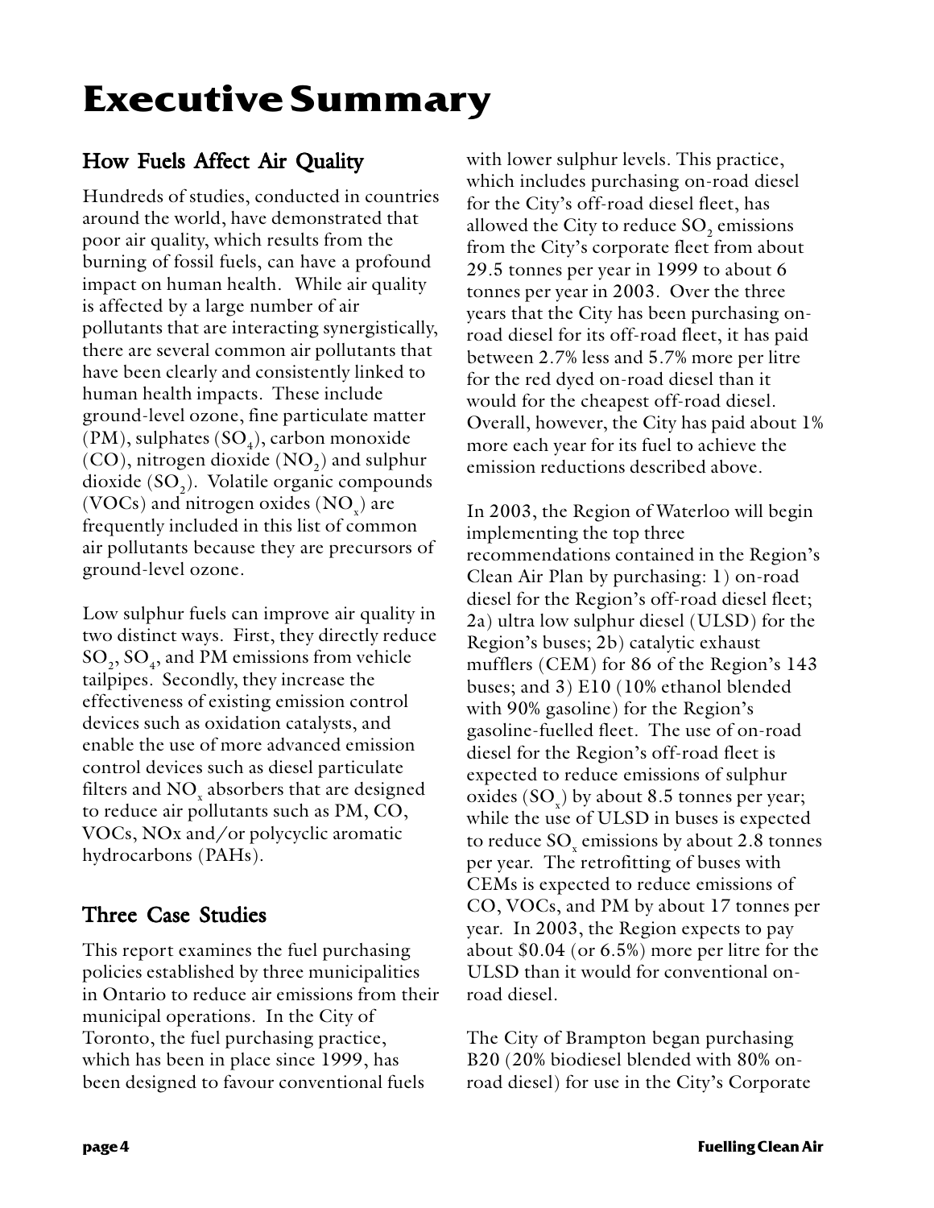# Executive Summary

## How Fuels Affect Air Quality

Hundreds of studies, conducted in countries around the world, have demonstrated that poor air quality, which results from the burning of fossil fuels, can have a profound impact on human health. While air quality is affected by a large number of air pollutants that are interacting synergistically, there are several common air pollutants that have been clearly and consistently linked to human health impacts. These include ground-level ozone, fine particulate matter (PM), sulphates ($SO_4$), carbon monoxide (CO), nitrogen dioxide ($NO_2$) and sulphur dioxide ($SO_2$). Volatile organic compounds (VOCs) and nitrogen oxides ($NO_x$) are frequently included in this list of common air pollutants because they are precursors of ground-level ozone.

Low sulphur fuels can improve air quality in two distinct ways. First, they directly reduce $SO_2$, $SO_4$, and PM emissions from vehicle tailpipes. Secondly, they increase the effectiveness of existing emission control devices such as oxidation catalysts, and enable the use of more advanced emission control devices such as diesel particulate filters and $NO_x$ absorbers that are designed to reduce air pollutants such as PM, CO, VOCs, NOx and/or polycyclic aromatic hydrocarbons (PAHs).

## Three Case Studies

This report examines the fuel purchasing policies established by three municipalities in Ontario to reduce air emissions from their municipal operations. In the City of Toronto, the fuel purchasing practice, which has been in place since 1999, has been designed to favour conventional fuels with lower sulphur levels. This practice, which includes purchasing on-road diesel for the City's off-road diesel fleet, has allowed the City to reduce $SO_2$ emissions from the City's corporate fleet from about 29.5 tonnes per year in 1999 to about 6 tonnes per year in 2003. Over the three years that the City has been purchasing on-road diesel for its off-road fleet, it has paid between 2.7% less and 5.7% more per litre for the red dyed on-road diesel than it would for the cheapest off-road diesel. Overall, however, the City has paid about 1% more each year for its fuel to achieve the emission reductions described above.

In 2003, the Region of Waterloo will begin implementing the top three recommendations contained in the Region's Clean Air Plan by purchasing: 1) on-road diesel for the Region's off-road diesel fleet; 2a) ultra low sulphur diesel (ULSD) for the Region's buses; 2b) catalytic exhaust mufflers (CEM) for 86 of the Region's 143 buses; and 3) E10 (10% ethanol blended with 90% gasoline) for the Region's gasoline-fuelled fleet. The use of on-road diesel for the Region's off-road fleet is expected to reduce emissions of sulphur oxides ($SO_x$) by about 8.5 tonnes per year; while the use of ULSD in buses is expected to reduce $SO_x$ emissions by about 2.8 tonnes per year. The retrofitting of buses with CEMs is expected to reduce emissions of CO, VOCs, and PM by about 17 tonnes per year. In 2003, the Region expects to pay about \$0.04 (or 6.5%) more per litre for the ULSD than it would for conventional on-road diesel.

The City of Brampton began purchasing B20 (20% biodiesel blended with 80% on-road diesel) for use in the City's Corporate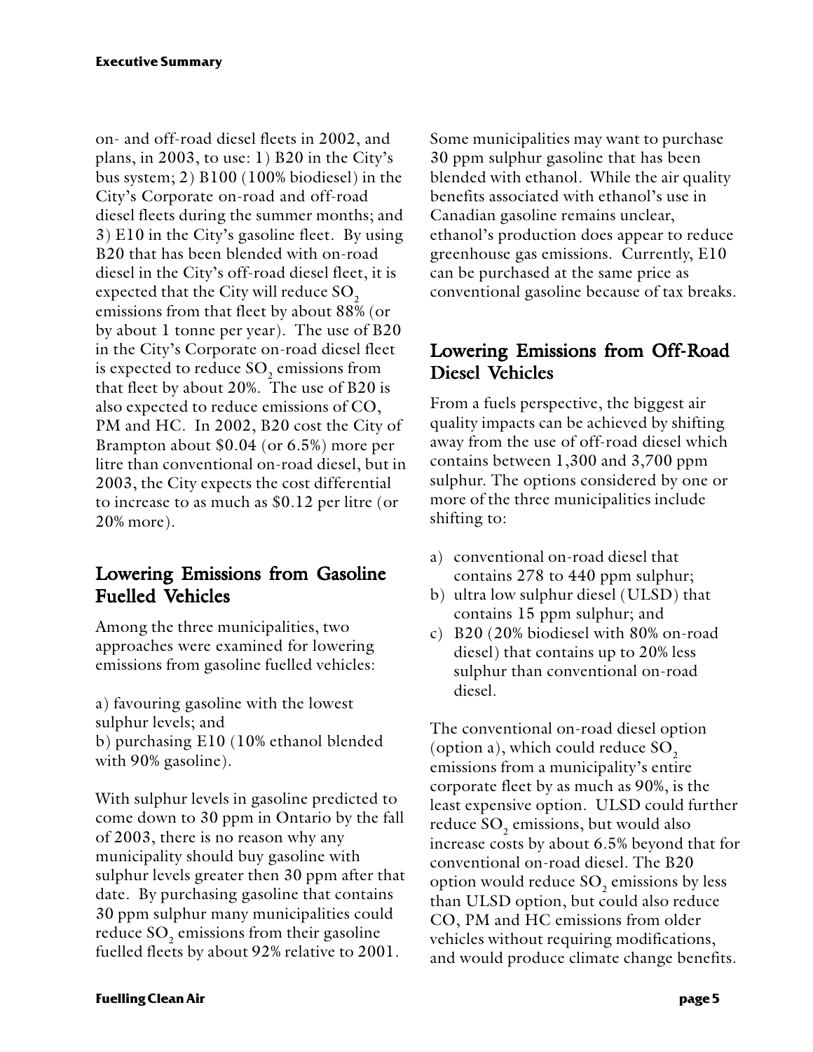on- and off-road diesel fleets in 2002, and plans, in 2003, to use: 1) B20 in the City's bus system; 2) B100 (100% biodiesel) in the City's Corporate on-road and off-road diesel fleets during the summer months; and 3) E10 in the City's gasoline fleet. By using B20 that has been blended with on-road diesel in the City's off-road diesel fleet, it is expected that the City will reduce $SO_2$ emissions from that fleet by about 88% (or by about 1 tonne per year). The use of B20 in the City's Corporate on-road diesel fleet is expected to reduce $SO_2$ emissions from that fleet by about 20%. The use of B20 is also expected to reduce emissions of CO, PM and HC. In 2002, B20 cost the City of Brampton about $0.04 (or 6.5%) more per litre than conventional on-road diesel, but in 2003, the City expects the cost differential to increase to as much as $0.12 per litre (or 20% more).

## Lowering Emissions from Gasoline Fuelled Vehicles

Among the three municipalities, two approaches were examined for lowering emissions from gasoline fuelled vehicles:

a) favouring gasoline with the lowest sulphur levels; and
b) purchasing E10 (10% ethanol blended with 90% gasoline).

With sulphur levels in gasoline predicted to come down to 30 ppm in Ontario by the fall of 2003, there is no reason why any municipality should buy gasoline with sulphur levels greater then 30 ppm after that date. By purchasing gasoline that contains 30 ppm sulphur many municipalities could reduce $SO_2$ emissions from their gasoline fuelled fleets by about 92% relative to 2001.

Some municipalities may want to purchase 30 ppm sulphur gasoline that has been blended with ethanol. While the air quality benefits associated with ethanol's use in Canadian gasoline remains unclear, ethanol's production does appear to reduce greenhouse gas emissions. Currently, E10 can be purchased at the same price as conventional gasoline because of tax breaks.

## Lowering Emissions from Off-Road Diesel Vehicles

From a fuels perspective, the biggest air quality impacts can be achieved by shifting away from the use of off-road diesel which contains between 1,300 and 3,700 ppm sulphur. The options considered by one or more of the three municipalities include shifting to:

a) conventional on-road diesel that contains 278 to 440 ppm sulphur;
b) ultra low sulphur diesel (ULSD) that contains 15 ppm sulphur; and
c) B20 (20% biodiesel with 80% on-road diesel) that contains up to 20% less sulphur than conventional on-road diesel.

The conventional on-road diesel option (option a), which could reduce $SO_2$ emissions from a municipality's entire corporate fleet by as much as 90%, is the least expensive option. ULSD could further reduce $SO_2$ emissions, but would also increase costs by about 6.5% beyond that for conventional on-road diesel. The B20 option would reduce $SO_2$ emissions by less than ULSD option, but could also reduce CO, PM and HC emissions from older vehicles without requiring modifications, and would produce climate change benefits.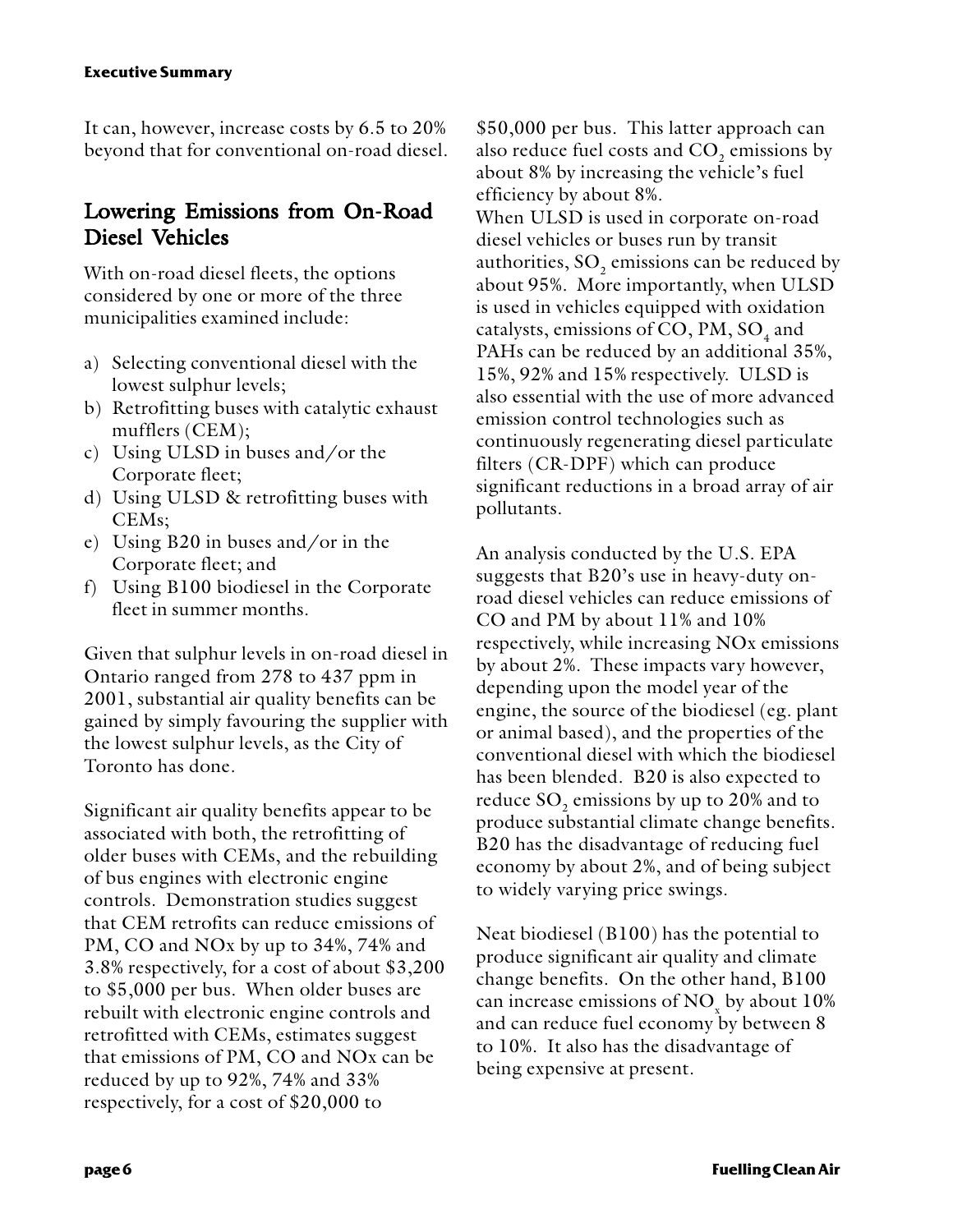It can, however, increase costs by 6.5 to 20% beyond that for conventional on-road diesel.

## Lowering Emissions from On-Road Diesel Vehicles

With on-road diesel fleets, the options considered by one or more of the three municipalities examined include:

a) Selecting conventional diesel with the lowest sulphur levels;
b) Retrofitting buses with catalytic exhaust mufflers (CEM);
c) Using ULSD in buses and/or the Corporate fleet;
d) Using ULSD & retrofitting buses with CEMs;
e) Using B20 in buses and/or in the Corporate fleet; and
f) Using B100 biodiesel in the Corporate fleet in summer months.

Given that sulphur levels in on-road diesel in Ontario ranged from 278 to 437 ppm in 2001, substantial air quality benefits can be gained by simply favouring the supplier with the lowest sulphur levels, as the City of Toronto has done.

Significant air quality benefits appear to be associated with both, the retrofitting of older buses with CEMs, and the rebuilding of bus engines with electronic engine controls. Demonstration studies suggest that CEM retrofits can reduce emissions of PM, CO and NOx by up to 34%, 74% and 3.8% respectively, for a cost of about $3,200 to $5,000 per bus. When older buses are rebuilt with electronic engine controls and retrofitted with CEMs, estimates suggest that emissions of PM, CO and NOx can be reduced by up to 92%, 74% and 33% respectively, for a cost of $20,000 to $50,000 per bus. This latter approach can also reduce fuel costs and $CO_2$ emissions by about 8% by increasing the vehicle's fuel efficiency by about 8%.

When ULSD is used in corporate on-road diesel vehicles or buses run by transit authorities, $SO_2$ emissions can be reduced by about 95%. More importantly, when ULSD is used in vehicles equipped with oxidation catalysts, emissions of CO, PM, $SO_4$ and PAHs can be reduced by an additional 35%, 15%, 92% and 15% respectively. ULSD is also essential with the use of more advanced emission control technologies such as continuously regenerating diesel particulate filters (CR-DPF) which can produce significant reductions in a broad array of air pollutants.

An analysis conducted by the U.S. EPA suggests that B20's use in heavy-duty on-road diesel vehicles can reduce emissions of CO and PM by about 11% and 10% respectively, while increasing NOx emissions by about 2%. These impacts vary however, depending upon the model year of the engine, the source of the biodiesel (eg. plant or animal based), and the properties of the conventional diesel with which the biodiesel has been blended. B20 is also expected to reduce $SO_2$ emissions by up to 20% and to produce substantial climate change benefits. B20 has the disadvantage of reducing fuel economy by about 2%, and of being subject to widely varying price swings.

Neat biodiesel (B100) has the potential to produce significant air quality and climate change benefits. On the other hand, B100 can increase emissions of $NO_x$ by about 10% and can reduce fuel economy by between 8 to 10%. It also has the disadvantage of being expensive at present.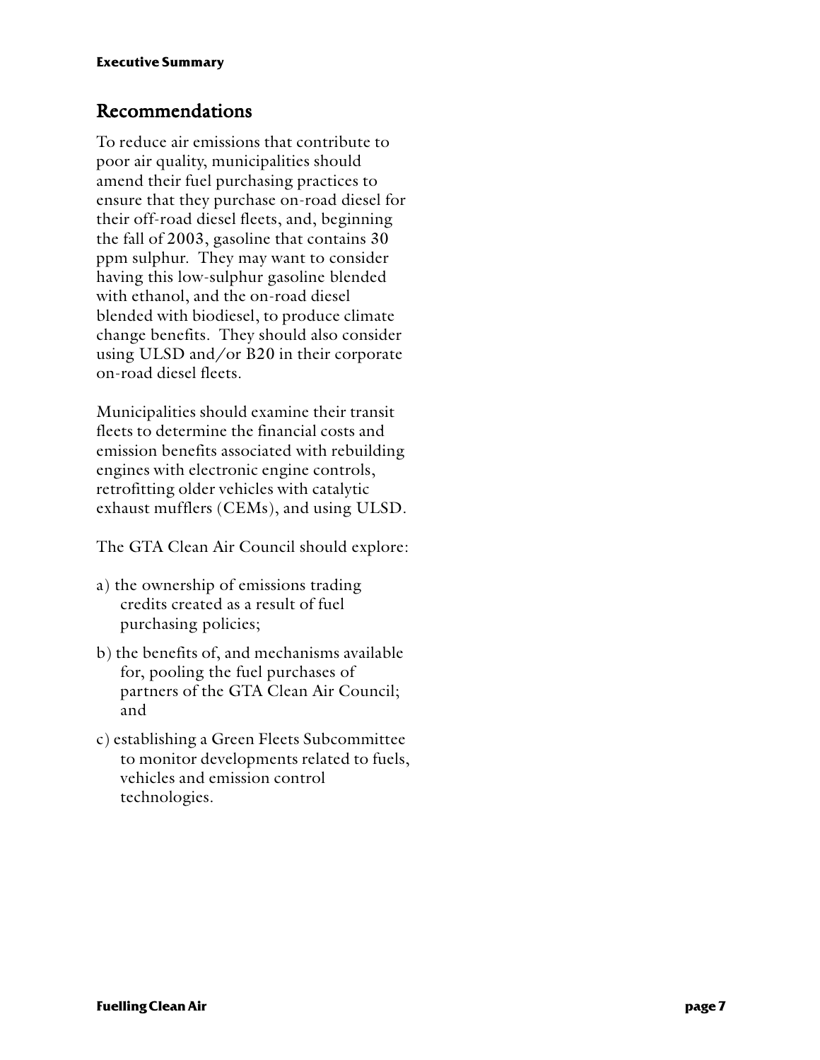## Recommendations

To reduce air emissions that contribute to poor air quality, municipalities should amend their fuel purchasing practices to ensure that they purchase on-road diesel for their off-road diesel fleets, and, beginning the fall of 2003, gasoline that contains 30 ppm sulphur. They may want to consider having this low-sulphur gasoline blended with ethanol, and the on-road diesel blended with biodiesel, to produce climate change benefits. They should also consider using ULSD and/or B20 in their corporate on-road diesel fleets.

Municipalities should examine their transit fleets to determine the financial costs and emission benefits associated with rebuilding engines with electronic engine controls, retrofitting older vehicles with catalytic exhaust mufflers (CEMs), and using ULSD.

The GTA Clean Air Council should explore:

a) the ownership of emissions trading credits created as a result of fuel purchasing policies;

b) the benefits of, and mechanisms available for, pooling the fuel purchases of partners of the GTA Clean Air Council; and

c) establishing a Green Fleets Subcommittee to monitor developments related to fuels, vehicles and emission control technologies.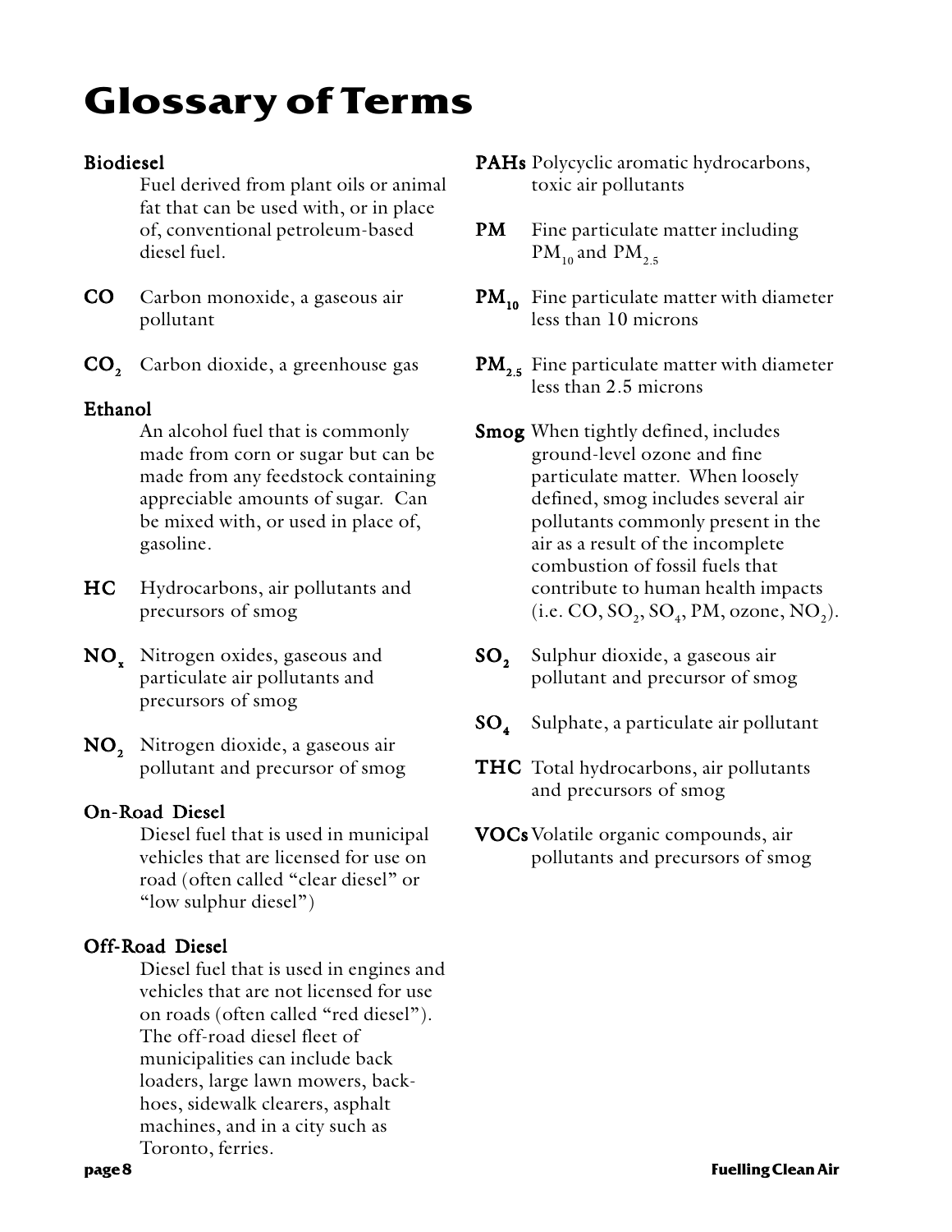# Glossary of Terms

**Biodiesel**
Fuel derived from plant oils or animal fat that can be used with, or in place of, conventional petroleum-based diesel fuel.

**CO** Carbon monoxide, a gaseous air pollutant

**$CO_2$** Carbon dioxide, a greenhouse gas

**Ethanol**
An alcohol fuel that is commonly made from corn or sugar but can be made from any feedstock containing appreciable amounts of sugar. Can be mixed with, or used in place of, gasoline.

**HC** Hydrocarbons, air pollutants and precursors of smog

**$NO_x$** Nitrogen oxides, gaseous and particulate air pollutants and precursors of smog

**$NO_2$** Nitrogen dioxide, a gaseous air pollutant and precursor of smog

**On-Road Diesel**
Diesel fuel that is used in municipal vehicles that are licensed for use on road (often called "clear diesel" or "low sulphur diesel")

**Off-Road Diesel**
Diesel fuel that is used in engines and vehicles that are not licensed for use on roads (often called "red diesel"). The off-road diesel fleet of municipalities can include back loaders, large lawn mowers, back-hoes, sidewalk clearers, asphalt machines, and in a city such as Toronto, ferries.

**PAHs** Polycyclic aromatic hydrocarbons, toxic air pollutants

**PM** Fine particulate matter including $PM_{10}$ and $PM_{2.5}$

**$PM_{10}$** Fine particulate matter with diameter less than 10 microns

**$PM_{2.5}$** Fine particulate matter with diameter less than 2.5 microns

**Smog** When tightly defined, includes ground-level ozone and fine particulate matter. When loosely defined, smog includes several air pollutants commonly present in the air as a result of the incomplete combustion of fossil fuels that contribute to human health impacts (i.e. CO, $SO_2$, $SO_4$, PM, ozone, $NO_2$).

**$SO_2$** Sulphur dioxide, a gaseous air pollutant and precursor of smog

**$SO_4$** Sulphate, a particulate air pollutant

**THC** Total hydrocarbons, air pollutants and precursors of smog

**VOCs** Volatile organic compounds, air pollutants and precursors of smog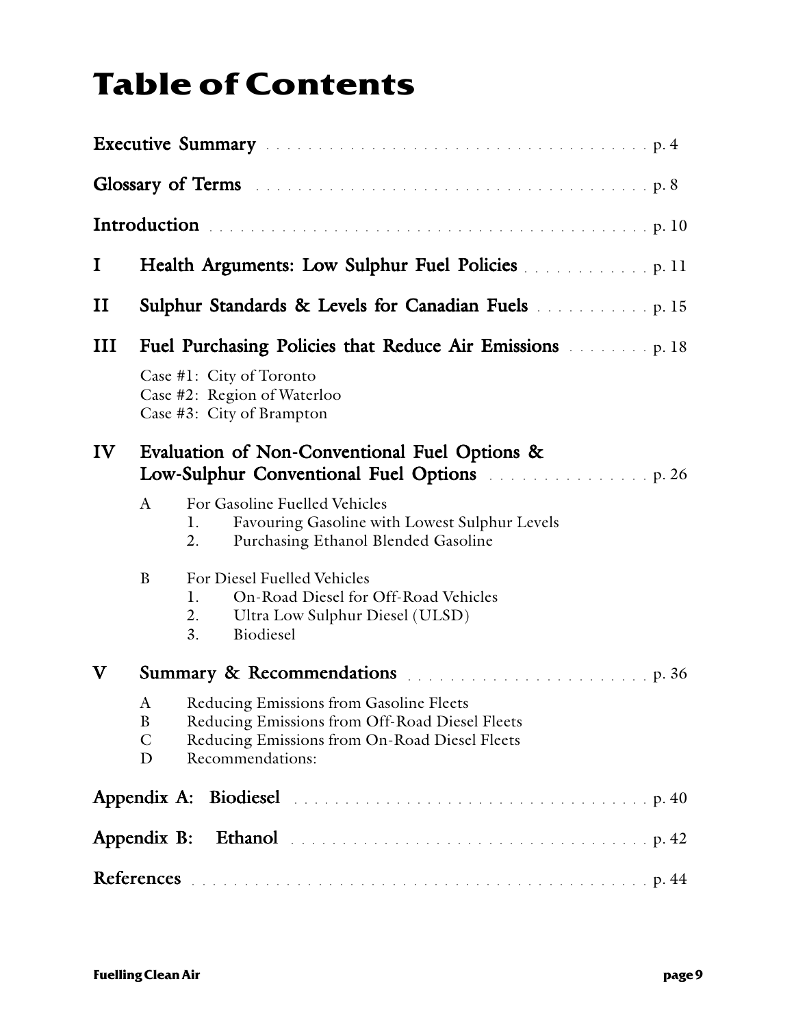# Table of Contents

**Executive Summary** . . . . . . . . . . . . . . . . . . . . . . . . . . . . . . . . . . . . . . . . p. 4

**Glossary of Terms** . . . . . . . . . . . . . . . . . . . . . . . . . . . . . . . . . . . . . . . . p. 8

**Introduction** . . . . . . . . . . . . . . . . . . . . . . . . . . . . . . . . . . . . . . . . . . . . p. 10

**I Health Arguments: Low Sulphur Fuel Policies** . . . . . . . . . . . . . p. 11

**II Sulphur Standards & Levels for Canadian Fuels** . . . . . . . . . . . p. 15

**III Fuel Purchasing Policies that Reduce Air Emissions** . . . . . . . . . p. 18

- Case #1: City of Toronto
- Case #2: Region of Waterloo
- Case #3: City of Brampton

**IV Evaluation of Non-Conventional Fuel Options & Low-Sulphur Conventional Fuel Options** . . . . . . . . . . . . . . . . p. 26

- A For Gasoline Fuelled Vehicles
  1. Favouring Gasoline with Lowest Sulphur Levels
  2. Purchasing Ethanol Blended Gasoline
- B For Diesel Fuelled Vehicles
  1. On-Road Diesel for Off-Road Vehicles
  2. Ultra Low Sulphur Diesel (ULSD)
  3. Biodiesel

**V Summary & Recommendations** . . . . . . . . . . . . . . . . . . . . . . . . p. 36

- A Reducing Emissions from Gasoline Fleets
- B Reducing Emissions from Off-Road Diesel Fleets
- C Reducing Emissions from On-Road Diesel Fleets
- D Recommendations:

**Appendix A: Biodiesel** . . . . . . . . . . . . . . . . . . . . . . . . . . . . . . . . . p. 40

**Appendix B: Ethanol** . . . . . . . . . . . . . . . . . . . . . . . . . . . . . . . . . . p. 42

**References** . . . . . . . . . . . . . . . . . . . . . . . . . . . . . . . . . . . . . . . . . . . p. 44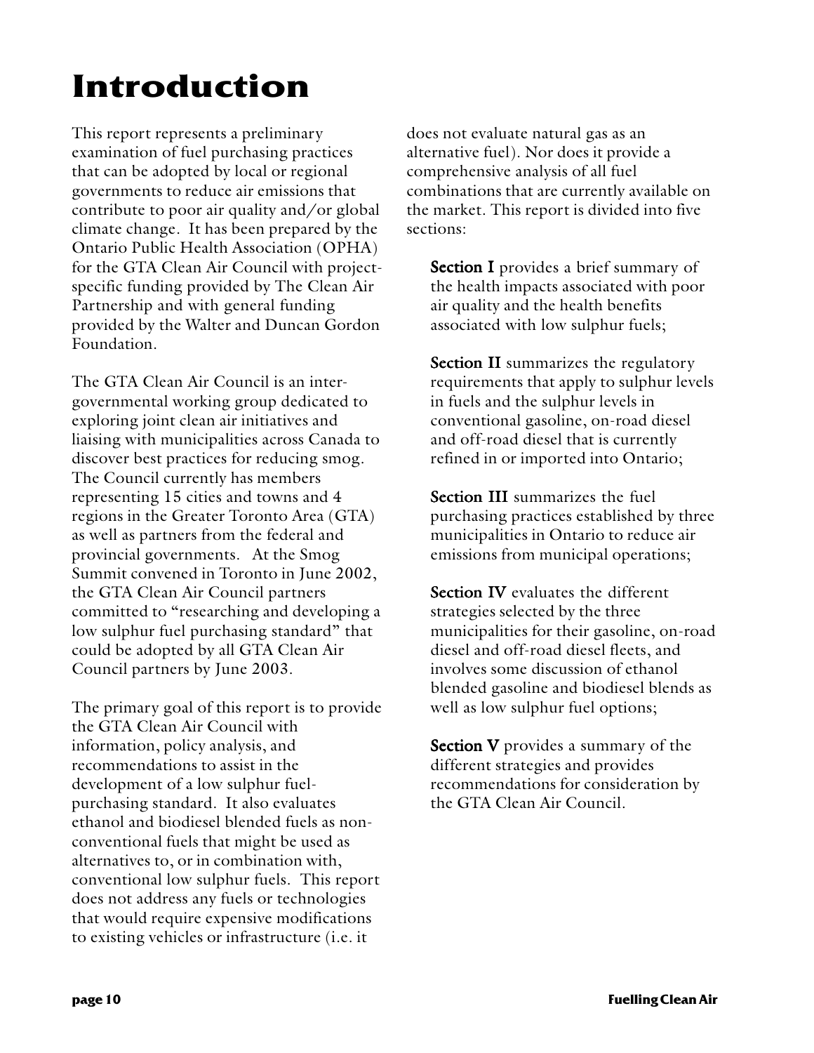# Introduction

This report represents a preliminary examination of fuel purchasing practices that can be adopted by local or regional governments to reduce air emissions that contribute to poor air quality and/or global climate change. It has been prepared by the Ontario Public Health Association (OPHA) for the GTA Clean Air Council with project-specific funding provided by The Clean Air Partnership and with general funding provided by the Walter and Duncan Gordon Foundation.

The GTA Clean Air Council is an inter-governmental working group dedicated to exploring joint clean air initiatives and liaising with municipalities across Canada to discover best practices for reducing smog. The Council currently has members representing 15 cities and towns and 4 regions in the Greater Toronto Area (GTA) as well as partners from the federal and provincial governments. At the Smog Summit convened in Toronto in June 2002, the GTA Clean Air Council partners committed to "researching and developing a low sulphur fuel purchasing standard" that could be adopted by all GTA Clean Air Council partners by June 2003.

The primary goal of this report is to provide the GTA Clean Air Council with information, policy analysis, and recommendations to assist in the development of a low sulphur fuel-purchasing standard. It also evaluates ethanol and biodiesel blended fuels as non-conventional fuels that might be used as alternatives to, or in combination with, conventional low sulphur fuels. This report does not address any fuels or technologies that would require expensive modifications to existing vehicles or infrastructure (i.e. it does not evaluate natural gas as an alternative fuel). Nor does it provide a comprehensive analysis of all fuel combinations that are currently available on the market. This report is divided into five sections:

**Section I** provides a brief summary of the health impacts associated with poor air quality and the health benefits associated with low sulphur fuels;

**Section II** summarizes the regulatory requirements that apply to sulphur levels in fuels and the sulphur levels in conventional gasoline, on-road diesel and off-road diesel that is currently refined in or imported into Ontario;

**Section III** summarizes the fuel purchasing practices established by three municipalities in Ontario to reduce air emissions from municipal operations;

**Section IV** evaluates the different strategies selected by the three municipalities for their gasoline, on-road diesel and off-road diesel fleets, and involves some discussion of ethanol blended gasoline and biodiesel blends as well as low sulphur fuel options;

**Section V** provides a summary of the different strategies and provides recommendations for consideration by the GTA Clean Air Council.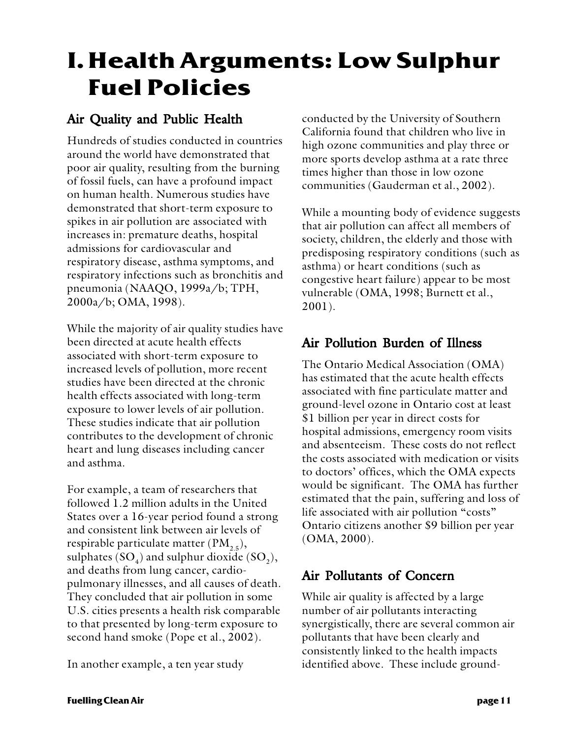# I. Health Arguments: Low Sulphur Fuel Policies

## Air Quality and Public Health

Hundreds of studies conducted in countries around the world have demonstrated that poor air quality, resulting from the burning of fossil fuels, can have a profound impact on human health. Numerous studies have demonstrated that short-term exposure to spikes in air pollution are associated with increases in: premature deaths, hospital admissions for cardiovascular and respiratory disease, asthma symptoms, and respiratory infections such as bronchitis and pneumonia (NAAQO, 1999a/b; TPH, 2000a/b; OMA, 1998).

While the majority of air quality studies have been directed at acute health effects associated with short-term exposure to increased levels of pollution, more recent studies have been directed at the chronic health effects associated with long-term exposure to lower levels of air pollution. These studies indicate that air pollution contributes to the development of chronic heart and lung diseases including cancer and asthma.

For example, a team of researchers that followed 1.2 million adults in the United States over a 16-year period found a strong and consistent link between air levels of respirable particulate matter ($PM_{2.5}$), sulphates ($SO_4$) and sulphur dioxide ($SO_2$), and deaths from lung cancer, cardio-pulmonary illnesses, and all causes of death. They concluded that air pollution in some U.S. cities presents a health risk comparable to that presented by long-term exposure to second hand smoke (Pope et al., 2002).

In another example, a ten year study conducted by the University of Southern California found that children who live in high ozone communities and play three or more sports develop asthma at a rate three times higher than those in low ozone communities (Gauderman et al., 2002).

While a mounting body of evidence suggests that air pollution can affect all members of society, children, the elderly and those with predisposing respiratory conditions (such as asthma) or heart conditions (such as congestive heart failure) appear to be most vulnerable (OMA, 1998; Burnett et al., 2001).

## Air Pollution Burden of Illness

The Ontario Medical Association (OMA) has estimated that the acute health effects associated with fine particulate matter and ground-level ozone in Ontario cost at least $1 billion per year in direct costs for hospital admissions, emergency room visits and absenteeism. These costs do not reflect the costs associated with medication or visits to doctors' offices, which the OMA expects would be significant. The OMA has further estimated that the pain, suffering and loss of life associated with air pollution "costs" Ontario citizens another $9 billion per year (OMA, 2000).

## Air Pollutants of Concern

While air quality is affected by a large number of air pollutants interacting synergistically, there are several common air pollutants that have been clearly and consistently linked to the health impacts identified above. These include ground-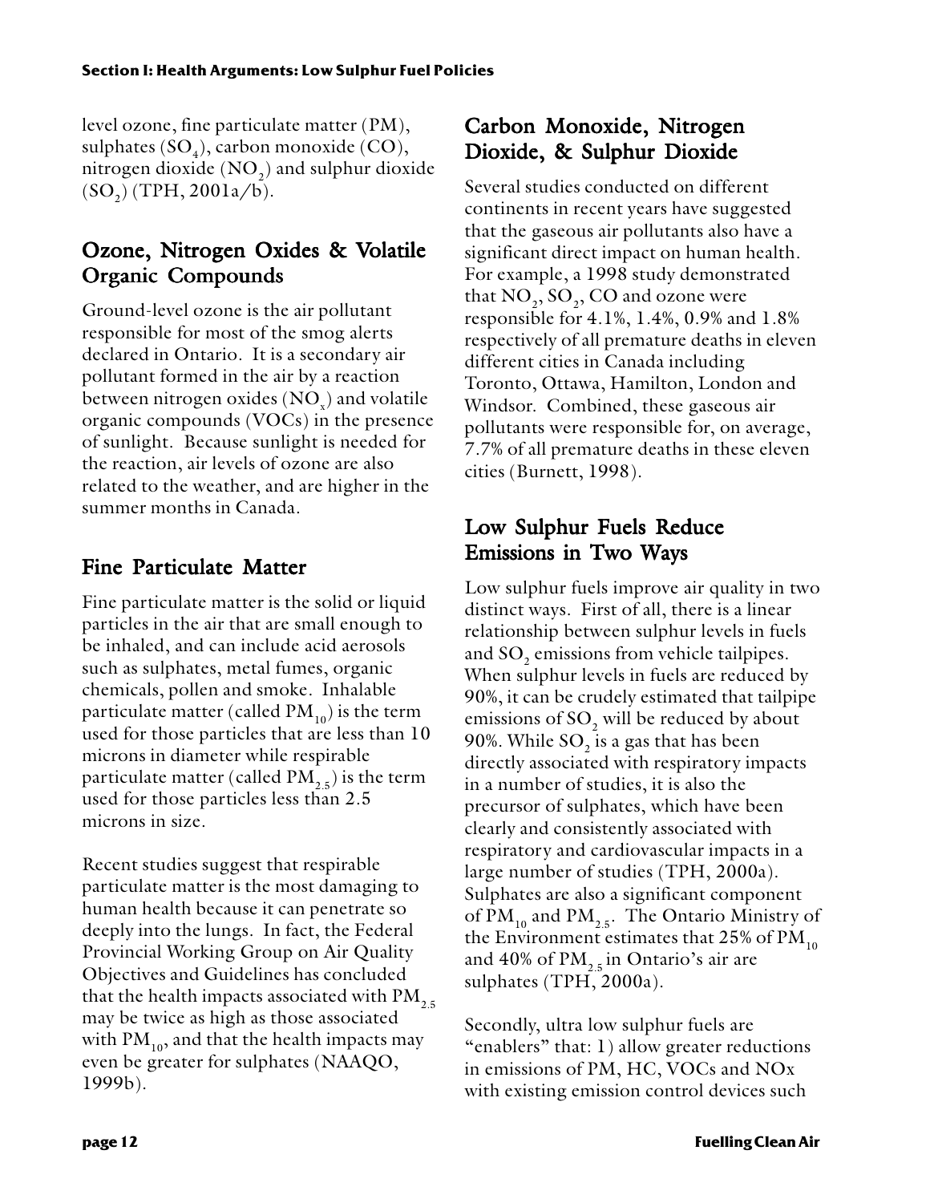level ozone, fine particulate matter (PM), sulphates ($SO_4$), carbon monoxide (CO), nitrogen dioxide ($NO_2$) and sulphur dioxide ($SO_2$) (TPH, 2001a/b).

## Ozone, Nitrogen Oxides & Volatile Organic Compounds

Ground-level ozone is the air pollutant responsible for most of the smog alerts declared in Ontario. It is a secondary air pollutant formed in the air by a reaction between nitrogen oxides ($NO_x$) and volatile organic compounds (VOCs) in the presence of sunlight. Because sunlight is needed for the reaction, air levels of ozone are also related to the weather, and are higher in the summer months in Canada.

## Fine Particulate Matter

Fine particulate matter is the solid or liquid particles in the air that are small enough to be inhaled, and can include acid aerosols such as sulphates, metal fumes, organic chemicals, pollen and smoke. Inhalable particulate matter (called $PM_{10}$) is the term used for those particles that are less than 10 microns in diameter while respirable particulate matter (called $PM_{2.5}$) is the term used for those particles less than 2.5 microns in size.

Recent studies suggest that respirable particulate matter is the most damaging to human health because it can penetrate so deeply into the lungs. In fact, the Federal Provincial Working Group on Air Quality Objectives and Guidelines has concluded that the health impacts associated with $PM_{2.5}$ may be twice as high as those associated with $PM_{10}$, and that the health impacts may even be greater for sulphates (NAAQO, 1999b).

## Carbon Monoxide, Nitrogen Dioxide, & Sulphur Dioxide

Several studies conducted on different continents in recent years have suggested that the gaseous air pollutants also have a significant direct impact on human health. For example, a 1998 study demonstrated that $NO_2$, $SO_2$, CO and ozone were responsible for 4.1%, 1.4%, 0.9% and 1.8% respectively of all premature deaths in eleven different cities in Canada including Toronto, Ottawa, Hamilton, London and Windsor. Combined, these gaseous air pollutants were responsible for, on average, 7.7% of all premature deaths in these eleven cities (Burnett, 1998).

## Low Sulphur Fuels Reduce Emissions in Two Ways

Low sulphur fuels improve air quality in two distinct ways. First of all, there is a linear relationship between sulphur levels in fuels and $SO_2$ emissions from vehicle tailpipes. When sulphur levels in fuels are reduced by 90%, it can be crudely estimated that tailpipe emissions of $SO_2$ will be reduced by about 90%. While $SO_2$ is a gas that has been directly associated with respiratory impacts in a number of studies, it is also the precursor of sulphates, which have been clearly and consistently associated with respiratory and cardiovascular impacts in a large number of studies (TPH, 2000a). Sulphates are also a significant component of $PM_{10}$ and $PM_{2.5}$. The Ontario Ministry of the Environment estimates that 25% of $PM_{10}$ and 40% of $PM_{2.5}$ in Ontario's air are sulphates (TPH, 2000a).

Secondly, ultra low sulphur fuels are "enablers" that: 1) allow greater reductions in emissions of PM, HC, VOCs and NOx with existing emission control devices such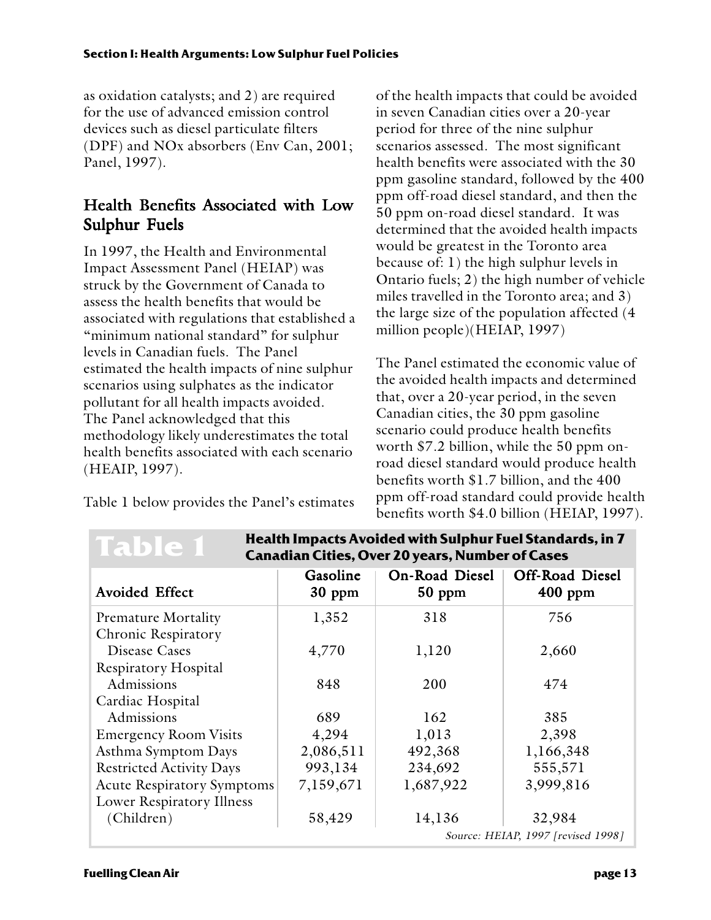as oxidation catalysts; and 2) are required for the use of advanced emission control devices such as diesel particulate filters (DPF) and NOx absorbers (Env Can, 2001; Panel, 1997).

## Health Benefits Associated with Low Sulphur Fuels

In 1997, the Health and Environmental Impact Assessment Panel (HEIAP) was struck by the Government of Canada to assess the health benefits that would be associated with regulations that established a "minimum national standard" for sulphur levels in Canadian fuels. The Panel estimated the health impacts of nine sulphur scenarios using sulphates as the indicator pollutant for all health impacts avoided. The Panel acknowledged that this methodology likely underestimates the total health benefits associated with each scenario (HEAIP, 1997).

Table 1 below provides the Panel's estimates of the health impacts that could be avoided in seven Canadian cities over a 20-year period for three of the nine sulphur scenarios assessed. The most significant health benefits were associated with the 30 ppm gasoline standard, followed by the 400 ppm off-road diesel standard, and then the 50 ppm on-road diesel standard. It was determined that the avoided health impacts would be greatest in the Toronto area because of: 1) the high sulphur levels in Ontario fuels; 2) the high number of vehicle miles travelled in the Toronto area; and 3) the large size of the population affected (4 million people)(HEIAP, 1997)

The Panel estimated the economic value of the avoided health impacts and determined that, over a 20-year period, in the seven Canadian cities, the 30 ppm gasoline scenario could produce health benefits worth $7.2 billion, while the 50 ppm on-road diesel standard would produce health benefits worth $1.7 billion, and the 400 ppm off-road standard could provide health benefits worth $4.0 billion (HEIAP, 1997).

**Table 1** **Health Impacts Avoided with Sulphur Fuel Standards, in 7 Canadian Cities, Over 20 years, Number of Cases**

| Avoided Effect | Gasoline 30 ppm | On-Road Diesel 50 ppm | Off-Road Diesel 400 ppm |
|---|---|---|---|
| Premature Mortality | 1,352 | 318 | 756 |
| Chronic Respiratory Disease Cases | 4,770 | 1,120 | 2,660 |
| Respiratory Hospital Admissions | 848 | 200 | 474 |
| Cardiac Hospital Admissions | 689 | 162 | 385 |
| Emergency Room Visits | 4,294 | 1,013 | 2,398 |
| Asthma Symptom Days | 2,086,511 | 492,368 | 1,166,348 |
| Restricted Activity Days | 993,134 | 234,692 | 555,571 |
| Acute Respiratory Symptoms | 7,159,671 | 1,687,922 | 3,999,816 |
| Lower Respiratory Illness (Children) | 58,429 | 14,136 | 32,984 |

*Source: HEIAP, 1997 [revised 1998]*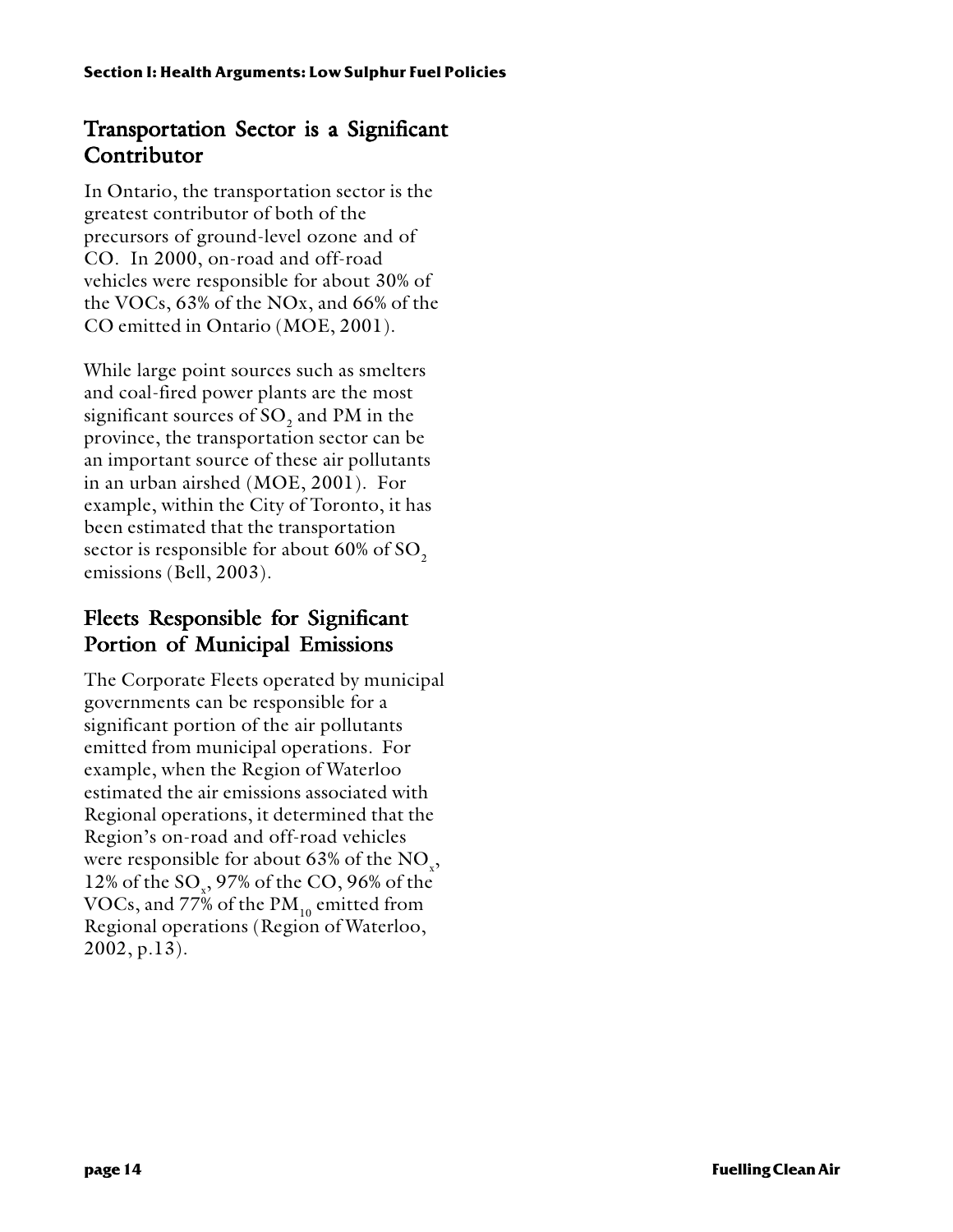## Transportation Sector is a Significant Contributor

In Ontario, the transportation sector is the greatest contributor of both of the precursors of ground-level ozone and of CO. In 2000, on-road and off-road vehicles were responsible for about 30% of the VOCs, 63% of the NOx, and 66% of the CO emitted in Ontario (MOE, 2001).

While large point sources such as smelters and coal-fired power plants are the most significant sources of $SO_2$ and PM in the province, the transportation sector can be an important source of these air pollutants in an urban airshed (MOE, 2001). For example, within the City of Toronto, it has been estimated that the transportation sector is responsible for about 60% of $SO_2$ emissions (Bell, 2003).

## Fleets Responsible for Significant Portion of Municipal Emissions

The Corporate Fleets operated by municipal governments can be responsible for a significant portion of the air pollutants emitted from municipal operations. For example, when the Region of Waterloo estimated the air emissions associated with Regional operations, it determined that the Region's on-road and off-road vehicles were responsible for about 63% of the $NO_x$, 12% of the $SO_x$, 97% of the CO, 96% of the VOCs, and 77% of the $PM_{10}$ emitted from Regional operations (Region of Waterloo, 2002, p.13).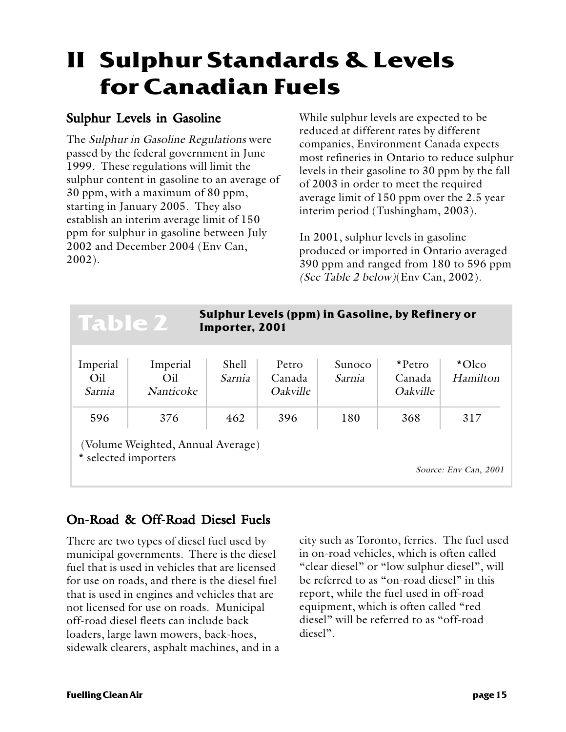# II Sulphur Standards & Levels for Canadian Fuels

## Sulphur Levels in Gasoline

The *Sulphur in Gasoline Regulations* were passed by the federal government in June 1999. These regulations will limit the sulphur content in gasoline to an average of 30 ppm, with a maximum of 80 ppm, starting in January 2005. They also establish an interim average limit of 150 ppm for sulphur in gasoline between July 2002 and December 2004 (Env Can, 2002).

While sulphur levels are expected to be reduced at different rates by different companies, Environment Canada expects most refineries in Ontario to reduce sulphur levels in their gasoline to 30 ppm by the fall of 2003 in order to meet the required average limit of 150 ppm over the 2.5 year interim period (Tushingham, 2003).

In 2001, sulphur levels in gasoline produced or imported in Ontario averaged 390 ppm and ranged from 180 to 596 ppm *(See Table 2 below)*(Env Can, 2002).

**Table 2** **Sulphur Levels (ppm) in Gasoline, by Refinery or Importer, 2001**

| Imperial Oil *Sarnia* | Imperial Oil *Nanticoke* | Shell *Sarnia* | Petro Canada *Oakville* | Sunoco *Sarnia* | *Petro Canada *Oakville* | *Olco *Hamilton* |
|---|---|---|---|---|---|---|
| 596 | 376 | 462 | 396 | 180 | 368 | 317 |

(Volume Weighted, Annual Average)
* selected importers

*Source: Env Can, 2001*

## On-Road & Off-Road Diesel Fuels

There are two types of diesel fuel used by municipal governments. There is the diesel fuel that is used in vehicles that are licensed for use on roads, and there is the diesel fuel that is used in engines and vehicles that are not licensed for use on roads. Municipal off-road diesel fleets can include back loaders, large lawn mowers, back-hoes, sidewalk clearers, asphalt machines, and in a city such as Toronto, ferries. The fuel used in on-road vehicles, which is often called "clear diesel" or "low sulphur diesel", will be referred to as "on-road diesel" in this report, while the fuel used in off-road equipment, which is often called "red diesel" will be referred to as "off-road diesel".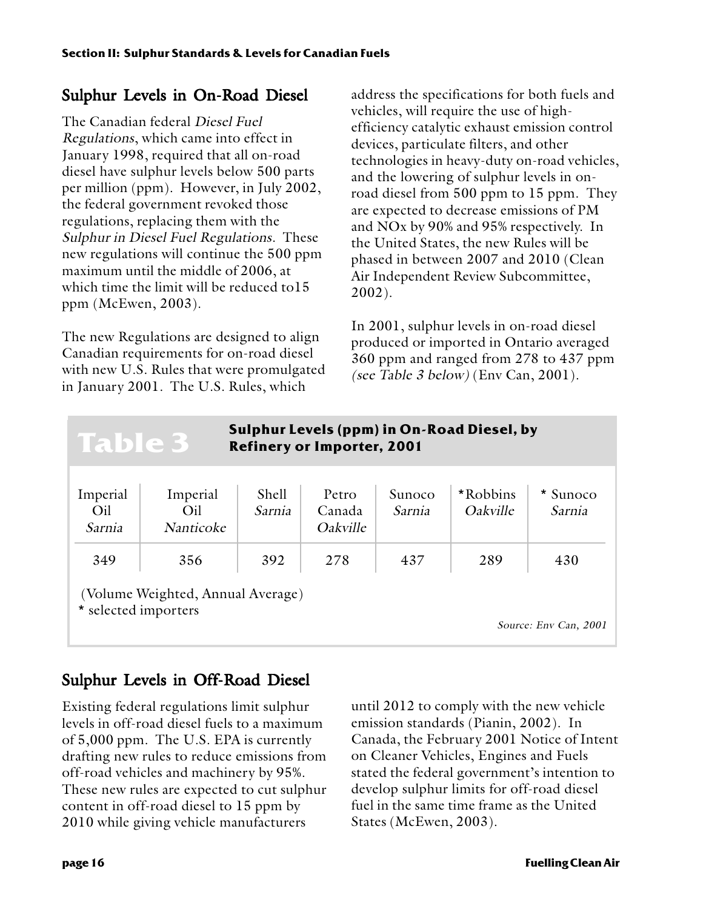## Sulphur Levels in On-Road Diesel

The Canadian federal *Diesel Fuel Regulations*, which came into effect in January 1998, required that all on-road diesel have sulphur levels below 500 parts per million (ppm). However, in July 2002, the federal government revoked those regulations, replacing them with the *Sulphur in Diesel Fuel Regulations*. These new regulations will continue the 500 ppm maximum until the middle of 2006, at which time the limit will be reduced to15 ppm (McEwen, 2003).

The new Regulations are designed to align Canadian requirements for on-road diesel with new U.S. Rules that were promulgated in January 2001. The U.S. Rules, which address the specifications for both fuels and vehicles, will require the use of high-efficiency catalytic exhaust emission control devices, particulate filters, and other technologies in heavy-duty on-road vehicles, and the lowering of sulphur levels in on-road diesel from 500 ppm to 15 ppm. They are expected to decrease emissions of PM and NOx by 90% and 95% respectively. In the United States, the new Rules will be phased in between 2007 and 2010 (Clean Air Independent Review Subcommittee, 2002).

In 2001, sulphur levels in on-road diesel produced or imported in Ontario averaged 360 ppm and ranged from 278 to 437 ppm *(see Table 3 below)* (Env Can, 2001).

**Table 3 Sulphur Levels (ppm) in On-Road Diesel, by Refinery or Importer, 2001**

| Imperial Oil *Sarnia* | Imperial Oil *Nanticoke* | Shell *Sarnia* | Petro Canada *Oakville* | Sunoco *Sarnia* | *Robbins *Oakville* | * Sunoco *Sarnia* |
|---|---|---|---|---|---|---|
| 349 | 356 | 392 | 278 | 437 | 289 | 430 |

(Volume Weighted, Annual Average)
* selected importers

*Source: Env Can, 2001*

## Sulphur Levels in Off-Road Diesel

Existing federal regulations limit sulphur levels in off-road diesel fuels to a maximum of 5,000 ppm. The U.S. EPA is currently drafting new rules to reduce emissions from off-road vehicles and machinery by 95%. These new rules are expected to cut sulphur content in off-road diesel to 15 ppm by 2010 while giving vehicle manufacturers until 2012 to comply with the new vehicle emission standards (Pianin, 2002). In Canada, the February 2001 Notice of Intent on Cleaner Vehicles, Engines and Fuels stated the federal government's intention to develop sulphur limits for off-road diesel fuel in the same time frame as the United States (McEwen, 2003).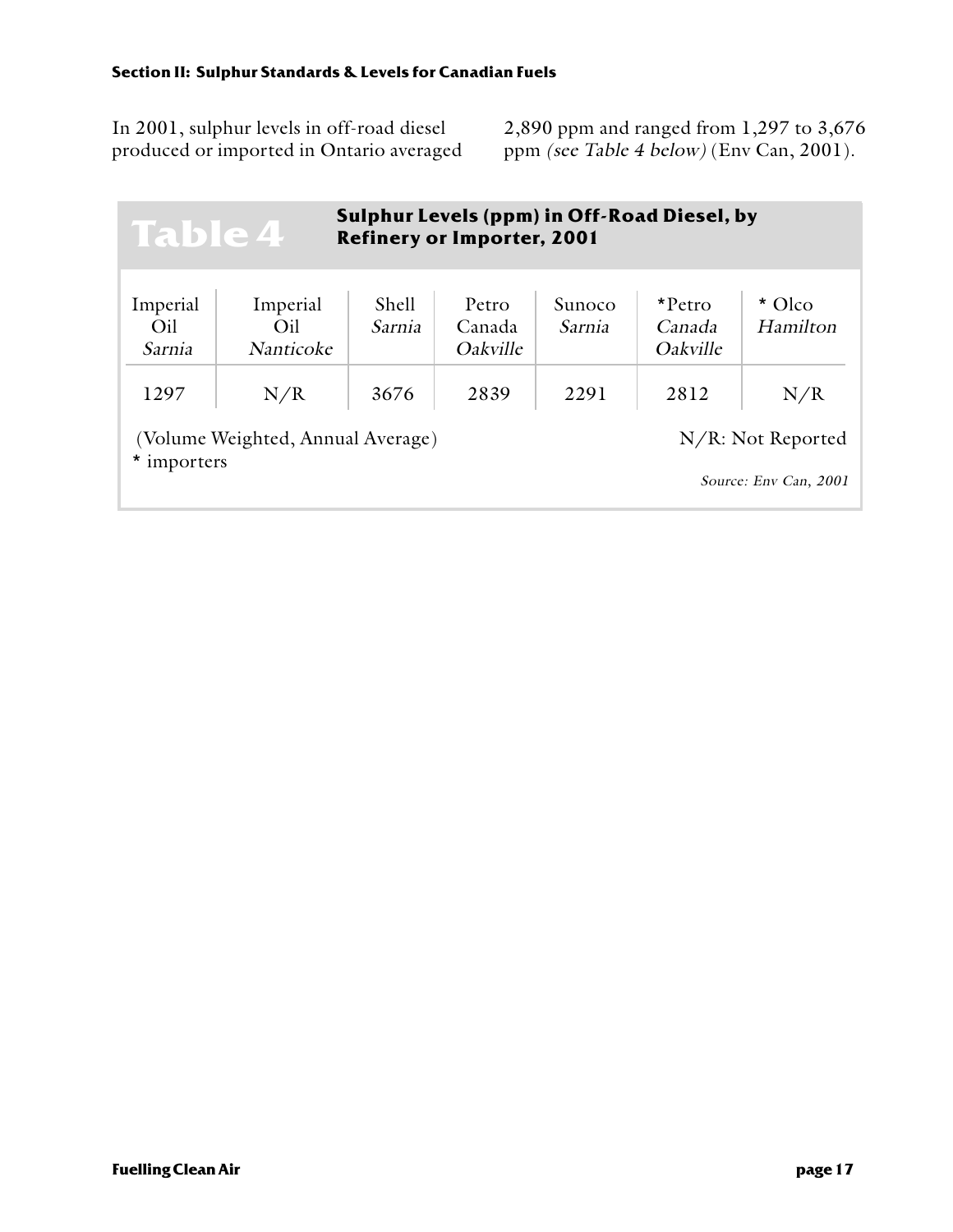In 2001, sulphur levels in off-road diesel produced or imported in Ontario averaged 2,890 ppm and ranged from 1,297 to 3,676 ppm *(see Table 4 below)* (Env Can, 2001).

**Table 4 Sulphur Levels (ppm) in Off-Road Diesel, by Refinery or Importer, 2001**

| Imperial Oil *Sarnia* | Imperial Oil *Nanticoke* | Shell *Sarnia* | Petro Canada *Oakville* | Sunoco *Sarnia* | *Petro Canada *Oakville* | * Olco *Hamilton* |
|---|---|---|---|---|---|---|
| 1297 | N/R | 3676 | 2839 | 2291 | 2812 | N/R |

(Volume Weighted, Annual Average)
* importers

N/R: Not Reported

*Source: Env Can, 2001*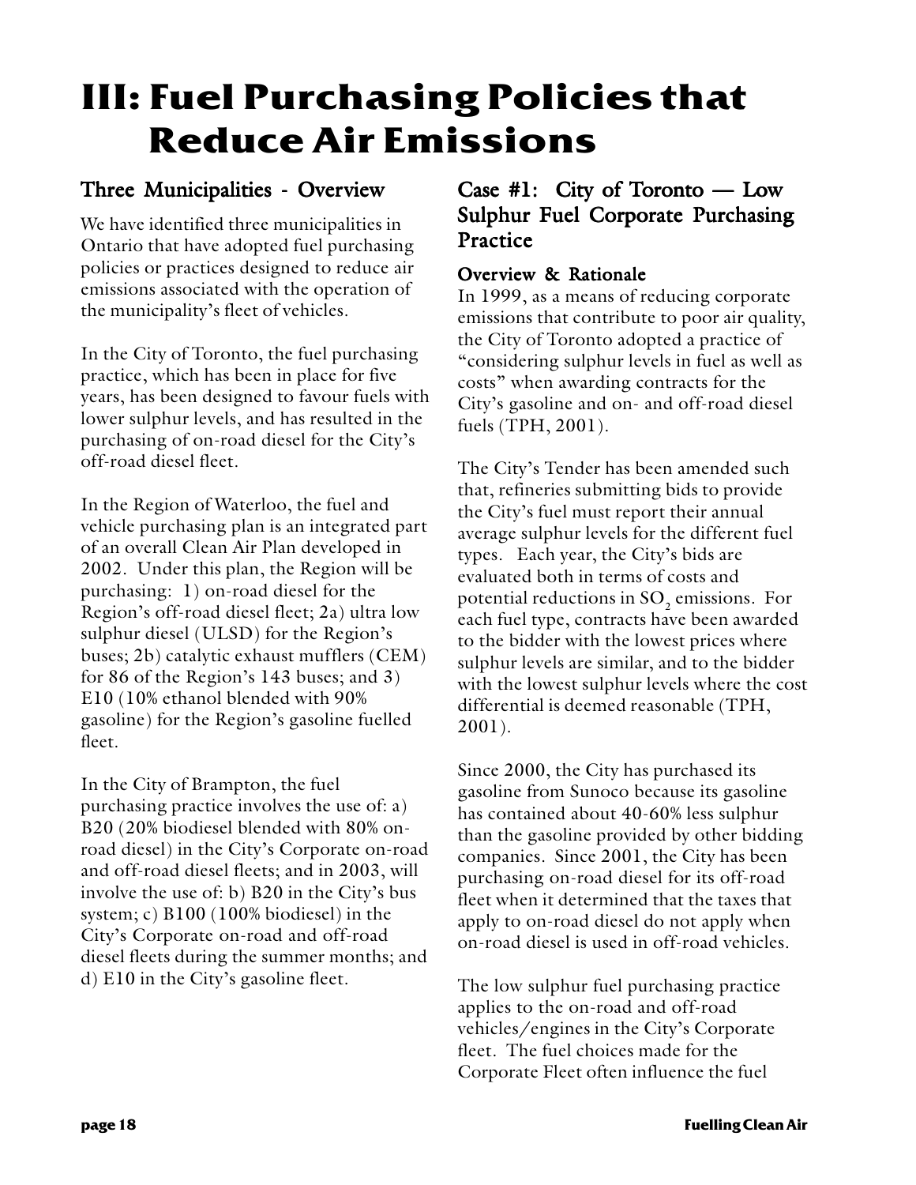# III: Fuel Purchasing Policies that Reduce Air Emissions

## Three Municipalities - Overview

We have identified three municipalities in Ontario that have adopted fuel purchasing policies or practices designed to reduce air emissions associated with the operation of the municipality's fleet of vehicles.

In the City of Toronto, the fuel purchasing practice, which has been in place for five years, has been designed to favour fuels with lower sulphur levels, and has resulted in the purchasing of on-road diesel for the City's off-road diesel fleet.

In the Region of Waterloo, the fuel and vehicle purchasing plan is an integrated part of an overall Clean Air Plan developed in 2002. Under this plan, the Region will be purchasing: 1) on-road diesel for the Region's off-road diesel fleet; 2a) ultra low sulphur diesel (ULSD) for the Region's buses; 2b) catalytic exhaust mufflers (CEM) for 86 of the Region's 143 buses; and 3) E10 (10% ethanol blended with 90% gasoline) for the Region's gasoline fuelled fleet.

In the City of Brampton, the fuel purchasing practice involves the use of: a) B20 (20% biodiesel blended with 80% on-road diesel) in the City's Corporate on-road and off-road diesel fleets; and in 2003, will involve the use of: b) B20 in the City's bus system; c) B100 (100% biodiesel) in the City's Corporate on-road and off-road diesel fleets during the summer months; and d) E10 in the City's gasoline fleet.

## Case #1: City of Toronto — Low Sulphur Fuel Corporate Purchasing Practice

### Overview & Rationale

In 1999, as a means of reducing corporate emissions that contribute to poor air quality, the City of Toronto adopted a practice of "considering sulphur levels in fuel as well as costs" when awarding contracts for the City's gasoline and on- and off-road diesel fuels (TPH, 2001).

The City's Tender has been amended such that, refineries submitting bids to provide the City's fuel must report their annual average sulphur levels for the different fuel types. Each year, the City's bids are evaluated both in terms of costs and potential reductions in $SO_2$ emissions. For each fuel type, contracts have been awarded to the bidder with the lowest prices where sulphur levels are similar, and to the bidder with the lowest sulphur levels where the cost differential is deemed reasonable (TPH, 2001).

Since 2000, the City has purchased its gasoline from Sunoco because its gasoline has contained about 40-60% less sulphur than the gasoline provided by other bidding companies. Since 2001, the City has been purchasing on-road diesel for its off-road fleet when it determined that the taxes that apply to on-road diesel do not apply when on-road diesel is used in off-road vehicles.

The low sulphur fuel purchasing practice applies to the on-road and off-road vehicles/engines in the City's Corporate fleet. The fuel choices made for the Corporate Fleet often influence the fuel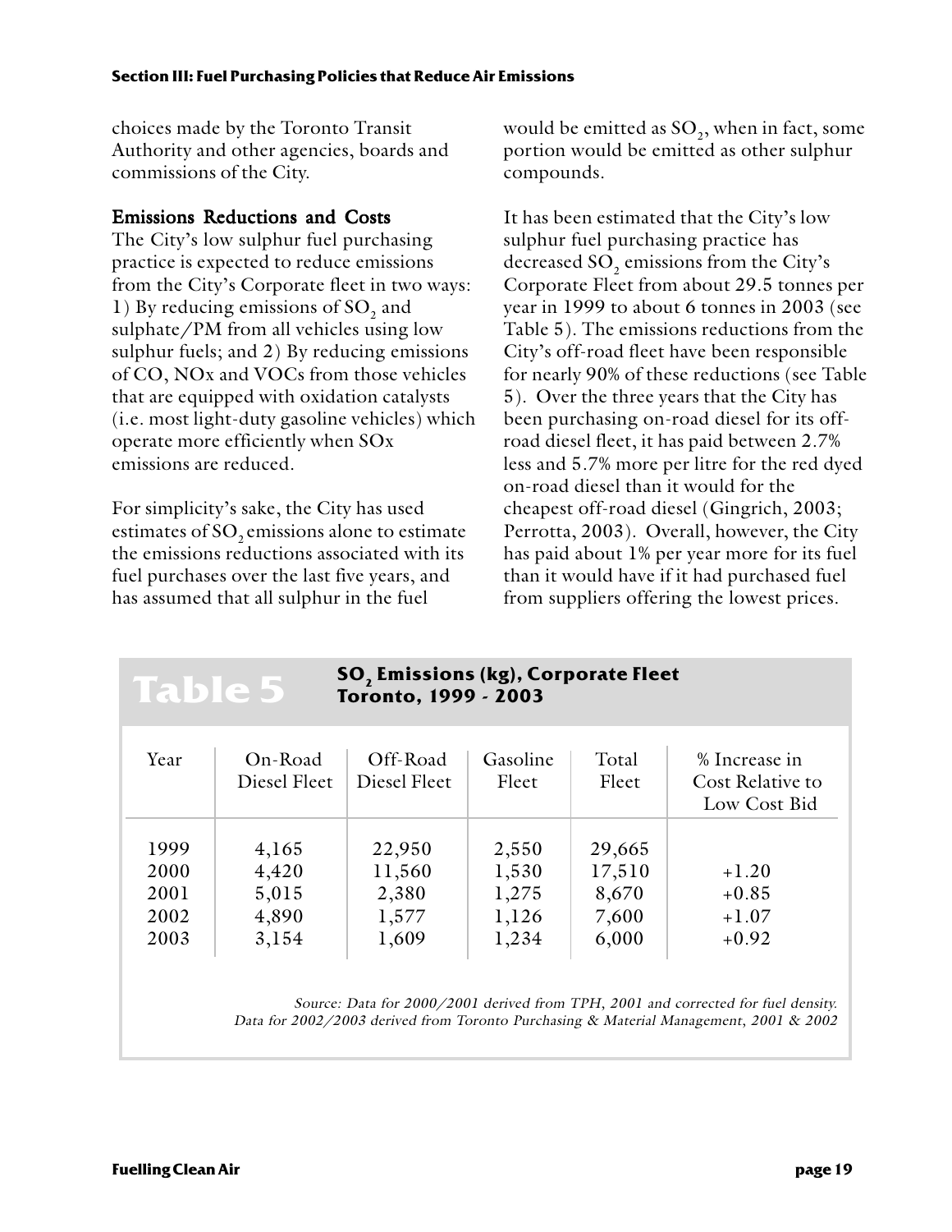choices made by the Toronto Transit Authority and other agencies, boards and commissions of the City.

### Emissions Reductions and Costs

The City's low sulphur fuel purchasing practice is expected to reduce emissions from the City's Corporate fleet in two ways: 1) By reducing emissions of $SO_2$ and sulphate/PM from all vehicles using low sulphur fuels; and 2) By reducing emissions of CO, NOx and VOCs from those vehicles that are equipped with oxidation catalysts (i.e. most light-duty gasoline vehicles) which operate more efficiently when SOx emissions are reduced.

For simplicity's sake, the City has used estimates of $SO_2$ emissions alone to estimate the emissions reductions associated with its fuel purchases over the last five years, and has assumed that all sulphur in the fuel would be emitted as $SO_2$, when in fact, some portion would be emitted as other sulphur compounds.

It has been estimated that the City's low sulphur fuel purchasing practice has decreased $SO_2$ emissions from the City's Corporate Fleet from about 29.5 tonnes per year in 1999 to about 6 tonnes in 2003 (see Table 5). The emissions reductions from the City's off-road fleet have been responsible for nearly 90% of these reductions (see Table 5). Over the three years that the City has been purchasing on-road diesel for its off-road diesel fleet, it has paid between 2.7% less and 5.7% more per litre for the red dyed on-road diesel than it would for the cheapest off-road diesel (Gingrich, 2003; Perrotta, 2003). Overall, however, the City has paid about 1% per year more for its fuel than it would have if it had purchased fuel from suppliers offering the lowest prices.

**Table 5 — $SO_2$ Emissions (kg), Corporate Fleet Toronto, 1999 - 2003**

| Year | On-Road Diesel Fleet | Off-Road Diesel Fleet | Gasoline Fleet | Total Fleet | % Increase in Cost Relative to Low Cost Bid |
|---|---|---|---|---|---|
| 1999 | 4,165 | 22,950 | 2,550 | 29,665 | |
| 2000 | 4,420 | 11,560 | 1,530 | 17,510 | +1.20 |
| 2001 | 5,015 | 2,380 | 1,275 | 8,670 | +0.85 |
| 2002 | 4,890 | 1,577 | 1,126 | 7,600 | +1.07 |
| 2003 | 3,154 | 1,609 | 1,234 | 6,000 | +0.92 |

*Source: Data for 2000/2001 derived from TPH, 2001 and corrected for fuel density. Data for 2002/2003 derived from Toronto Purchasing & Material Management, 2001 & 2002*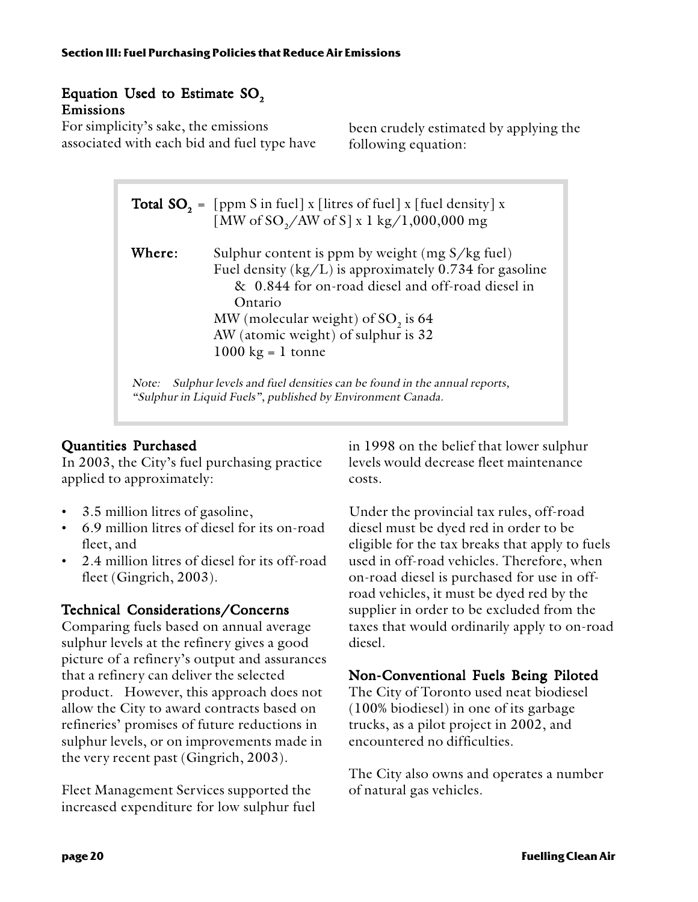### Equation Used to Estimate $SO_2$ Emissions

For simplicity's sake, the emissions associated with each bid and fuel type have been crudely estimated by applying the following equation:

**Total $SO_2$** = [ppm S in fuel] x [litres of fuel] x [fuel density] x [MW of $SO_2$/AW of S] x 1 kg/1,000,000 mg

**Where:**

Sulphur content is ppm by weight (mg S/kg fuel)
Fuel density (kg/L) is approximately 0.734 for gasoline & 0.844 for on-road diesel and off-road diesel in Ontario
MW (molecular weight) of $SO_2$ is 64
AW (atomic weight) of sulphur is 32
1000 kg = 1 tonne

*Note: Sulphur levels and fuel densities can be found in the annual reports, "Sulphur in Liquid Fuels", published by Environment Canada.*

### Quantities Purchased

In 2003, the City's fuel purchasing practice applied to approximately:

- 3.5 million litres of gasoline,
- 6.9 million litres of diesel for its on-road fleet, and
- 2.4 million litres of diesel for its off-road fleet (Gingrich, 2003).

### Technical Considerations/Concerns

Comparing fuels based on annual average sulphur levels at the refinery gives a good picture of a refinery's output and assurances that a refinery can deliver the selected product. However, this approach does not allow the City to award contracts based on refineries' promises of future reductions in sulphur levels, or on improvements made in the very recent past (Gingrich, 2003).

Fleet Management Services supported the increased expenditure for low sulphur fuel in 1998 on the belief that lower sulphur levels would decrease fleet maintenance costs.

Under the provincial tax rules, off-road diesel must be dyed red in order to be eligible for the tax breaks that apply to fuels used in off-road vehicles. Therefore, when on-road diesel is purchased for use in off-road vehicles, it must be dyed red by the supplier in order to be excluded from the taxes that would ordinarily apply to on-road diesel.

### Non-Conventional Fuels Being Piloted

The City of Toronto used neat biodiesel (100% biodiesel) in one of its garbage trucks, as a pilot project in 2002, and encountered no difficulties.

The City also owns and operates a number of natural gas vehicles.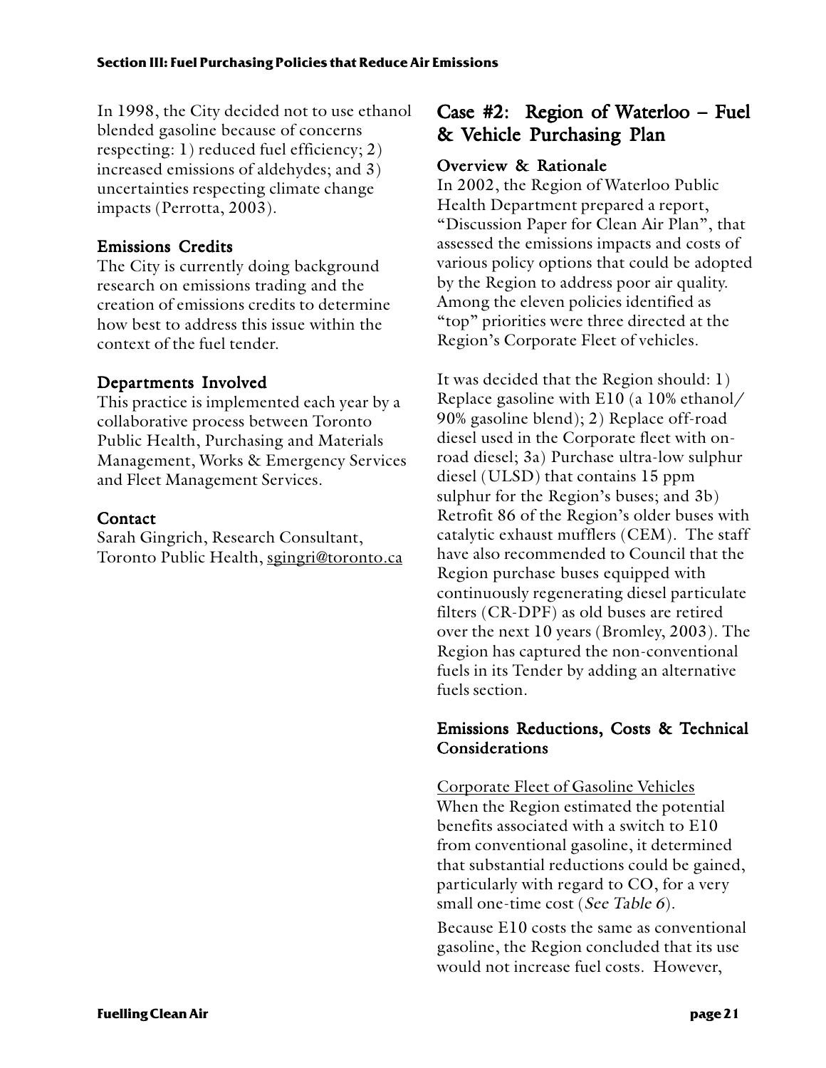In 1998, the City decided not to use ethanol blended gasoline because of concerns respecting: 1) reduced fuel efficiency; 2) increased emissions of aldehydes; and 3) uncertainties respecting climate change impacts (Perrotta, 2003).

### Emissions Credits

The City is currently doing background research on emissions trading and the creation of emissions credits to determine how best to address this issue within the context of the fuel tender.

### Departments Involved

This practice is implemented each year by a collaborative process between Toronto Public Health, Purchasing and Materials Management, Works & Emergency Services and Fleet Management Services.

### Contact

Sarah Gingrich, Research Consultant, Toronto Public Health, sgingri@toronto.ca

## Case #2: Region of Waterloo – Fuel & Vehicle Purchasing Plan

### Overview & Rationale

In 2002, the Region of Waterloo Public Health Department prepared a report, "Discussion Paper for Clean Air Plan", that assessed the emissions impacts and costs of various policy options that could be adopted by the Region to address poor air quality. Among the eleven policies identified as "top" priorities were three directed at the Region's Corporate Fleet of vehicles.

It was decided that the Region should: 1) Replace gasoline with E10 (a 10% ethanol/ 90% gasoline blend); 2) Replace off-road diesel used in the Corporate fleet with on-road diesel; 3a) Purchase ultra-low sulphur diesel (ULSD) that contains 15 ppm sulphur for the Region's buses; and 3b) Retrofit 86 of the Region's older buses with catalytic exhaust mufflers (CEM). The staff have also recommended to Council that the Region purchase buses equipped with continuously regenerating diesel particulate filters (CR-DPF) as old buses are retired over the next 10 years (Bromley, 2003). The Region has captured the non-conventional fuels in its Tender by adding an alternative fuels section.

### Emissions Reductions, Costs & Technical Considerations

Corporate Fleet of Gasoline Vehicles

When the Region estimated the potential benefits associated with a switch to E10 from conventional gasoline, it determined that substantial reductions could be gained, particularly with regard to CO, for a very small one-time cost (*See Table 6*).

Because E10 costs the same as conventional gasoline, the Region concluded that its use would not increase fuel costs. However,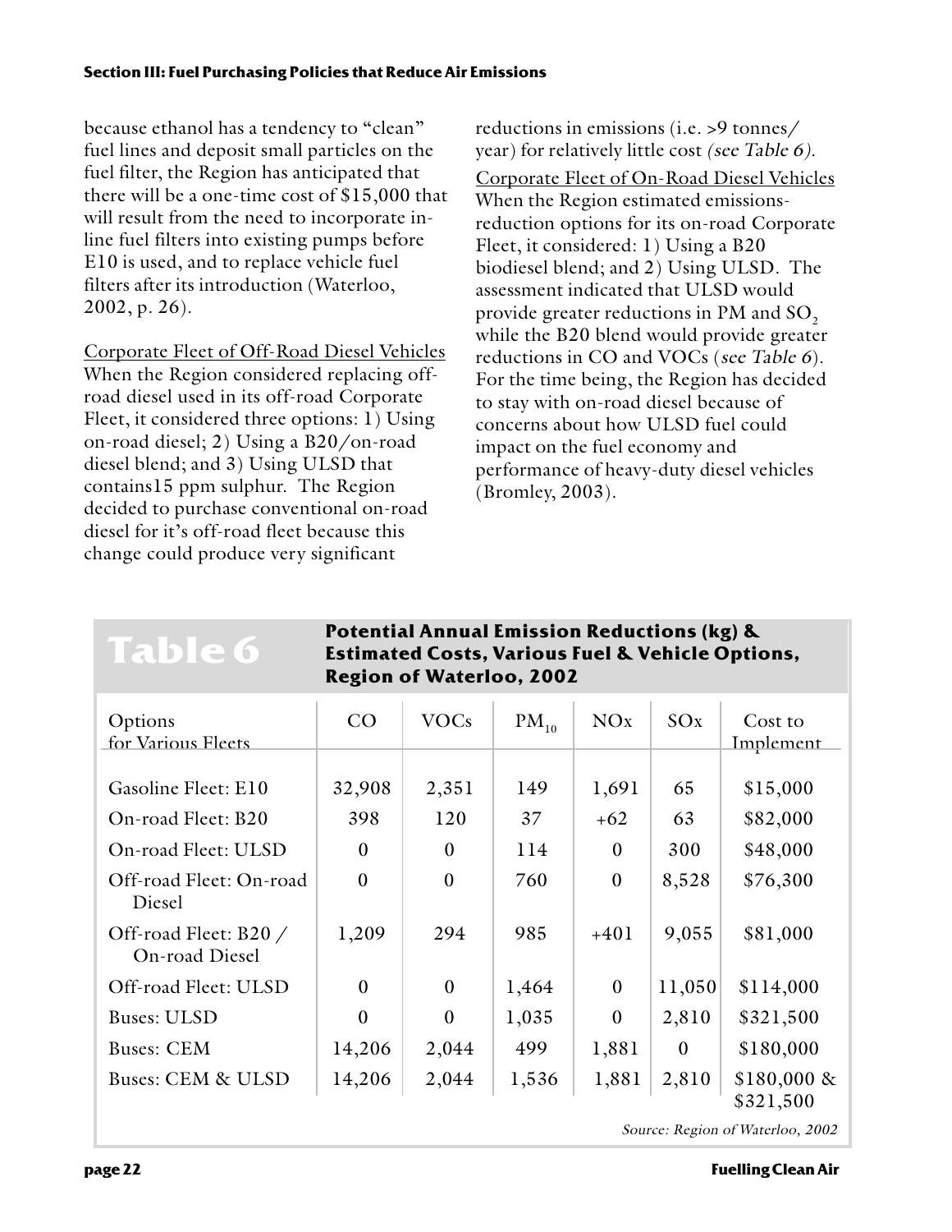because ethanol has a tendency to "clean" fuel lines and deposit small particles on the fuel filter, the Region has anticipated that there will be a one-time cost of $15,000 that will result from the need to incorporate in-line fuel filters into existing pumps before E10 is used, and to replace vehicle fuel filters after its introduction (Waterloo, 2002, p. 26).

Corporate Fleet of Off-Road Diesel Vehicles
When the Region considered replacing off-road diesel used in its off-road Corporate Fleet, it considered three options: 1) Using on-road diesel; 2) Using a B20/on-road diesel blend; and 3) Using ULSD that contains15 ppm sulphur. The Region decided to purchase conventional on-road diesel for it's off-road fleet because this change could produce very significant reductions in emissions (i.e. >9 tonnes/year) for relatively little cost *(see Table 6)*.

Corporate Fleet of On-Road Diesel Vehicles
When the Region estimated emissions-reduction options for its on-road Corporate Fleet, it considered: 1) Using a B20 biodiesel blend; and 2) Using ULSD. The assessment indicated that ULSD would provide greater reductions in PM and $SO_2$ while the B20 blend would provide greater reductions in CO and VOCs (*see Table 6*). For the time being, the Region has decided to stay with on-road diesel because of concerns about how ULSD fuel could impact on the fuel economy and performance of heavy-duty diesel vehicles (Bromley, 2003).

**Table 6** **Potential Annual Emission Reductions (kg) & Estimated Costs, Various Fuel & Vehicle Options, Region of Waterloo, 2002**

| Options for Various Fleets | CO | VOCs | $PM_{10}$ | NOx | SOx | Cost to Implement |
|---|---|---|---|---|---|---|
| Gasoline Fleet: E10 | 32,908 | 2,351 | 149 | 1,691 | 65 | $15,000 |
| On-road Fleet: B20 | 398 | 120 | 37 | +62 | 63 | $82,000 |
| On-road Fleet: ULSD | 0 | 0 | 114 | 0 | 300 | $48,000 |
| Off-road Fleet: On-road Diesel | 0 | 0 | 760 | 0 | 8,528 | $76,300 |
| Off-road Fleet: B20 / On-road Diesel | 1,209 | 294 | 985 | +401 | 9,055 | $81,000 |
| Off-road Fleet: ULSD | 0 | 0 | 1,464 | 0 | 11,050 | $114,000 |
| Buses: ULSD | 0 | 0 | 1,035 | 0 | 2,810 | $321,500 |
| Buses: CEM | 14,206 | 2,044 | 499 | 1,881 | 0 | $180,000 |
| Buses: CEM & ULSD | 14,206 | 2,044 | 1,536 | 1,881 | 2,810 | $180,000 & $321,500 |

*Source: Region of Waterloo, 2002*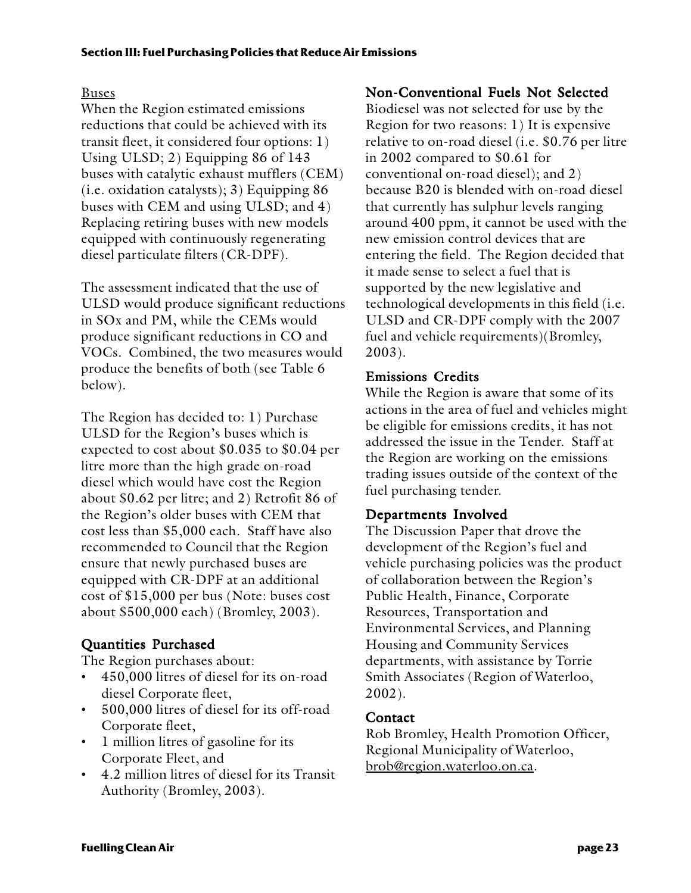Buses

When the Region estimated emissions reductions that could be achieved with its transit fleet, it considered four options: 1) Using ULSD; 2) Equipping 86 of 143 buses with catalytic exhaust mufflers (CEM) (i.e. oxidation catalysts); 3) Equipping 86 buses with CEM and using ULSD; and 4) Replacing retiring buses with new models equipped with continuously regenerating diesel particulate filters (CR-DPF).

The assessment indicated that the use of ULSD would produce significant reductions in SOx and PM, while the CEMs would produce significant reductions in CO and VOCs. Combined, the two measures would produce the benefits of both (see Table 6 below).

The Region has decided to: 1) Purchase ULSD for the Region's buses which is expected to cost about $0.035 to $0.04 per litre more than the high grade on-road diesel which would have cost the Region about $0.62 per litre; and 2) Retrofit 86 of the Region's older buses with CEM that cost less than $5,000 each. Staff have also recommended to Council that the Region ensure that newly purchased buses are equipped with CR-DPF at an additional cost of $15,000 per bus (Note: buses cost about $500,000 each) (Bromley, 2003).

### Quantities Purchased

The Region purchases about:

- 450,000 litres of diesel for its on-road diesel Corporate fleet,
- 500,000 litres of diesel for its off-road Corporate fleet,
- 1 million litres of gasoline for its Corporate Fleet, and
- 4.2 million litres of diesel for its Transit Authority (Bromley, 2003).

### Non-Conventional Fuels Not Selected

Biodiesel was not selected for use by the Region for two reasons: 1) It is expensive relative to on-road diesel (i.e. $0.76 per litre in 2002 compared to $0.61 for conventional on-road diesel); and 2) because B20 is blended with on-road diesel that currently has sulphur levels ranging around 400 ppm, it cannot be used with the new emission control devices that are entering the field. The Region decided that it made sense to select a fuel that is supported by the new legislative and technological developments in this field (i.e. ULSD and CR-DPF comply with the 2007 fuel and vehicle requirements)(Bromley, 2003).

### Emissions Credits

While the Region is aware that some of its actions in the area of fuel and vehicles might be eligible for emissions credits, it has not addressed the issue in the Tender. Staff at the Region are working on the emissions trading issues outside of the context of the fuel purchasing tender.

### Departments Involved

The Discussion Paper that drove the development of the Region's fuel and vehicle purchasing policies was the product of collaboration between the Region's Public Health, Finance, Corporate Resources, Transportation and Environmental Services, and Planning Housing and Community Services departments, with assistance by Torrie Smith Associates (Region of Waterloo, 2002).

### Contact

Rob Bromley, Health Promotion Officer, Regional Municipality of Waterloo, brob@region.waterloo.on.ca.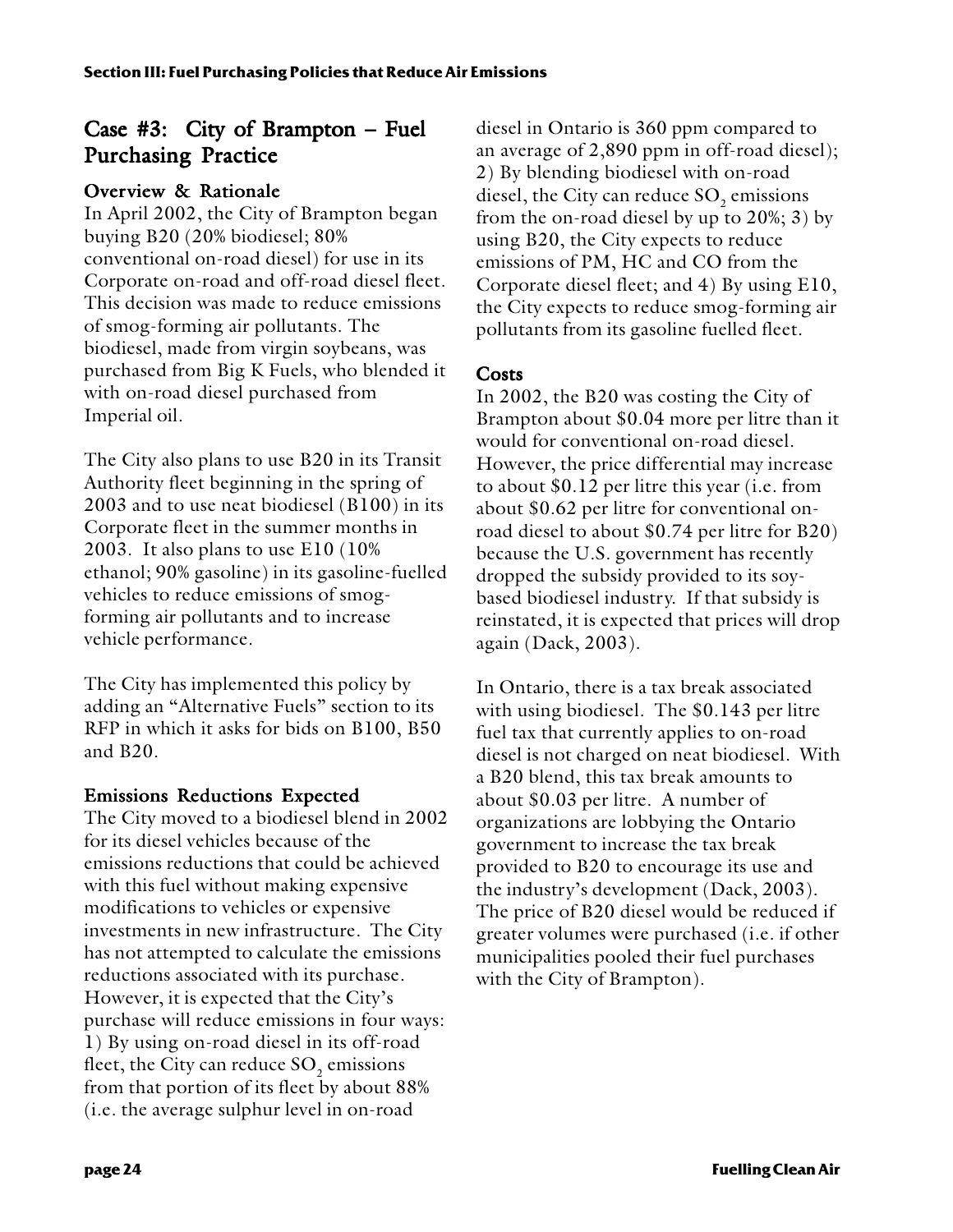## Case #3: City of Brampton – Fuel Purchasing Practice

### Overview & Rationale

In April 2002, the City of Brampton began buying B20 (20% biodiesel; 80% conventional on-road diesel) for use in its Corporate on-road and off-road diesel fleet. This decision was made to reduce emissions of smog-forming air pollutants. The biodiesel, made from virgin soybeans, was purchased from Big K Fuels, who blended it with on-road diesel purchased from Imperial oil.

The City also plans to use B20 in its Transit Authority fleet beginning in the spring of 2003 and to use neat biodiesel (B100) in its Corporate fleet in the summer months in 2003. It also plans to use E10 (10% ethanol; 90% gasoline) in its gasoline-fuelled vehicles to reduce emissions of smog-forming air pollutants and to increase vehicle performance.

The City has implemented this policy by adding an "Alternative Fuels" section to its RFP in which it asks for bids on B100, B50 and B20.

### Emissions Reductions Expected

The City moved to a biodiesel blend in 2002 for its diesel vehicles because of the emissions reductions that could be achieved with this fuel without making expensive modifications to vehicles or expensive investments in new infrastructure. The City has not attempted to calculate the emissions reductions associated with its purchase. However, it is expected that the City's purchase will reduce emissions in four ways: 1) By using on-road diesel in its off-road fleet, the City can reduce $SO_2$ emissions from that portion of its fleet by about 88% (i.e. the average sulphur level in on-road diesel in Ontario is 360 ppm compared to an average of 2,890 ppm in off-road diesel); 2) By blending biodiesel with on-road diesel, the City can reduce $SO_2$ emissions from the on-road diesel by up to 20%; 3) by using B20, the City expects to reduce emissions of PM, HC and CO from the Corporate diesel fleet; and 4) By using E10, the City expects to reduce smog-forming air pollutants from its gasoline fuelled fleet.

### Costs

In 2002, the B20 was costing the City of Brampton about $0.04 more per litre than it would for conventional on-road diesel. However, the price differential may increase to about $0.12 per litre this year (i.e. from about $0.62 per litre for conventional on-road diesel to about $0.74 per litre for B20) because the U.S. government has recently dropped the subsidy provided to its soy-based biodiesel industry. If that subsidy is reinstated, it is expected that prices will drop again (Dack, 2003).

In Ontario, there is a tax break associated with using biodiesel. The $0.143 per litre fuel tax that currently applies to on-road diesel is not charged on neat biodiesel. With a B20 blend, this tax break amounts to about $0.03 per litre. A number of organizations are lobbying the Ontario government to increase the tax break provided to B20 to encourage its use and the industry's development (Dack, 2003). The price of B20 diesel would be reduced if greater volumes were purchased (i.e. if other municipalities pooled their fuel purchases with the City of Brampton).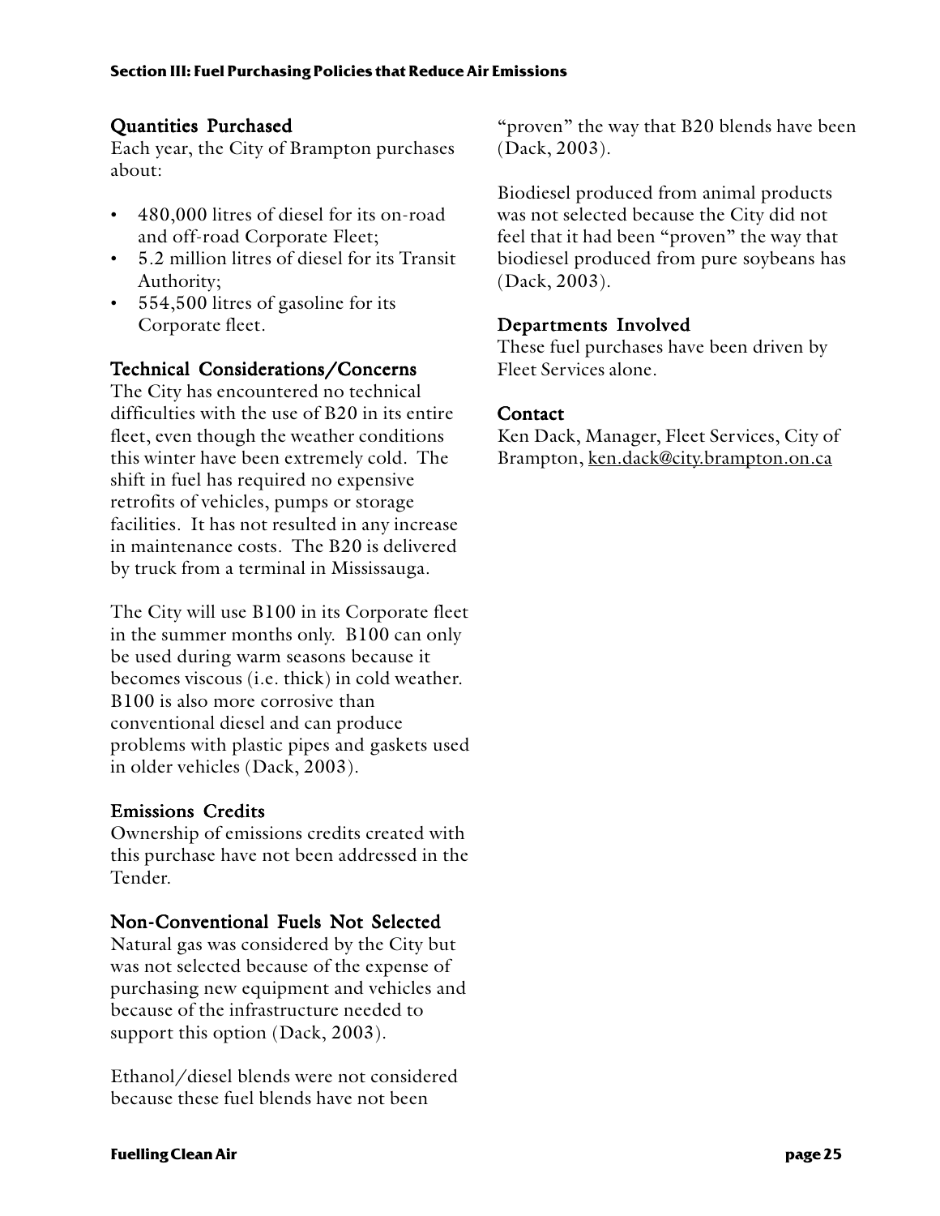### Quantities Purchased

Each year, the City of Brampton purchases about:

- 480,000 litres of diesel for its on-road and off-road Corporate Fleet;
- 5.2 million litres of diesel for its Transit Authority;
- 554,500 litres of gasoline for its Corporate fleet.

### Technical Considerations/Concerns

The City has encountered no technical difficulties with the use of B20 in its entire fleet, even though the weather conditions this winter have been extremely cold. The shift in fuel has required no expensive retrofits of vehicles, pumps or storage facilities. It has not resulted in any increase in maintenance costs. The B20 is delivered by truck from a terminal in Mississauga.

The City will use B100 in its Corporate fleet in the summer months only. B100 can only be used during warm seasons because it becomes viscous (i.e. thick) in cold weather. B100 is also more corrosive than conventional diesel and can produce problems with plastic pipes and gaskets used in older vehicles (Dack, 2003).

### Emissions Credits

Ownership of emissions credits created with this purchase have not been addressed in the Tender.

### Non-Conventional Fuels Not Selected

Natural gas was considered by the City but was not selected because of the expense of purchasing new equipment and vehicles and because of the infrastructure needed to support this option (Dack, 2003).

Ethanol/diesel blends were not considered because these fuel blends have not been "proven" the way that B20 blends have been (Dack, 2003).

Biodiesel produced from animal products was not selected because the City did not feel that it had been "proven" the way that biodiesel produced from pure soybeans has (Dack, 2003).

### Departments Involved

These fuel purchases have been driven by Fleet Services alone.

### Contact

Ken Dack, Manager, Fleet Services, City of Brampton, ken.dack@city.brampton.on.ca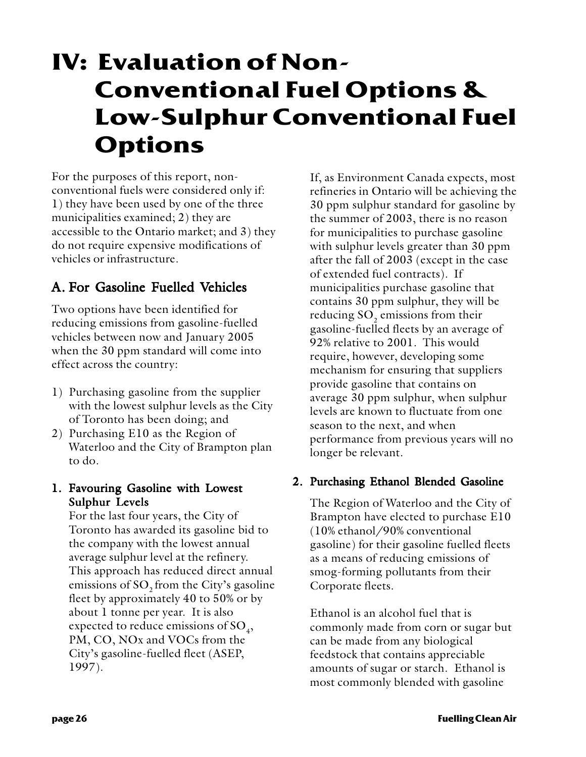# IV: Evaluation of Non-Conventional Fuel Options & Low-Sulphur Conventional Fuel Options

For the purposes of this report, non-conventional fuels were considered only if: 1) they have been used by one of the three municipalities examined; 2) they are accessible to the Ontario market; and 3) they do not require expensive modifications of vehicles or infrastructure.

## A. For Gasoline Fuelled Vehicles

Two options have been identified for reducing emissions from gasoline-fuelled vehicles between now and January 2005 when the 30 ppm standard will come into effect across the country:

1) Purchasing gasoline from the supplier with the lowest sulphur levels as the City of Toronto has been doing; and
2) Purchasing E10 as the Region of Waterloo and the City of Brampton plan to do.

### 1. Favouring Gasoline with Lowest Sulphur Levels

For the last four years, the City of Toronto has awarded its gasoline bid to the company with the lowest annual average sulphur level at the refinery. This approach has reduced direct annual emissions of $SO_2$ from the City's gasoline fleet by approximately 40 to 50% or by about 1 tonne per year. It is also expected to reduce emissions of $SO_4$, PM, CO, NOx and VOCs from the City's gasoline-fuelled fleet (ASEP, 1997).

If, as Environment Canada expects, most refineries in Ontario will be achieving the 30 ppm sulphur standard for gasoline by the summer of 2003, there is no reason for municipalities to purchase gasoline with sulphur levels greater than 30 ppm after the fall of 2003 (except in the case of extended fuel contracts). If municipalities purchase gasoline that contains 30 ppm sulphur, they will be reducing $SO_2$ emissions from their gasoline-fuelled fleets by an average of 92% relative to 2001. This would require, however, developing some mechanism for ensuring that suppliers provide gasoline that contains on average 30 ppm sulphur, when sulphur levels are known to fluctuate from one season to the next, and when performance from previous years will no longer be relevant.

### 2. Purchasing Ethanol Blended Gasoline

The Region of Waterloo and the City of Brampton have elected to purchase E10 (10% ethanol/90% conventional gasoline) for their gasoline fuelled fleets as a means of reducing emissions of smog-forming pollutants from their Corporate fleets.

Ethanol is an alcohol fuel that is commonly made from corn or sugar but can be made from any biological feedstock that contains appreciable amounts of sugar or starch. Ethanol is most commonly blended with gasoline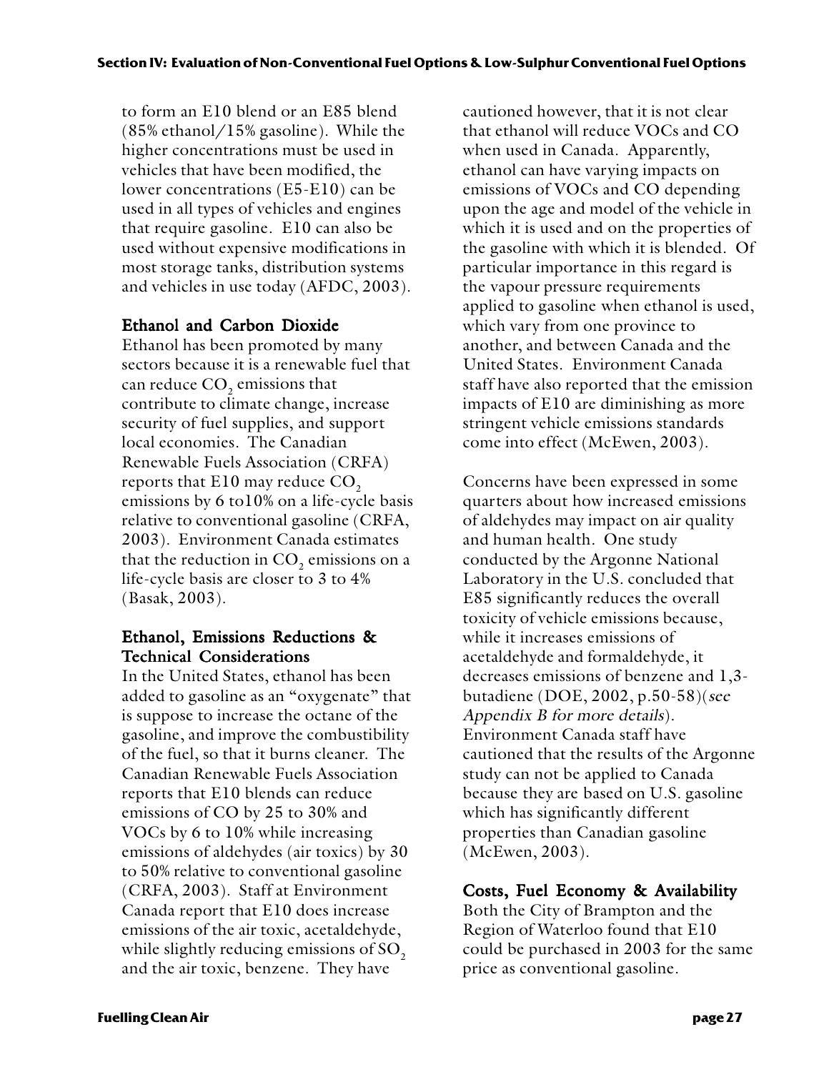to form an E10 blend or an E85 blend (85% ethanol/15% gasoline). While the higher concentrations must be used in vehicles that have been modified, the lower concentrations (E5-E10) can be used in all types of vehicles and engines that require gasoline. E10 can also be used without expensive modifications in most storage tanks, distribution systems and vehicles in use today (AFDC, 2003).

### Ethanol and Carbon Dioxide

Ethanol has been promoted by many sectors because it is a renewable fuel that can reduce $CO_2$ emissions that contribute to climate change, increase security of fuel supplies, and support local economies. The Canadian Renewable Fuels Association (CRFA) reports that E10 may reduce $CO_2$ emissions by 6 to10% on a life-cycle basis relative to conventional gasoline (CRFA, 2003). Environment Canada estimates that the reduction in $CO_2$ emissions on a life-cycle basis are closer to 3 to 4% (Basak, 2003).

### Ethanol, Emissions Reductions & Technical Considerations

In the United States, ethanol has been added to gasoline as an "oxygenate" that is suppose to increase the octane of the gasoline, and improve the combustibility of the fuel, so that it burns cleaner. The Canadian Renewable Fuels Association reports that E10 blends can reduce emissions of CO by 25 to 30% and VOCs by 6 to 10% while increasing emissions of aldehydes (air toxics) by 30 to 50% relative to conventional gasoline (CRFA, 2003). Staff at Environment Canada report that E10 does increase emissions of the air toxic, acetaldehyde, while slightly reducing emissions of $SO_2$ and the air toxic, benzene. They have cautioned however, that it is not clear that ethanol will reduce VOCs and CO when used in Canada. Apparently, ethanol can have varying impacts on emissions of VOCs and CO depending upon the age and model of the vehicle in which it is used and on the properties of the gasoline with which it is blended. Of particular importance in this regard is the vapour pressure requirements applied to gasoline when ethanol is used, which vary from one province to another, and between Canada and the United States. Environment Canada staff have also reported that the emission impacts of E10 are diminishing as more stringent vehicle emissions standards come into effect (McEwen, 2003).

Concerns have been expressed in some quarters about how increased emissions of aldehydes may impact on air quality and human health. One study conducted by the Argonne National Laboratory in the U.S. concluded that E85 significantly reduces the overall toxicity of vehicle emissions because, while it increases emissions of acetaldehyde and formaldehyde, it decreases emissions of benzene and 1,3-butadiene (DOE, 2002, p.50-58)(*see Appendix B for more details*). Environment Canada staff have cautioned that the results of the Argonne study can not be applied to Canada because they are based on U.S. gasoline which has significantly different properties than Canadian gasoline (McEwen, 2003).

### Costs, Fuel Economy & Availability

Both the City of Brampton and the Region of Waterloo found that E10 could be purchased in 2003 for the same price as conventional gasoline.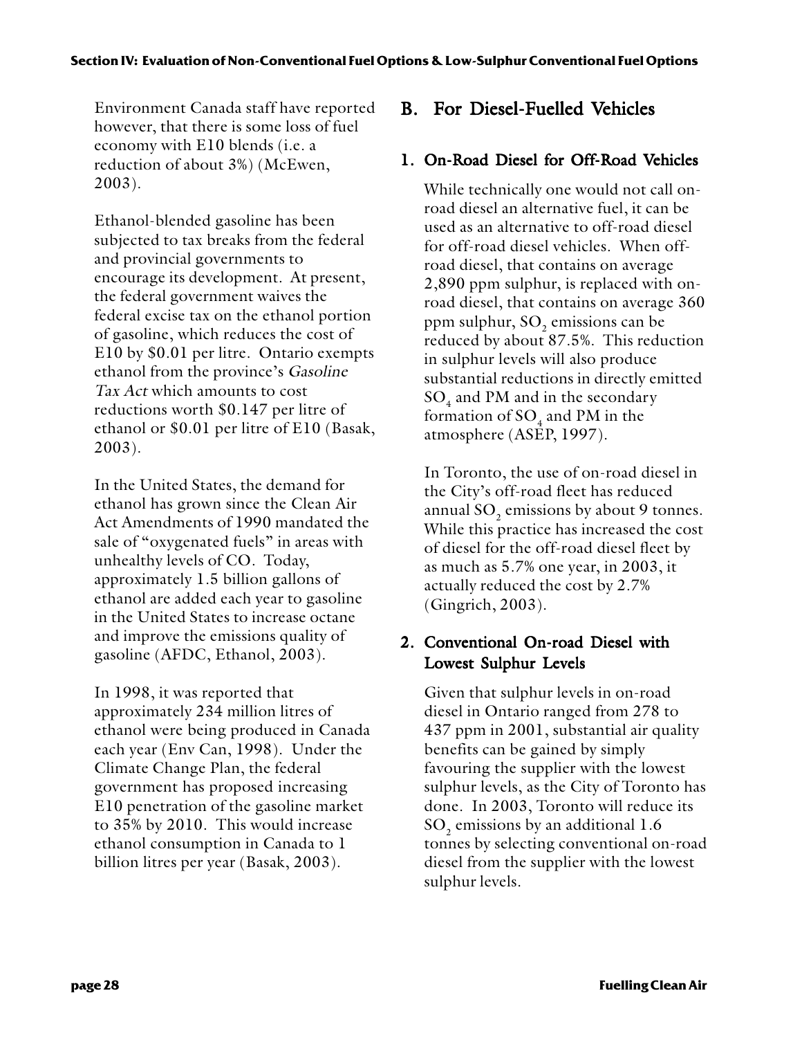Environment Canada staff have reported however, that there is some loss of fuel economy with E10 blends (i.e. a reduction of about 3%) (McEwen, 2003).

Ethanol-blended gasoline has been subjected to tax breaks from the federal and provincial governments to encourage its development. At present, the federal government waives the federal excise tax on the ethanol portion of gasoline, which reduces the cost of E10 by $0.01 per litre. Ontario exempts ethanol from the province's *Gasoline Tax Act* which amounts to cost reductions worth $0.147 per litre of ethanol or $0.01 per litre of E10 (Basak, 2003).

In the United States, the demand for ethanol has grown since the Clean Air Act Amendments of 1990 mandated the sale of "oxygenated fuels" in areas with unhealthy levels of CO. Today, approximately 1.5 billion gallons of ethanol are added each year to gasoline in the United States to increase octane and improve the emissions quality of gasoline (AFDC, Ethanol, 2003).

In 1998, it was reported that approximately 234 million litres of ethanol were being produced in Canada each year (Env Can, 1998). Under the Climate Change Plan, the federal government has proposed increasing E10 penetration of the gasoline market to 35% by 2010. This would increase ethanol consumption in Canada to 1 billion litres per year (Basak, 2003).

## B. For Diesel-Fuelled Vehicles

### 1. On-Road Diesel for Off-Road Vehicles

While technically one would not call on-road diesel an alternative fuel, it can be used as an alternative to off-road diesel for off-road diesel vehicles. When off-road diesel, that contains on average 2,890 ppm sulphur, is replaced with on-road diesel, that contains on average 360 ppm sulphur, $SO_2$ emissions can be reduced by about 87.5%. This reduction in sulphur levels will also produce substantial reductions in directly emitted $SO_4$ and PM and in the secondary formation of $SO_4$ and PM in the atmosphere (ASEP, 1997).

In Toronto, the use of on-road diesel in the City's off-road fleet has reduced annual $SO_2$ emissions by about 9 tonnes. While this practice has increased the cost of diesel for the off-road diesel fleet by as much as 5.7% one year, in 2003, it actually reduced the cost by 2.7% (Gingrich, 2003).

### 2. Conventional On-road Diesel with Lowest Sulphur Levels

Given that sulphur levels in on-road diesel in Ontario ranged from 278 to 437 ppm in 2001, substantial air quality benefits can be gained by simply favouring the supplier with the lowest sulphur levels, as the City of Toronto has done. In 2003, Toronto will reduce its $SO_2$ emissions by an additional 1.6 tonnes by selecting conventional on-road diesel from the supplier with the lowest sulphur levels.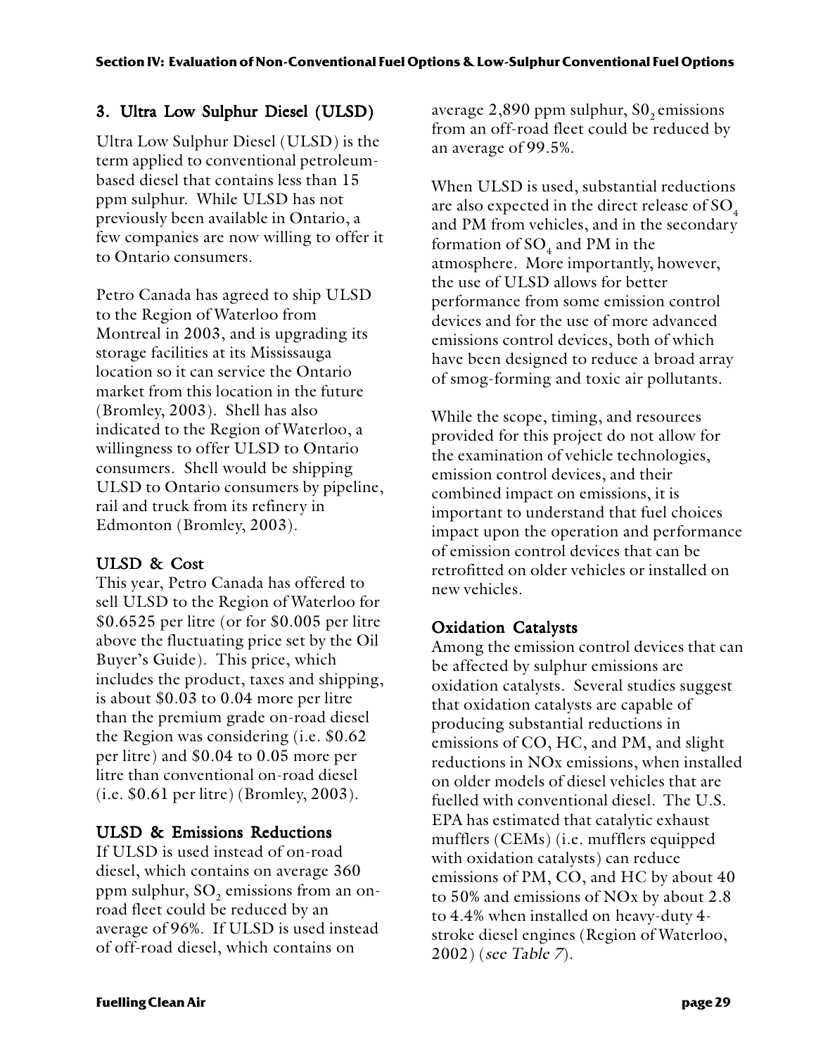## 3. Ultra Low Sulphur Diesel (ULSD)

Ultra Low Sulphur Diesel (ULSD) is the term applied to conventional petroleum-based diesel that contains less than 15 ppm sulphur. While ULSD has not previously been available in Ontario, a few companies are now willing to offer it to Ontario consumers.

Petro Canada has agreed to ship ULSD to the Region of Waterloo from Montreal in 2003, and is upgrading its storage facilities at its Mississauga location so it can service the Ontario market from this location in the future (Bromley, 2003). Shell has also indicated to the Region of Waterloo, a willingness to offer ULSD to Ontario consumers. Shell would be shipping ULSD to Ontario consumers by pipeline, rail and truck from its refinery in Edmonton (Bromley, 2003).

### ULSD & Cost

This year, Petro Canada has offered to sell ULSD to the Region of Waterloo for \$0.6525 per litre (or for \$0.005 per litre above the fluctuating price set by the Oil Buyer's Guide). This price, which includes the product, taxes and shipping, is about \$0.03 to 0.04 more per litre than the premium grade on-road diesel the Region was considering (i.e. \$0.62 per litre) and \$0.04 to 0.05 more per litre than conventional on-road diesel (i.e. \$0.61 per litre) (Bromley, 2003).

### ULSD & Emissions Reductions

If ULSD is used instead of on-road diesel, which contains on average 360 ppm sulphur, $SO_2$ emissions from an on-road fleet could be reduced by an average of 96%. If ULSD is used instead of off-road diesel, which contains on average 2,890 ppm sulphur, $S0_2$ emissions from an off-road fleet could be reduced by an average of 99.5%.

When ULSD is used, substantial reductions are also expected in the direct release of $SO_4$ and PM from vehicles, and in the secondary formation of $SO_4$ and PM in the atmosphere. More importantly, however, the use of ULSD allows for better performance from some emission control devices and for the use of more advanced emissions control devices, both of which have been designed to reduce a broad array of smog-forming and toxic air pollutants.

While the scope, timing, and resources provided for this project do not allow for the examination of vehicle technologies, emission control devices, and their combined impact on emissions, it is important to understand that fuel choices impact upon the operation and performance of emission control devices that can be retrofitted on older vehicles or installed on new vehicles.

### Oxidation Catalysts

Among the emission control devices that can be affected by sulphur emissions are oxidation catalysts. Several studies suggest that oxidation catalysts are capable of producing substantial reductions in emissions of CO, HC, and PM, and slight reductions in NOx emissions, when installed on older models of diesel vehicles that are fuelled with conventional diesel. The U.S. EPA has estimated that catalytic exhaust mufflers (CEMs) (i.e. mufflers equipped with oxidation catalysts) can reduce emissions of PM, CO, and HC by about 40 to 50% and emissions of NOx by about 2.8 to 4.4% when installed on heavy-duty 4-stroke diesel engines (Region of Waterloo, 2002) (*see Table 7*).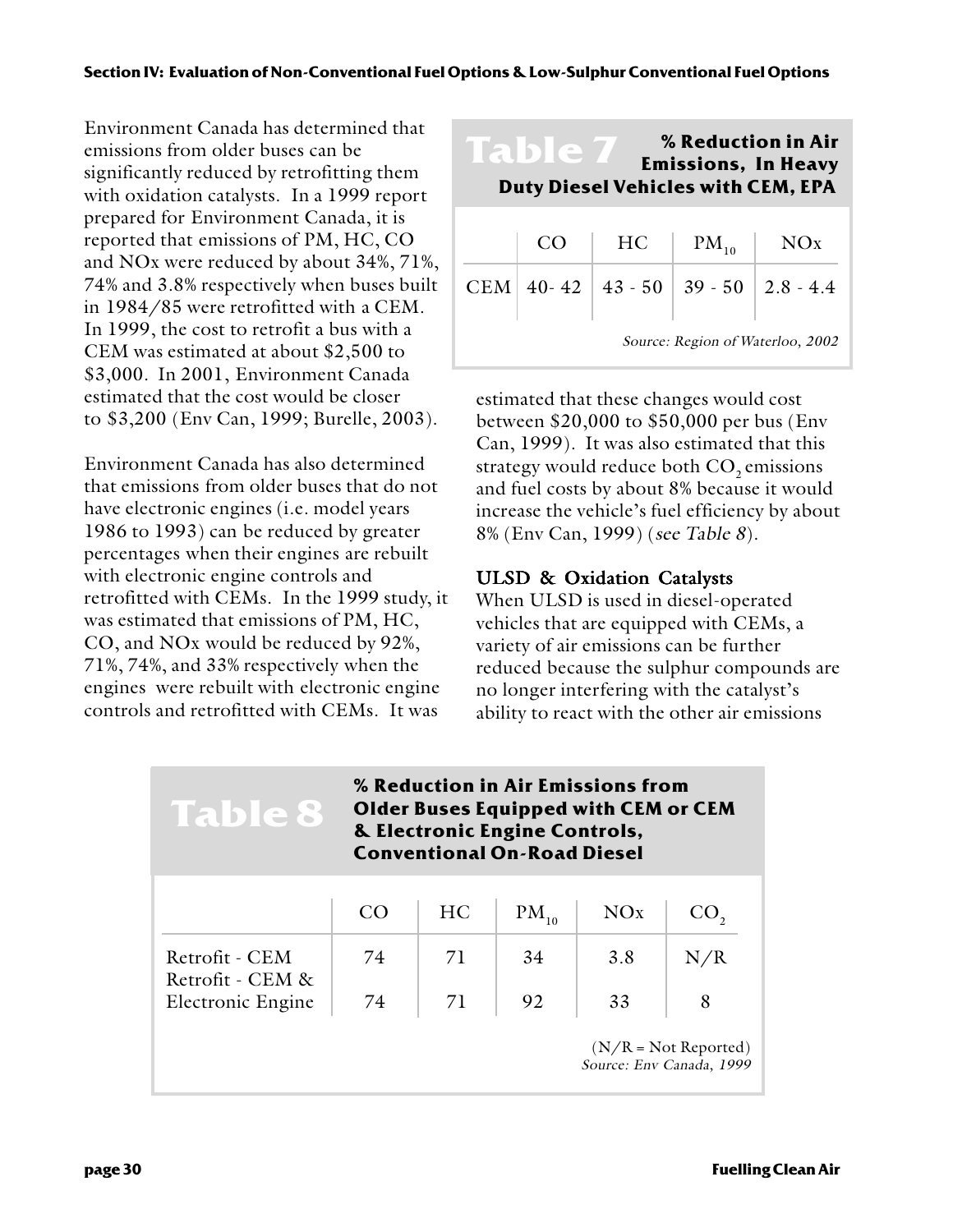Environment Canada has determined that emissions from older buses can be significantly reduced by retrofitting them with oxidation catalysts. In a 1999 report prepared for Environment Canada, it is reported that emissions of PM, HC, CO and NOx were reduced by about 34%, 71%, 74% and 3.8% respectively when buses built in 1984/85 were retrofitted with a CEM. In 1999, the cost to retrofit a bus with a CEM was estimated at about $2,500 to $3,000. In 2001, Environment Canada estimated that the cost would be closer to $3,200 (Env Can, 1999; Burelle, 2003).

Environment Canada has also determined that emissions from older buses that do not have electronic engines (i.e. model years 1986 to 1993) can be reduced by greater percentages when their engines are rebuilt with electronic engine controls and retrofitted with CEMs. In the 1999 study, it was estimated that emissions of PM, HC, CO, and NOx would be reduced by 92%, 71%, 74%, and 33% respectively when the engines were rebuilt with electronic engine controls and retrofitted with CEMs. It was estimated that these changes would cost between $20,000 to $50,000 per bus (Env Can, 1999). It was also estimated that this strategy would reduce both $CO_2$ emissions and fuel costs by about 8% because it would increase the vehicle's fuel efficiency by about 8% (Env Can, 1999) (*see Table 8*).

**Table 7 % Reduction in Air Emissions, In Heavy Duty Diesel Vehicles with CEM, EPA**

| | CO | HC | $PM_{10}$ | NOx |
|---|---|---|---|---|
| CEM | 40- 42 | 43 - 50 | 39 - 50 | 2.8 - 4.4 |

*Source: Region of Waterloo, 2002*

### ULSD & Oxidation Catalysts

When ULSD is used in diesel-operated vehicles that are equipped with CEMs, a variety of air emissions can be further reduced because the sulphur compounds are no longer interfering with the catalyst's ability to react with the other air emissions

**Table 8 % Reduction in Air Emissions from Older Buses Equipped with CEM or CEM & Electronic Engine Controls, Conventional On-Road Diesel**

| | CO | HC | $PM_{10}$ | NOx | $CO_2$ |
|---|---|---|---|---|---|
| Retrofit - CEM | 74 | 71 | 34 | 3.8 | N/R |
| Retrofit - CEM & Electronic Engine | 74 | 71 | 92 | 33 | 8 |

(N/R = Not Reported)
*Source: Env Canada, 1999*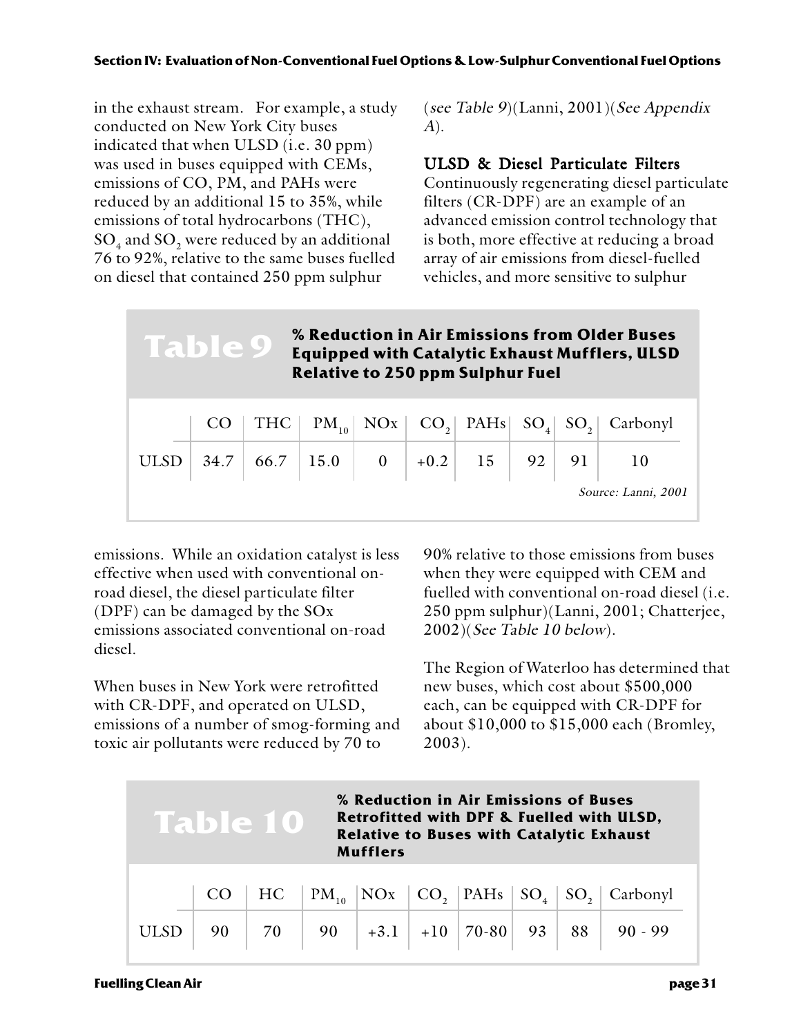in the exhaust stream. For example, a study conducted on New York City buses indicated that when ULSD (i.e. 30 ppm) was used in buses equipped with CEMs, emissions of CO, PM, and PAHs were reduced by an additional 15 to 35%, while emissions of total hydrocarbons (THC), $SO_4$ and $SO_2$ were reduced by an additional 76 to 92%, relative to the same buses fuelled on diesel that contained 250 ppm sulphur (*see Table 9*)(Lanni, 2001)(*See Appendix A*).

### ULSD & Diesel Particulate Filters

Continuously regenerating diesel particulate filters (CR-DPF) are an example of an advanced emission control technology that is both, more effective at reducing a broad array of air emissions from diesel-fuelled vehicles, and more sensitive to sulphur emissions. While an oxidation catalyst is less effective when used with conventional on-road diesel, the diesel particulate filter (DPF) can be damaged by the SOx emissions associated conventional on-road diesel.

**Table 9** — **% Reduction in Air Emissions from Older Buses Equipped with Catalytic Exhaust Mufflers, ULSD Relative to 250 ppm Sulphur Fuel**

| | CO | THC | $PM_{10}$ | NOx | $CO_2$ | PAHs | $SO_4$ | $SO_2$ | Carbonyl |
|---|---|---|---|---|---|---|---|---|---|
| ULSD | 34.7 | 66.7 | 15.0 | 0 | +0.2 | 15 | 92 | 91 | 10 |

*Source: Lanni, 2001*

When buses in New York were retrofitted with CR-DPF, and operated on ULSD, emissions of a number of smog-forming and toxic air pollutants were reduced by 70 to 90% relative to those emissions from buses when they were equipped with CEM and fuelled with conventional on-road diesel (i.e. 250 ppm sulphur)(Lanni, 2001; Chatterjee, 2002)(*See Table 10 below*).

The Region of Waterloo has determined that new buses, which cost about $500,000 each, can be equipped with CR-DPF for about $10,000 to $15,000 each (Bromley, 2003).

**Table 10** — **% Reduction in Air Emissions of Buses Retrofitted with DPF & Fuelled with ULSD, Relative to Buses with Catalytic Exhaust Mufflers**

| | CO | HC | $PM_{10}$ | NOx | $CO_2$ | PAHs | $SO_4$ | $SO_2$ | Carbonyl |
|---|---|---|---|---|---|---|---|---|---|
| ULSD | 90 | 70 | 90 | +3.1 | +10 | 70-80 | 93 | 88 | 90 - 99 |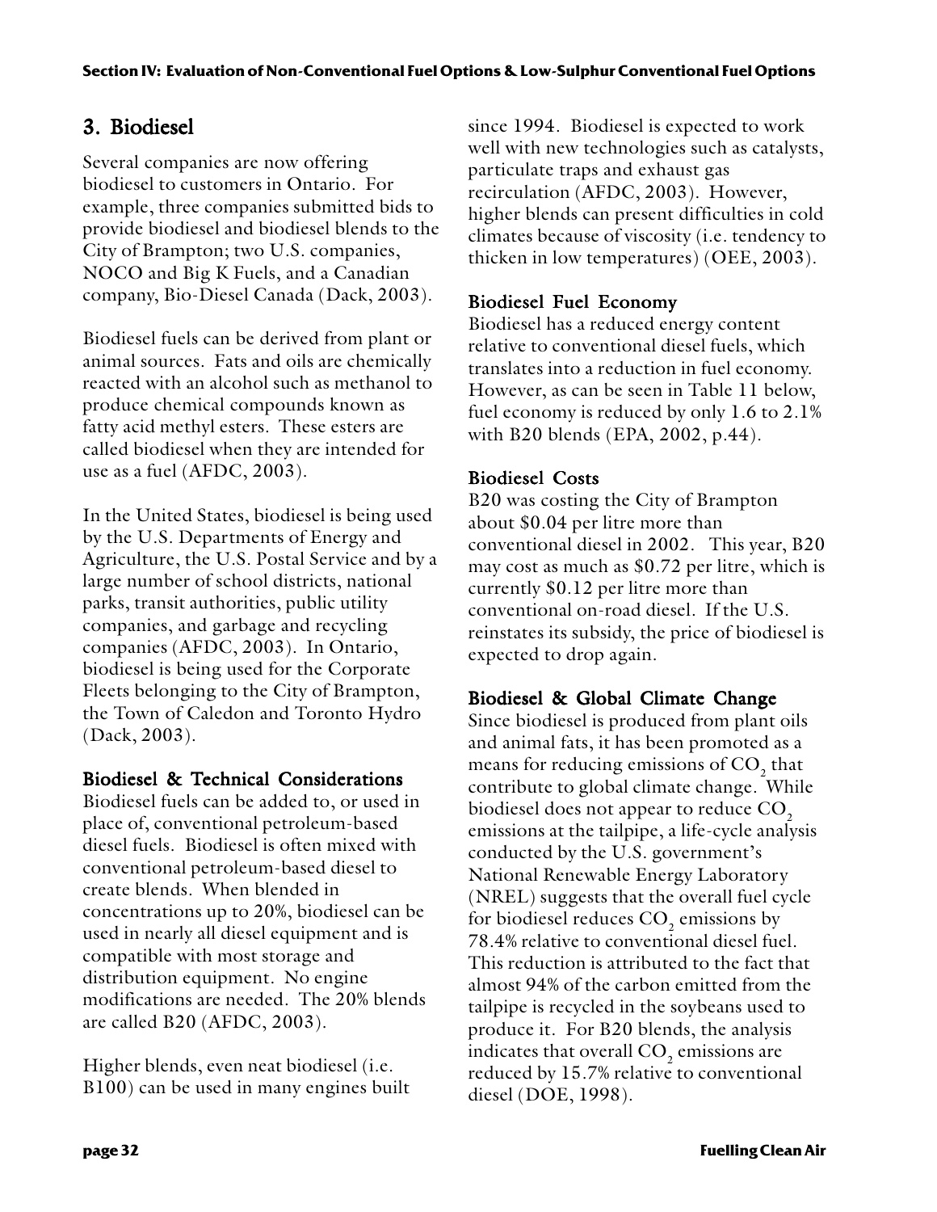## 3. Biodiesel

Several companies are now offering biodiesel to customers in Ontario. For example, three companies submitted bids to provide biodiesel and biodiesel blends to the City of Brampton; two U.S. companies, NOCO and Big K Fuels, and a Canadian company, Bio-Diesel Canada (Dack, 2003).

Biodiesel fuels can be derived from plant or animal sources. Fats and oils are chemically reacted with an alcohol such as methanol to produce chemical compounds known as fatty acid methyl esters. These esters are called biodiesel when they are intended for use as a fuel (AFDC, 2003).

In the United States, biodiesel is being used by the U.S. Departments of Energy and Agriculture, the U.S. Postal Service and by a large number of school districts, national parks, transit authorities, public utility companies, and garbage and recycling companies (AFDC, 2003). In Ontario, biodiesel is being used for the Corporate Fleets belonging to the City of Brampton, the Town of Caledon and Toronto Hydro (Dack, 2003).

### Biodiesel & Technical Considerations

Biodiesel fuels can be added to, or used in place of, conventional petroleum-based diesel fuels. Biodiesel is often mixed with conventional petroleum-based diesel to create blends. When blended in concentrations up to 20%, biodiesel can be used in nearly all diesel equipment and is compatible with most storage and distribution equipment. No engine modifications are needed. The 20% blends are called B20 (AFDC, 2003).

Higher blends, even neat biodiesel (i.e. B100) can be used in many engines built since 1994. Biodiesel is expected to work well with new technologies such as catalysts, particulate traps and exhaust gas recirculation (AFDC, 2003). However, higher blends can present difficulties in cold climates because of viscosity (i.e. tendency to thicken in low temperatures) (OEE, 2003).

### Biodiesel Fuel Economy

Biodiesel has a reduced energy content relative to conventional diesel fuels, which translates into a reduction in fuel economy. However, as can be seen in Table 11 below, fuel economy is reduced by only 1.6 to 2.1% with B20 blends (EPA, 2002, p.44).

### Biodiesel Costs

B20 was costing the City of Brampton about $0.04 per litre more than conventional diesel in 2002. This year, B20 may cost as much as $0.72 per litre, which is currently $0.12 per litre more than conventional on-road diesel. If the U.S. reinstates its subsidy, the price of biodiesel is expected to drop again.

### Biodiesel & Global Climate Change

Since biodiesel is produced from plant oils and animal fats, it has been promoted as a means for reducing emissions of $CO_2$ that contribute to global climate change. While biodiesel does not appear to reduce $CO_2$ emissions at the tailpipe, a life-cycle analysis conducted by the U.S. government's National Renewable Energy Laboratory (NREL) suggests that the overall fuel cycle for biodiesel reduces $CO_2$ emissions by 78.4% relative to conventional diesel fuel. This reduction is attributed to the fact that almost 94% of the carbon emitted from the tailpipe is recycled in the soybeans used to produce it. For B20 blends, the analysis indicates that overall $CO_2$ emissions are reduced by 15.7% relative to conventional diesel (DOE, 1998).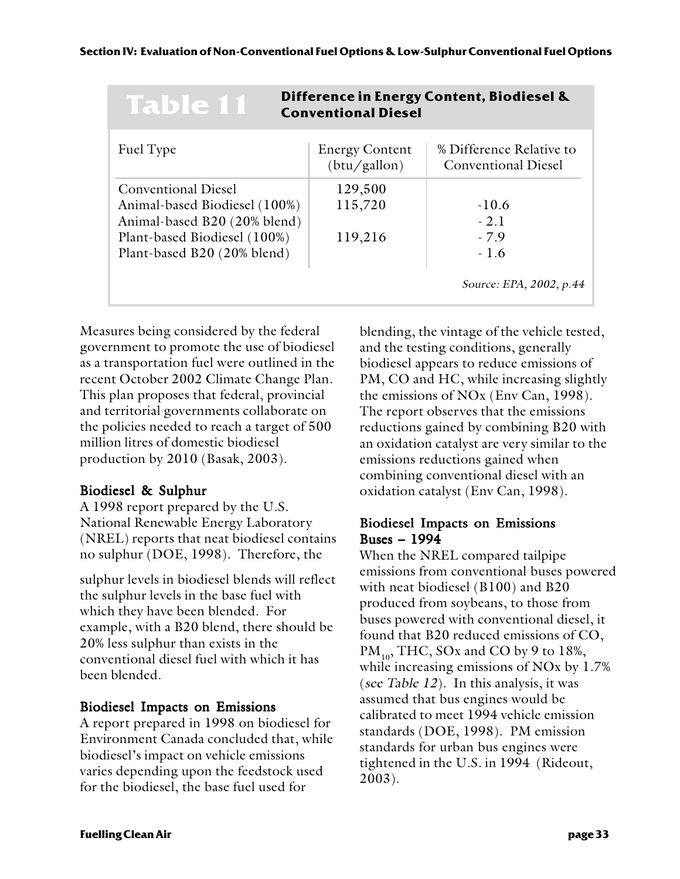**Table 11** **Difference in Energy Content, Biodiesel & Conventional Diesel**

| Fuel Type | Energy Content (btu/gallon) | % Difference Relative to Conventional Diesel |
|---|---|---|
| Conventional Diesel | 129,500 | |
| Animal-based Biodiesel (100%) | 115,720 | -10.6 |
| Animal-based B20 (20% blend) | | - 2.1 |
| Plant-based Biodiesel (100%) | 119,216 | - 7.9 |
| Plant-based B20 (20% blend) | | - 1.6 |

*Source: EPA, 2002, p.44*

Measures being considered by the federal government to promote the use of biodiesel as a transportation fuel were outlined in the recent October 2002 Climate Change Plan. This plan proposes that federal, provincial and territorial governments collaborate on the policies needed to reach a target of 500 million litres of domestic biodiesel production by 2010 (Basak, 2003).

### Biodiesel & Sulphur

A 1998 report prepared by the U.S. National Renewable Energy Laboratory (NREL) reports that neat biodiesel contains no sulphur (DOE, 1998). Therefore, the sulphur levels in biodiesel blends will reflect the sulphur levels in the base fuel with which they have been blended. For example, with a B20 blend, there should be 20% less sulphur than exists in the conventional diesel fuel with which it has been blended.

### Biodiesel Impacts on Emissions

A report prepared in 1998 on biodiesel for Environment Canada concluded that, while biodiesel's impact on vehicle emissions varies depending upon the feedstock used for the biodiesel, the base fuel used for blending, the vintage of the vehicle tested, and the testing conditions, generally biodiesel appears to reduce emissions of PM, CO and HC, while increasing slightly the emissions of NOx (Env Can, 1998). The report observes that the emissions reductions gained by combining B20 with an oxidation catalyst are very similar to the emissions reductions gained when combining conventional diesel with an oxidation catalyst (Env Can, 1998).

### Biodiesel Impacts on Emissions Buses – 1994

When the NREL compared tailpipe emissions from conventional buses powered with neat biodiesel (B100) and B20 produced from soybeans, to those from buses powered with conventional diesel, it found that B20 reduced emissions of CO, $PM_{10}$, THC, SOx and CO by 9 to 18%, while increasing emissions of NOx by 1.7% (*see Table 12*). In this analysis, it was assumed that bus engines would be calibrated to meet 1994 vehicle emission standards (DOE, 1998). PM emission standards for urban bus engines were tightened in the U.S. in 1994 (Rideout, 2003).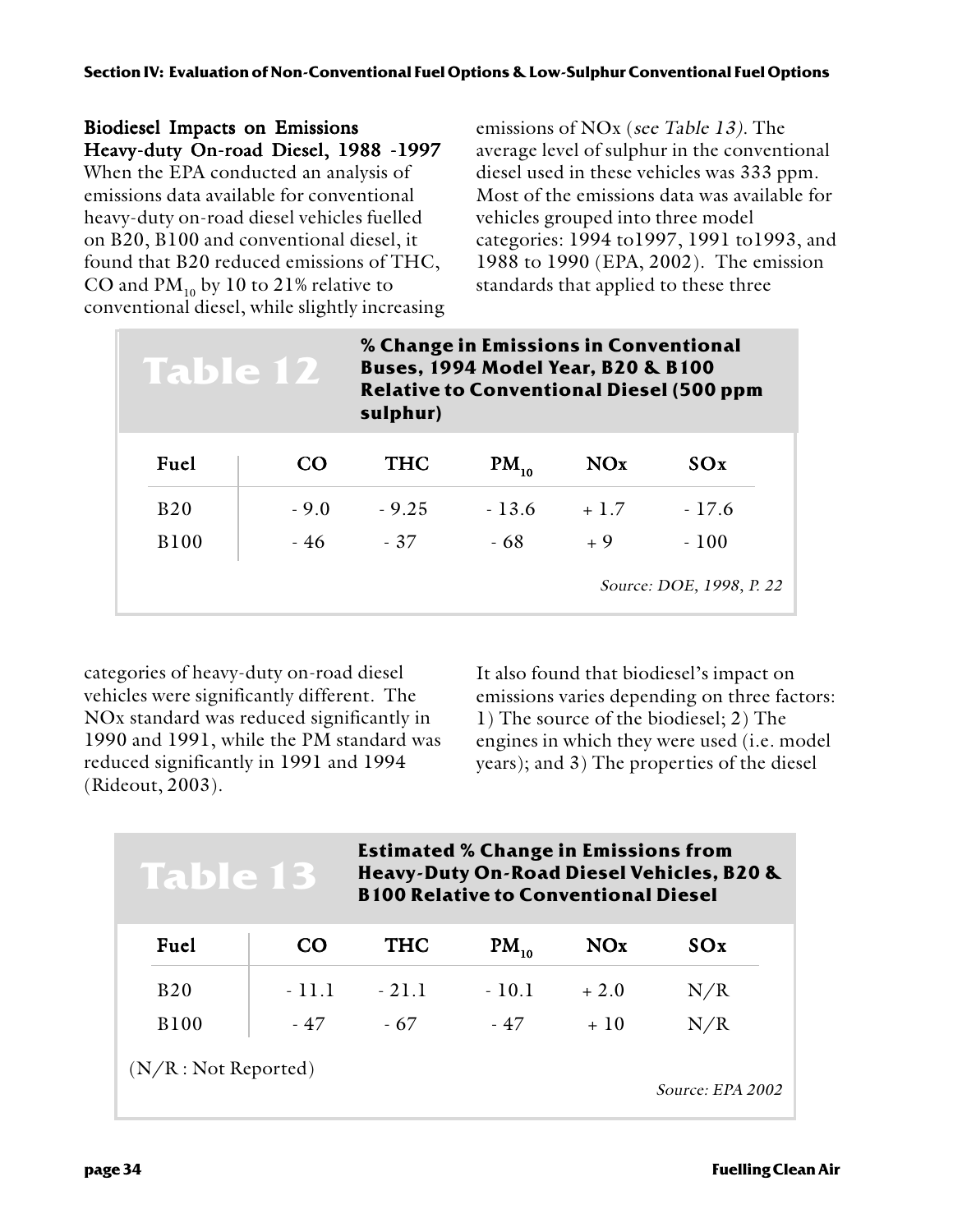### Biodiesel Impacts on Emissions

### Heavy-duty On-road Diesel, 1988 -1997

When the EPA conducted an analysis of emissions data available for conventional heavy-duty on-road diesel vehicles fuelled on B20, B100 and conventional diesel, it found that B20 reduced emissions of THC, CO and $PM_{10}$ by 10 to 21% relative to conventional diesel, while slightly increasing emissions of NOx (*see Table 13*). The average level of sulphur in the conventional diesel used in these vehicles was 333 ppm. Most of the emissions data was available for vehicles grouped into three model categories: 1994 to1997, 1991 to1993, and 1988 to 1990 (EPA, 2002). The emission standards that applied to these three categories of heavy-duty on-road diesel vehicles were significantly different. The NOx standard was reduced significantly in 1990 and 1991, while the PM standard was reduced significantly in 1991 and 1994 (Rideout, 2003).

**Table 12 — % Change in Emissions in Conventional Buses, 1994 Model Year, B20 & B100 Relative to Conventional Diesel (500 ppm sulphur)**

| Fuel | CO | THC | $PM_{10}$ | NOx | SOx |
|---|---|---|---|---|---|
| B20 | - 9.0 | - 9.25 | - 13.6 | + 1.7 | - 17.6 |
| B100 | - 46 | - 37 | - 68 | + 9 | - 100 |

*Source: DOE, 1998, P. 22*

It also found that biodiesel's impact on emissions varies depending on three factors: 1) The source of the biodiesel; 2) The engines in which they were used (i.e. model years); and 3) The properties of the diesel

**Table 13 — Estimated % Change in Emissions from Heavy-Duty On-Road Diesel Vehicles, B20 & B100 Relative to Conventional Diesel**

| Fuel | CO | THC | $PM_{10}$ | NOx | SOx |
|---|---|---|---|---|---|
| B20 | - 11.1 | - 21.1 | - 10.1 | + 2.0 | N/R |
| B100 | - 47 | - 67 | - 47 | + 10 | N/R |

(N/R : Not Reported)

*Source: EPA 2002*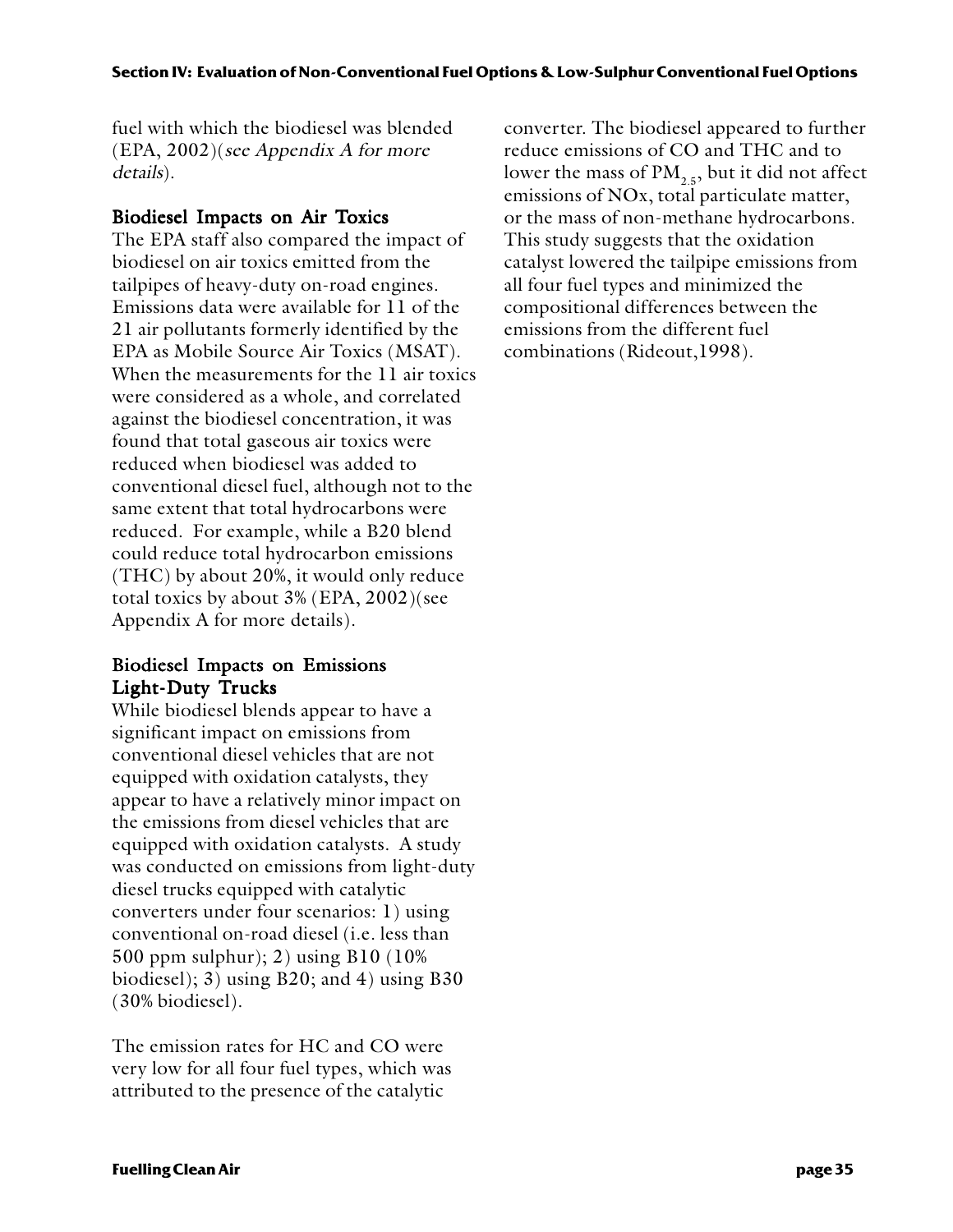fuel with which the biodiesel was blended (EPA, 2002)(*see Appendix A for more details*).

### Biodiesel Impacts on Air Toxics

The EPA staff also compared the impact of biodiesel on air toxics emitted from the tailpipes of heavy-duty on-road engines. Emissions data were available for 11 of the 21 air pollutants formerly identified by the EPA as Mobile Source Air Toxics (MSAT). When the measurements for the 11 air toxics were considered as a whole, and correlated against the biodiesel concentration, it was found that total gaseous air toxics were reduced when biodiesel was added to conventional diesel fuel, although not to the same extent that total hydrocarbons were reduced. For example, while a B20 blend could reduce total hydrocarbon emissions (THC) by about 20%, it would only reduce total toxics by about 3% (EPA, 2002)(see Appendix A for more details).

### Biodiesel Impacts on Emissions Light-Duty Trucks

While biodiesel blends appear to have a significant impact on emissions from conventional diesel vehicles that are not equipped with oxidation catalysts, they appear to have a relatively minor impact on the emissions from diesel vehicles that are equipped with oxidation catalysts. A study was conducted on emissions from light-duty diesel trucks equipped with catalytic converters under four scenarios: 1) using conventional on-road diesel (i.e. less than 500 ppm sulphur); 2) using B10 (10% biodiesel); 3) using B20; and 4) using B30 (30% biodiesel).

The emission rates for HC and CO were very low for all four fuel types, which was attributed to the presence of the catalytic converter. The biodiesel appeared to further reduce emissions of CO and THC and to lower the mass of $PM_{2.5}$, but it did not affect emissions of NOx, total particulate matter, or the mass of non-methane hydrocarbons. This study suggests that the oxidation catalyst lowered the tailpipe emissions from all four fuel types and minimized the compositional differences between the emissions from the different fuel combinations (Rideout,1998).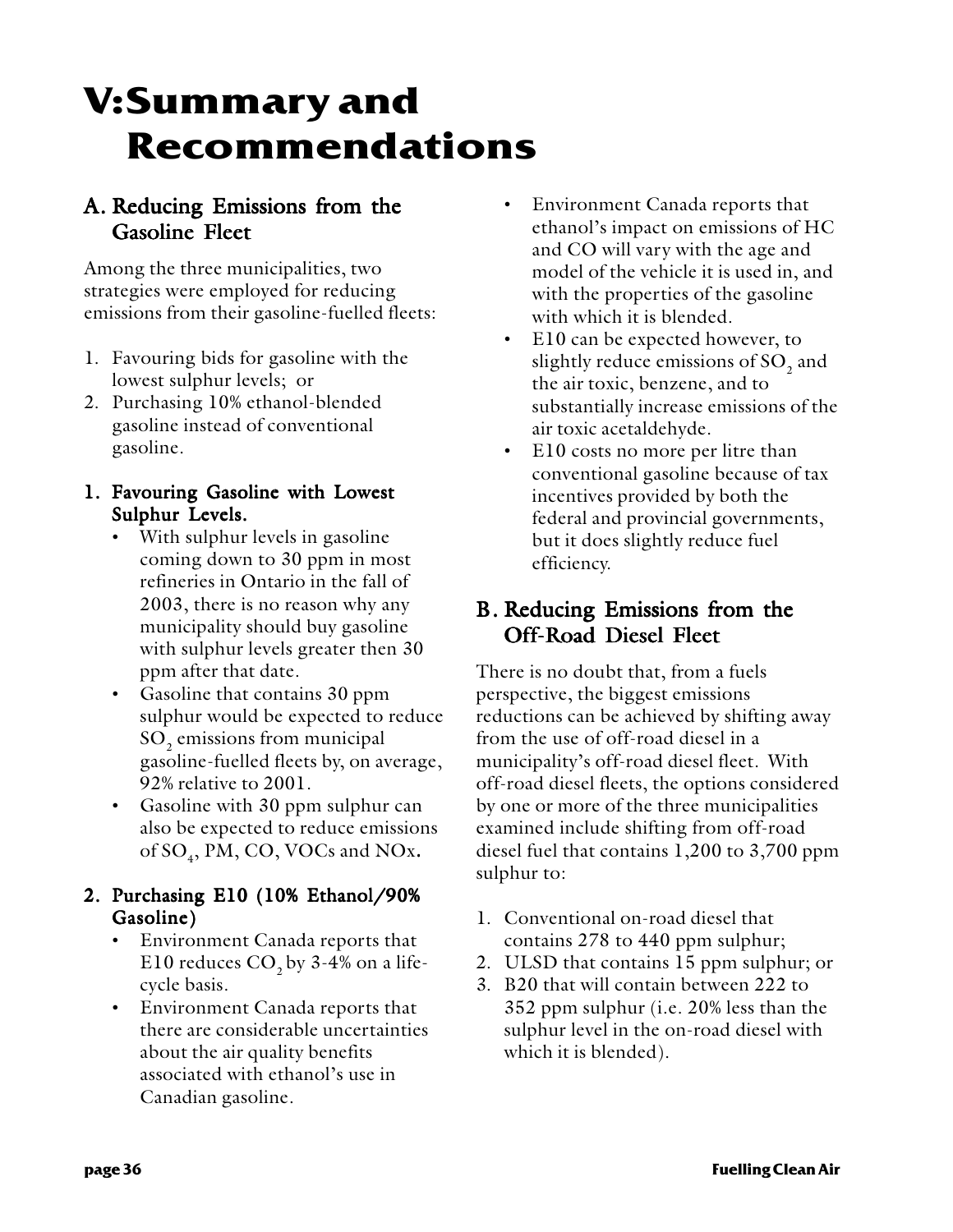# V: Summary and Recommendations

## A. Reducing Emissions from the Gasoline Fleet

Among the three municipalities, two strategies were employed for reducing emissions from their gasoline-fuelled fleets:

1. Favouring bids for gasoline with the lowest sulphur levels; or
2. Purchasing 10% ethanol-blended gasoline instead of conventional gasoline.

### 1. Favouring Gasoline with Lowest Sulphur Levels.

- With sulphur levels in gasoline coming down to 30 ppm in most refineries in Ontario in the fall of 2003, there is no reason why any municipality should buy gasoline with sulphur levels greater then 30 ppm after that date.
- Gasoline that contains 30 ppm sulphur would be expected to reduce $SO_2$ emissions from municipal gasoline-fuelled fleets by, on average, 92% relative to 2001.
- Gasoline with 30 ppm sulphur can also be expected to reduce emissions of $SO_4$, PM, CO, VOCs and NOx.

### 2. Purchasing E10 (10% Ethanol/90% Gasoline)

- Environment Canada reports that E10 reduces $CO_2$ by 3-4% on a life-cycle basis.
- Environment Canada reports that there are considerable uncertainties about the air quality benefits associated with ethanol's use in Canadian gasoline.
- Environment Canada reports that ethanol's impact on emissions of HC and CO will vary with the age and model of the vehicle it is used in, and with the properties of the gasoline with which it is blended.
- E10 can be expected however, to slightly reduce emissions of $SO_2$ and the air toxic, benzene, and to substantially increase emissions of the air toxic acetaldehyde.
- E10 costs no more per litre than conventional gasoline because of tax incentives provided by both the federal and provincial governments, but it does slightly reduce fuel efficiency.

## B. Reducing Emissions from the Off-Road Diesel Fleet

There is no doubt that, from a fuels perspective, the biggest emissions reductions can be achieved by shifting away from the use of off-road diesel in a municipality's off-road diesel fleet. With off-road diesel fleets, the options considered by one or more of the three municipalities examined include shifting from off-road diesel fuel that contains 1,200 to 3,700 ppm sulphur to:

1. Conventional on-road diesel that contains 278 to 440 ppm sulphur;
2. ULSD that contains 15 ppm sulphur; or
3. B20 that will contain between 222 to 352 ppm sulphur (i.e. 20% less than the sulphur level in the on-road diesel with which it is blended).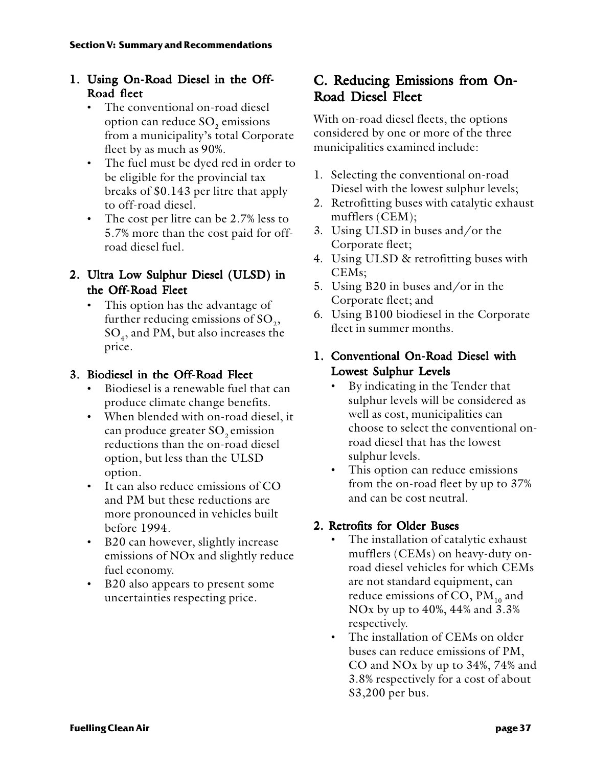### 1. Using On-Road Diesel in the Off-Road fleet

- The conventional on-road diesel option can reduce $SO_2$ emissions from a municipality's total Corporate fleet by as much as 90%.
- The fuel must be dyed red in order to be eligible for the provincial tax breaks of $0.143 per litre that apply to off-road diesel.
- The cost per litre can be 2.7% less to 5.7% more than the cost paid for off-road diesel fuel.

### 2. Ultra Low Sulphur Diesel (ULSD) in the Off-Road Fleet

- This option has the advantage of further reducing emissions of $SO_2$, $SO_4$, and PM, but also increases the price.

### 3. Biodiesel in the Off-Road Fleet

- Biodiesel is a renewable fuel that can produce climate change benefits.
- When blended with on-road diesel, it can produce greater $SO_2$ emission reductions than the on-road diesel option, but less than the ULSD option.
- It can also reduce emissions of CO and PM but these reductions are more pronounced in vehicles built before 1994.
- B20 can however, slightly increase emissions of NOx and slightly reduce fuel economy.
- B20 also appears to present some uncertainties respecting price.

## C. Reducing Emissions from On-Road Diesel Fleet

With on-road diesel fleets, the options considered by one or more of the three municipalities examined include:

1. Selecting the conventional on-road Diesel with the lowest sulphur levels;
2. Retrofitting buses with catalytic exhaust mufflers (CEM);
3. Using ULSD in buses and/or the Corporate fleet;
4. Using ULSD & retrofitting buses with CEMs;
5. Using B20 in buses and/or in the Corporate fleet; and
6. Using B100 biodiesel in the Corporate fleet in summer months.

### 1. Conventional On-Road Diesel with Lowest Sulphur Levels

- By indicating in the Tender that sulphur levels will be considered as well as cost, municipalities can choose to select the conventional on-road diesel that has the lowest sulphur levels.
- This option can reduce emissions from the on-road fleet by up to 37% and can be cost neutral.

### 2. Retrofits for Older Buses

- The installation of catalytic exhaust mufflers (CEMs) on heavy-duty on-road diesel vehicles for which CEMs are not standard equipment, can reduce emissions of CO, $PM_{10}$ and NOx by up to 40%, 44% and 3.3% respectively.
- The installation of CEMs on older buses can reduce emissions of PM, CO and NOx by up to 34%, 74% and 3.8% respectively for a cost of about $3,200 per bus.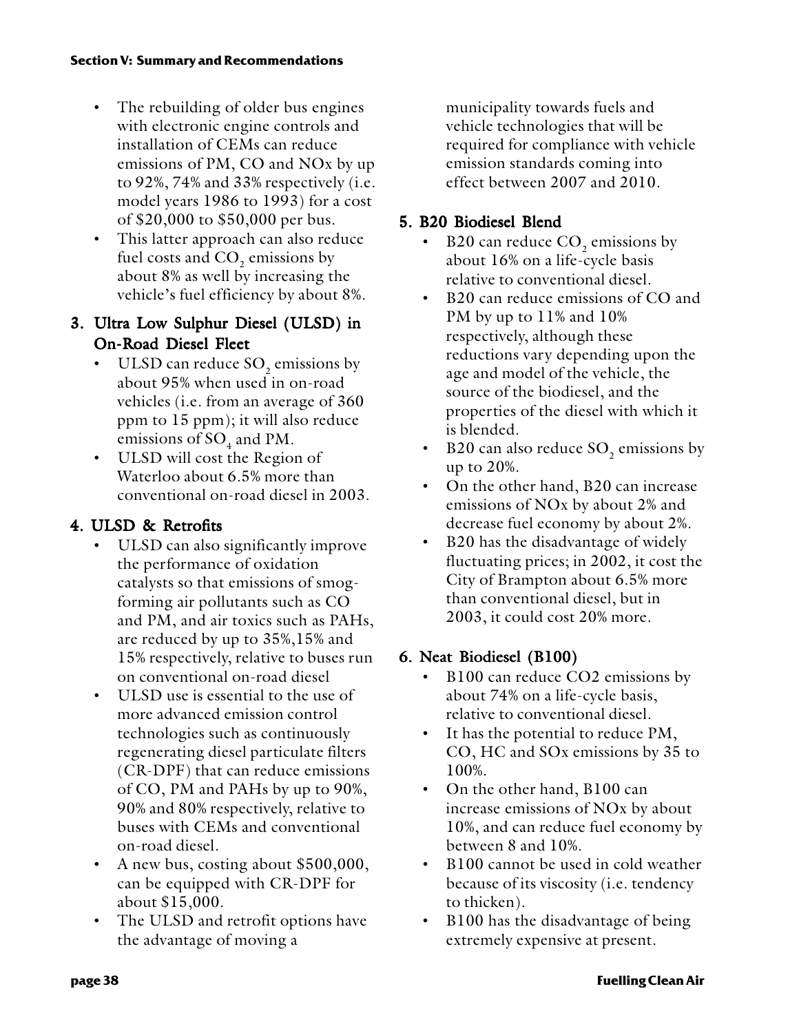- The rebuilding of older bus engines with electronic engine controls and installation of CEMs can reduce emissions of PM, CO and NOx by up to 92%, 74% and 33% respectively (i.e. model years 1986 to 1993) for a cost of $20,000 to $50,000 per bus.
- This latter approach can also reduce fuel costs and $CO_2$ emissions by about 8% as well by increasing the vehicle's fuel efficiency by about 8%.

## 3. Ultra Low Sulphur Diesel (ULSD) in On-Road Diesel Fleet

- ULSD can reduce $SO_2$ emissions by about 95% when used in on-road vehicles (i.e. from an average of 360 ppm to 15 ppm); it will also reduce emissions of $SO_4$ and PM.
- ULSD will cost the Region of Waterloo about 6.5% more than conventional on-road diesel in 2003.

## 4. ULSD & Retrofits

- ULSD can also significantly improve the performance of oxidation catalysts so that emissions of smog-forming air pollutants such as CO and PM, and air toxics such as PAHs, are reduced by up to 35%,15% and 15% respectively, relative to buses run on conventional on-road diesel
- ULSD use is essential to the use of more advanced emission control technologies such as continuously regenerating diesel particulate filters (CR-DPF) that can reduce emissions of CO, PM and PAHs by up to 90%, 90% and 80% respectively, relative to buses with CEMs and conventional on-road diesel.
- A new bus, costing about $500,000, can be equipped with CR-DPF for about $15,000.
- The ULSD and retrofit options have the advantage of moving a municipality towards fuels and vehicle technologies that will be required for compliance with vehicle emission standards coming into effect between 2007 and 2010.

## 5. B20 Biodiesel Blend

- B20 can reduce $CO_2$ emissions by about 16% on a life-cycle basis relative to conventional diesel.
- B20 can reduce emissions of CO and PM by up to 11% and 10% respectively, although these reductions vary depending upon the age and model of the vehicle, the source of the biodiesel, and the properties of the diesel with which it is blended.
- B20 can also reduce $SO_2$ emissions by up to 20%.
- On the other hand, B20 can increase emissions of NOx by about 2% and decrease fuel economy by about 2%.
- B20 has the disadvantage of widely fluctuating prices; in 2002, it cost the City of Brampton about 6.5% more than conventional diesel, but in 2003, it could cost 20% more.

## 6. Neat Biodiesel (B100)

- B100 can reduce CO2 emissions by about 74% on a life-cycle basis, relative to conventional diesel.
- It has the potential to reduce PM, CO, HC and SOx emissions by 35 to 100%.
- On the other hand, B100 can increase emissions of NOx by about 10%, and can reduce fuel economy by between 8 and 10%.
- B100 cannot be used in cold weather because of its viscosity (i.e. tendency to thicken).
- B100 has the disadvantage of being extremely expensive at present.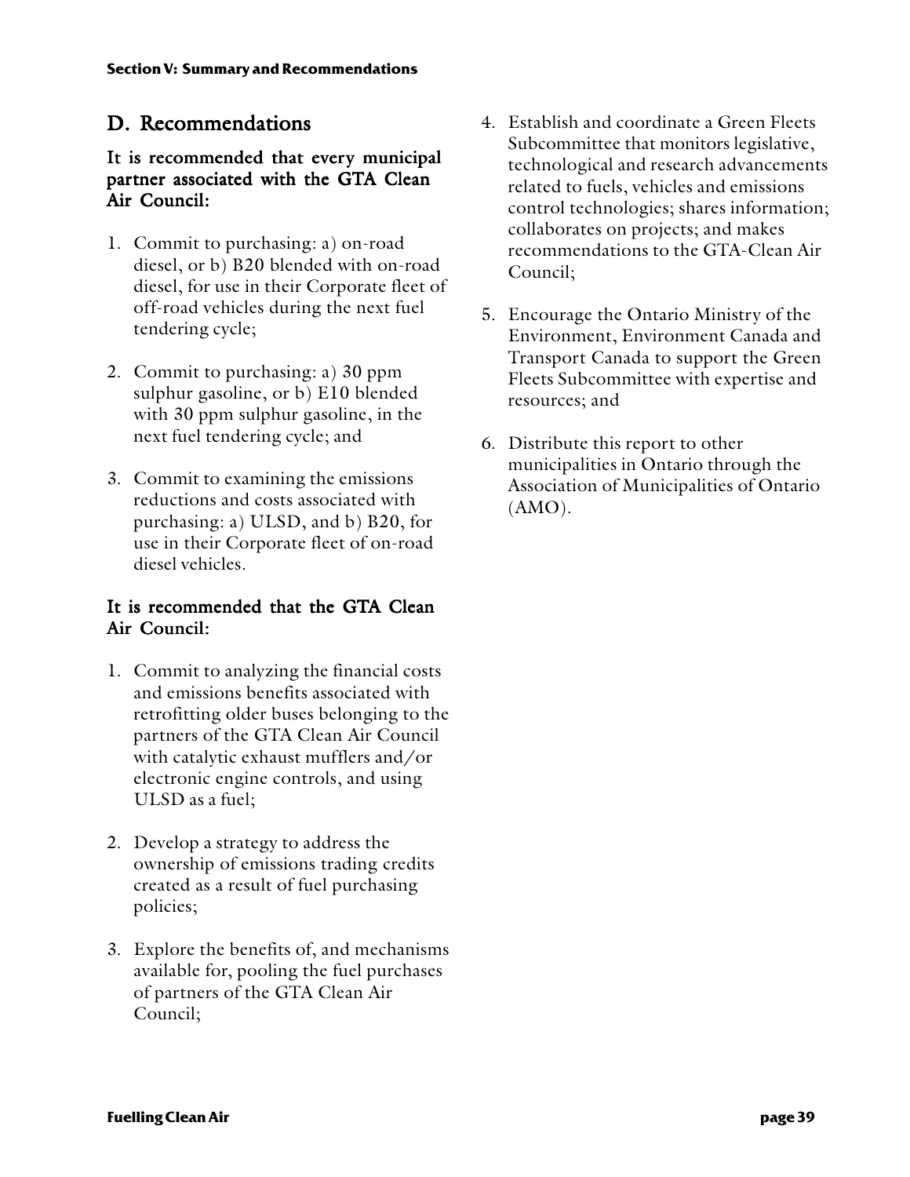## D. Recommendations

**It is recommended that every municipal partner associated with the GTA Clean Air Council:**

1. Commit to purchasing: a) on-road diesel, or b) B20 blended with on-road diesel, for use in their Corporate fleet of off-road vehicles during the next fuel tendering cycle;

2. Commit to purchasing: a) 30 ppm sulphur gasoline, or b) E10 blended with 30 ppm sulphur gasoline, in the next fuel tendering cycle; and

3. Commit to examining the emissions reductions and costs associated with purchasing: a) ULSD, and b) B20, for use in their Corporate fleet of on-road diesel vehicles.

**It is recommended that the GTA Clean Air Council:**

1. Commit to analyzing the financial costs and emissions benefits associated with retrofitting older buses belonging to the partners of the GTA Clean Air Council with catalytic exhaust mufflers and/or electronic engine controls, and using ULSD as a fuel;

2. Develop a strategy to address the ownership of emissions trading credits created as a result of fuel purchasing policies;

3. Explore the benefits of, and mechanisms available for, pooling the fuel purchases of partners of the GTA Clean Air Council;

4. Establish and coordinate a Green Fleets Subcommittee that monitors legislative, technological and research advancements related to fuels, vehicles and emissions control technologies; shares information; collaborates on projects; and makes recommendations to the GTA-Clean Air Council;

5. Encourage the Ontario Ministry of the Environment, Environment Canada and Transport Canada to support the Green Fleets Subcommittee with expertise and resources; and

6. Distribute this report to other municipalities in Ontario through the Association of Municipalities of Ontario (AMO).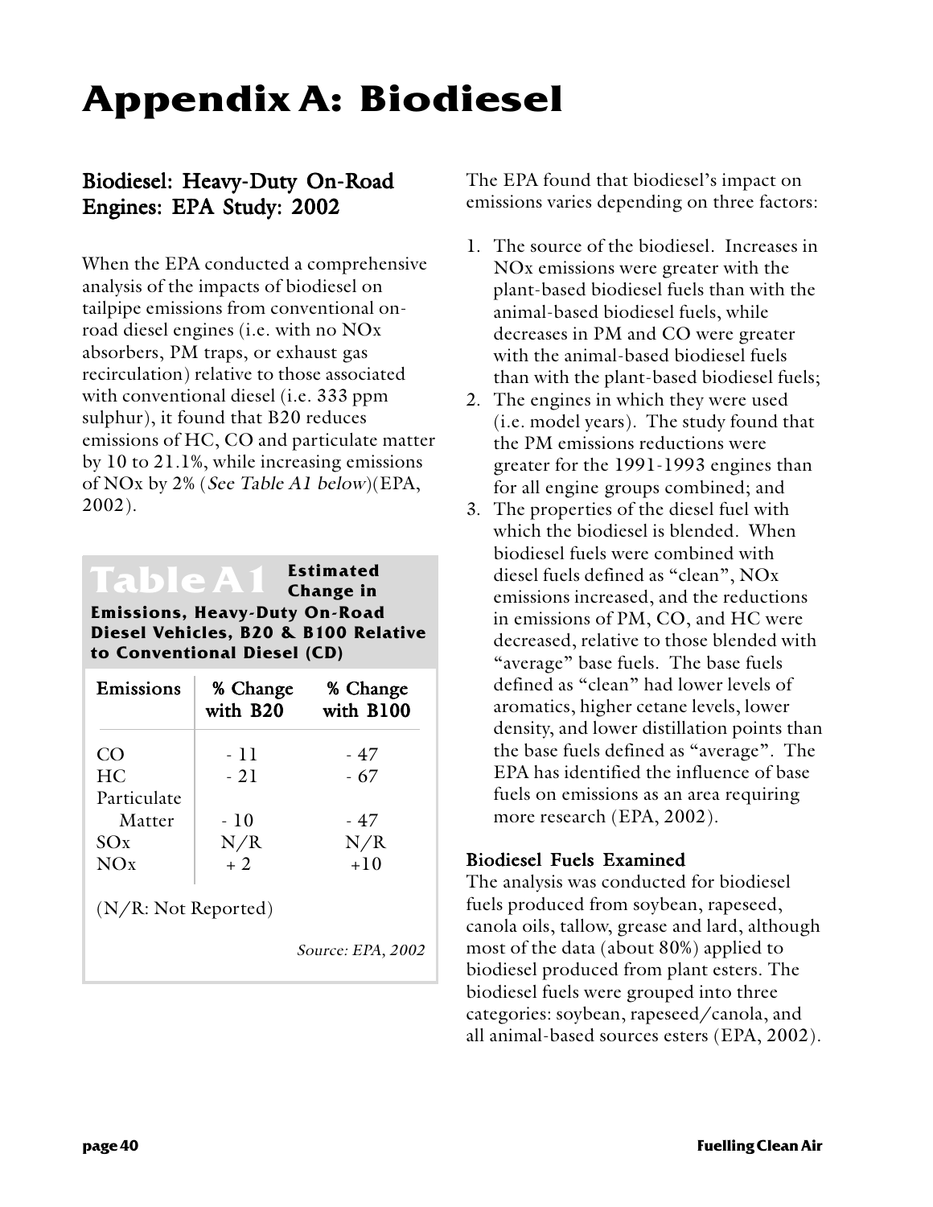# Appendix A: Biodiesel

## Biodiesel: Heavy-Duty On-Road Engines: EPA Study: 2002

When the EPA conducted a comprehensive analysis of the impacts of biodiesel on tailpipe emissions from conventional on-road diesel engines (i.e. with no NOx absorbers, PM traps, or exhaust gas recirculation) relative to those associated with conventional diesel (i.e. 333 ppm sulphur), it found that B20 reduces emissions of HC, CO and particulate matter by 10 to 21.1%, while increasing emissions of NOx by 2% (*See Table A1 below*)(EPA, 2002).

**Table A1 Estimated Change in Emissions, Heavy-Duty On-Road Diesel Vehicles, B20 & B100 Relative to Conventional Diesel (CD)**

| Emissions | % Change with B20 | % Change with B100 |
|---|---|---|
| CO | - 11 | - 47 |
| HC | - 21 | - 67 |
| Particulate Matter | - 10 | - 47 |
| SOx | N/R | N/R |
| NOx | + 2 | +10 |

(N/R: Not Reported)

*Source: EPA, 2002*

The EPA found that biodiesel's impact on emissions varies depending on three factors:

1. The source of the biodiesel. Increases in NOx emissions were greater with the plant-based biodiesel fuels than with the animal-based biodiesel fuels, while decreases in PM and CO were greater with the animal-based biodiesel fuels than with the plant-based biodiesel fuels;
2. The engines in which they were used (i.e. model years). The study found that the PM emissions reductions were greater for the 1991-1993 engines than for all engine groups combined; and
3. The properties of the diesel fuel with which the biodiesel is blended. When biodiesel fuels were combined with diesel fuels defined as "clean", NOx emissions increased, and the reductions in emissions of PM, CO, and HC were decreased, relative to those blended with "average" base fuels. The base fuels defined as "clean" had lower levels of aromatics, higher cetane levels, lower density, and lower distillation points than the base fuels defined as "average". The EPA has identified the influence of base fuels on emissions as an area requiring more research (EPA, 2002).

### Biodiesel Fuels Examined

The analysis was conducted for biodiesel fuels produced from soybean, rapeseed, canola oils, tallow, grease and lard, although most of the data (about 80%) applied to biodiesel produced from plant esters. The biodiesel fuels were grouped into three categories: soybean, rapeseed/canola, and all animal-based sources esters (EPA, 2002).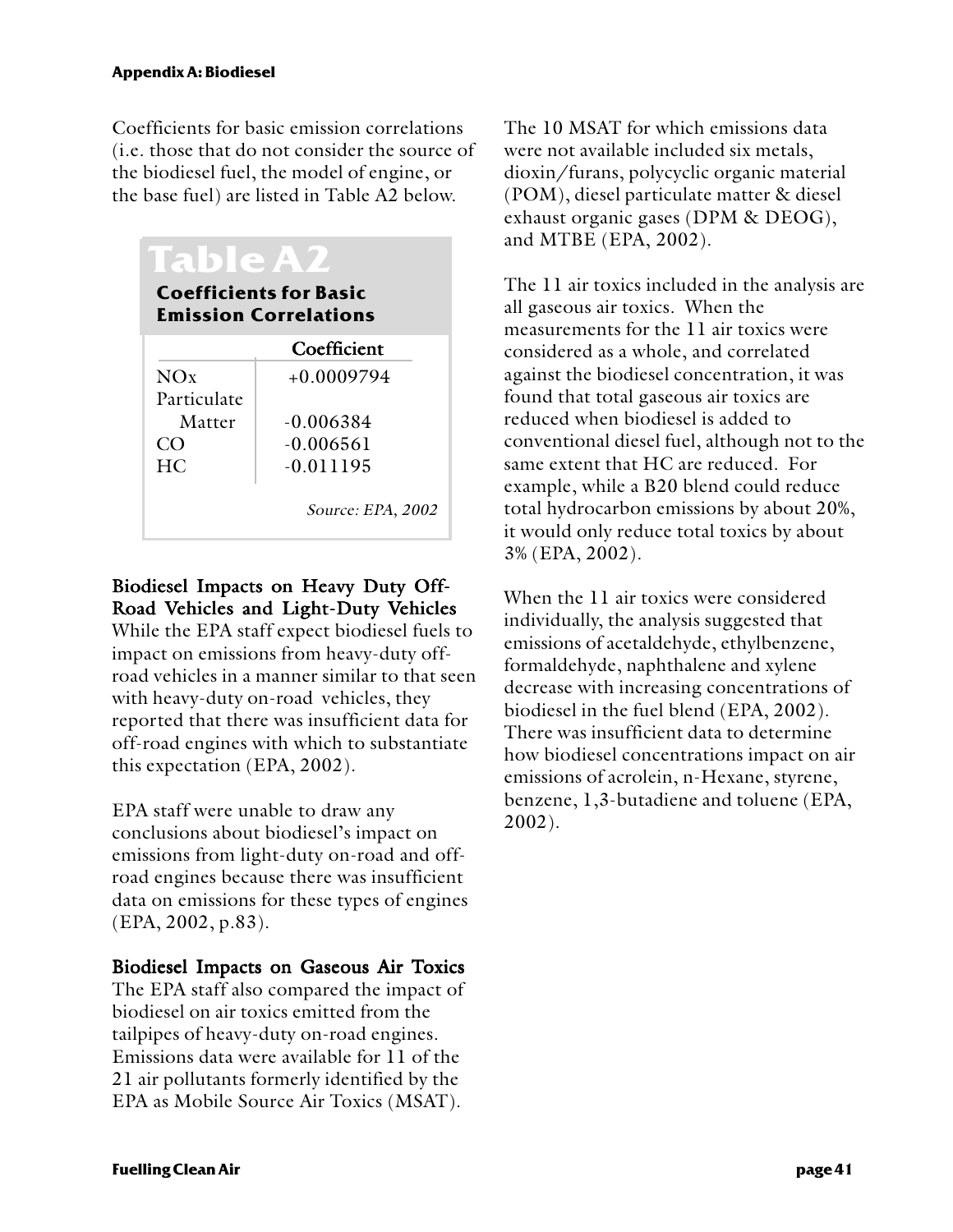Coefficients for basic emission correlations (i.e. those that do not consider the source of the biodiesel fuel, the model of engine, or the base fuel) are listed in Table A2 below.

**Table A2**

**Coefficients for Basic Emission Correlations**

| | Coefficient |
|---|---|
| NOx | +0.0009794 |
| Particulate Matter | -0.006384 |
| CO | -0.006561 |
| HC | -0.011195 |

*Source: EPA, 2002*

### Biodiesel Impacts on Heavy Duty Off-Road Vehicles and Light-Duty Vehicles

While the EPA staff expect biodiesel fuels to impact on emissions from heavy-duty off-road vehicles in a manner similar to that seen with heavy-duty on-road vehicles, they reported that there was insufficient data for off-road engines with which to substantiate this expectation (EPA, 2002).

EPA staff were unable to draw any conclusions about biodiesel's impact on emissions from light-duty on-road and off-road engines because there was insufficient data on emissions for these types of engines (EPA, 2002, p.83).

### Biodiesel Impacts on Gaseous Air Toxics

The EPA staff also compared the impact of biodiesel on air toxics emitted from the tailpipes of heavy-duty on-road engines. Emissions data were available for 11 of the 21 air pollutants formerly identified by the EPA as Mobile Source Air Toxics (MSAT).

The 10 MSAT for which emissions data were not available included six metals, dioxin/furans, polycyclic organic material (POM), diesel particulate matter & diesel exhaust organic gases (DPM & DEOG), and MTBE (EPA, 2002).

The 11 air toxics included in the analysis are all gaseous air toxics. When the measurements for the 11 air toxics were considered as a whole, and correlated against the biodiesel concentration, it was found that total gaseous air toxics are reduced when biodiesel is added to conventional diesel fuel, although not to the same extent that HC are reduced. For example, while a B20 blend could reduce total hydrocarbon emissions by about 20%, it would only reduce total toxics by about 3% (EPA, 2002).

When the 11 air toxics were considered individually, the analysis suggested that emissions of acetaldehyde, ethylbenzene, formaldehyde, naphthalene and xylene decrease with increasing concentrations of biodiesel in the fuel blend (EPA, 2002). There was insufficient data to determine how biodiesel concentrations impact on air emissions of acrolein, n-Hexane, styrene, benzene, 1,3-butadiene and toluene (EPA, 2002).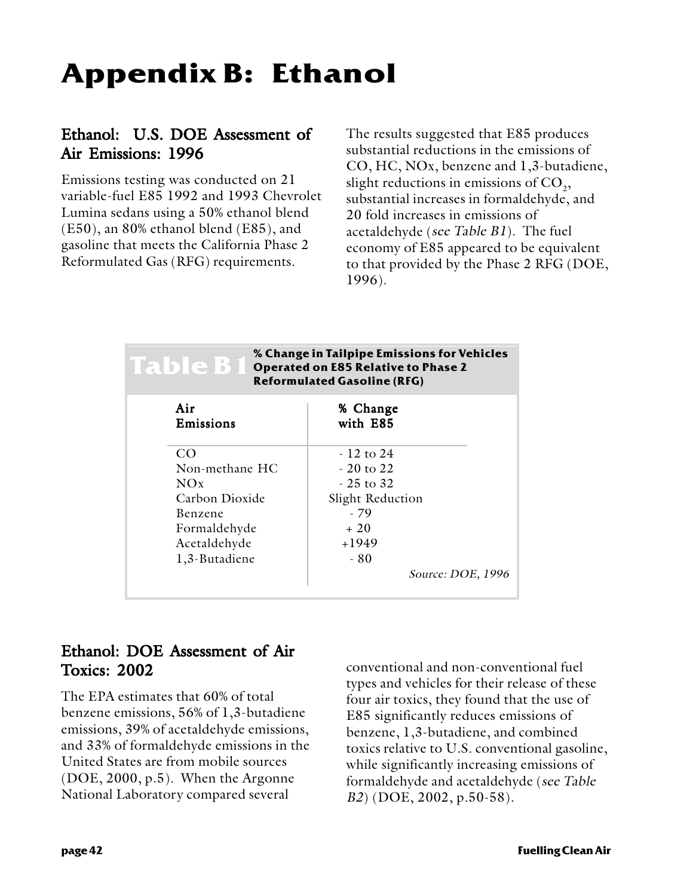# Appendix B: Ethanol

## Ethanol: U.S. DOE Assessment of Air Emissions: 1996

Emissions testing was conducted on 21 variable-fuel E85 1992 and 1993 Chevrolet Lumina sedans using a 50% ethanol blend (E50), an 80% ethanol blend (E85), and gasoline that meets the California Phase 2 Reformulated Gas (RFG) requirements.

The results suggested that E85 produces substantial reductions in the emissions of CO, HC, NOx, benzene and 1,3-butadiene, slight reductions in emissions of $CO_2$, substantial increases in formaldehyde, and 20 fold increases in emissions of acetaldehyde (*see Table B1*). The fuel economy of E85 appeared to be equivalent to that provided by the Phase 2 RFG (DOE, 1996).

**Table B1** **% Change in Tailpipe Emissions for Vehicles Operated on E85 Relative to Phase 2 Reformulated Gasoline (RFG)**

| Air Emissions | % Change with E85 |
|---|---|
| CO | - 12 to 24 |
| Non-methane HC | - 20 to 22 |
| NOx | - 25 to 32 |
| Carbon Dioxide | Slight Reduction |
| Benzene | - 79 |
| Formaldehyde | + 20 |
| Acetaldehyde | +1949 |
| 1,3-Butadiene | - 80 |

*Source: DOE, 1996*

## Ethanol: DOE Assessment of Air Toxics: 2002

The EPA estimates that 60% of total benzene emissions, 56% of 1,3-butadiene emissions, 39% of acetaldehyde emissions, and 33% of formaldehyde emissions in the United States are from mobile sources (DOE, 2000, p.5). When the Argonne National Laboratory compared several conventional and non-conventional fuel types and vehicles for their release of these four air toxics, they found that the use of E85 significantly reduces emissions of benzene, 1,3-butadiene, and combined toxics relative to U.S. conventional gasoline, while significantly increasing emissions of formaldehyde and acetaldehyde (*see Table B2*) (DOE, 2002, p.50-58).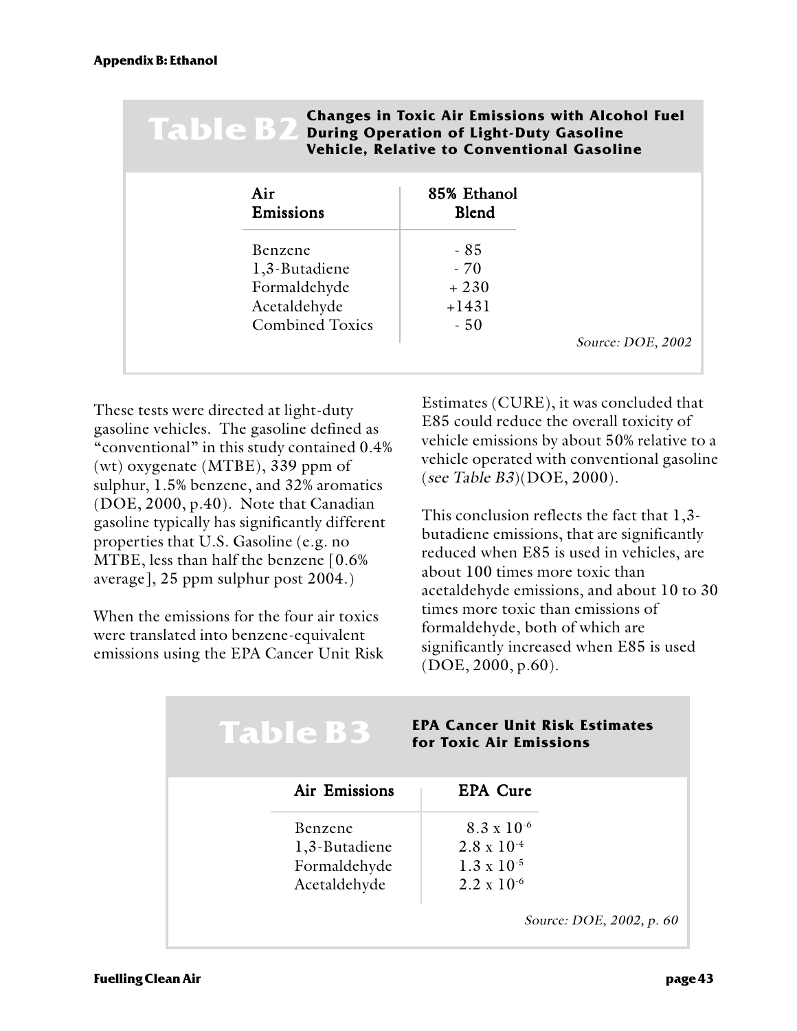## Table B2 Changes in Toxic Air Emissions with Alcohol Fuel During Operation of Light-Duty Gasoline Vehicle, Relative to Conventional Gasoline

| Air Emissions | 85% Ethanol Blend |
| --- | --- |
| Benzene | - 85 |
| 1,3-Butadiene | - 70 |
| Formaldehyde | + 230 |
| Acetaldehyde | +1431 |
| Combined Toxics | - 50 |

*Source: DOE, 2002*

These tests were directed at light-duty gasoline vehicles. The gasoline defined as "conventional" in this study contained 0.4% (wt) oxygenate (MTBE), 339 ppm of sulphur, 1.5% benzene, and 32% aromatics (DOE, 2000, p.40). Note that Canadian gasoline typically has significantly different properties that U.S. Gasoline (e.g. no MTBE, less than half the benzene [0.6% average], 25 ppm sulphur post 2004.)

When the emissions for the four air toxics were translated into benzene-equivalent emissions using the EPA Cancer Unit Risk Estimates (CURE), it was concluded that E85 could reduce the overall toxicity of vehicle emissions by about 50% relative to a vehicle operated with conventional gasoline (*see Table B3*)(DOE, 2000).

This conclusion reflects the fact that 1,3-butadiene emissions, that are significantly reduced when E85 is used in vehicles, are about 100 times more toxic than acetaldehyde emissions, and about 10 to 30 times more toxic than emissions of formaldehyde, both of which are significantly increased when E85 is used (DOE, 2000, p.60).

## Table B3 EPA Cancer Unit Risk Estimates for Toxic Air Emissions

| Air Emissions | EPA Cure |
| --- | --- |
| Benzene | $8.3 \times 10^{-6}$ |
| 1,3-Butadiene | $2.8 \times 10^{-4}$ |
| Formaldehyde | $1.3 \times 10^{-5}$ |
| Acetaldehyde | $2.2 \times 10^{-6}$ |

*Source: DOE, 2002, p. 60*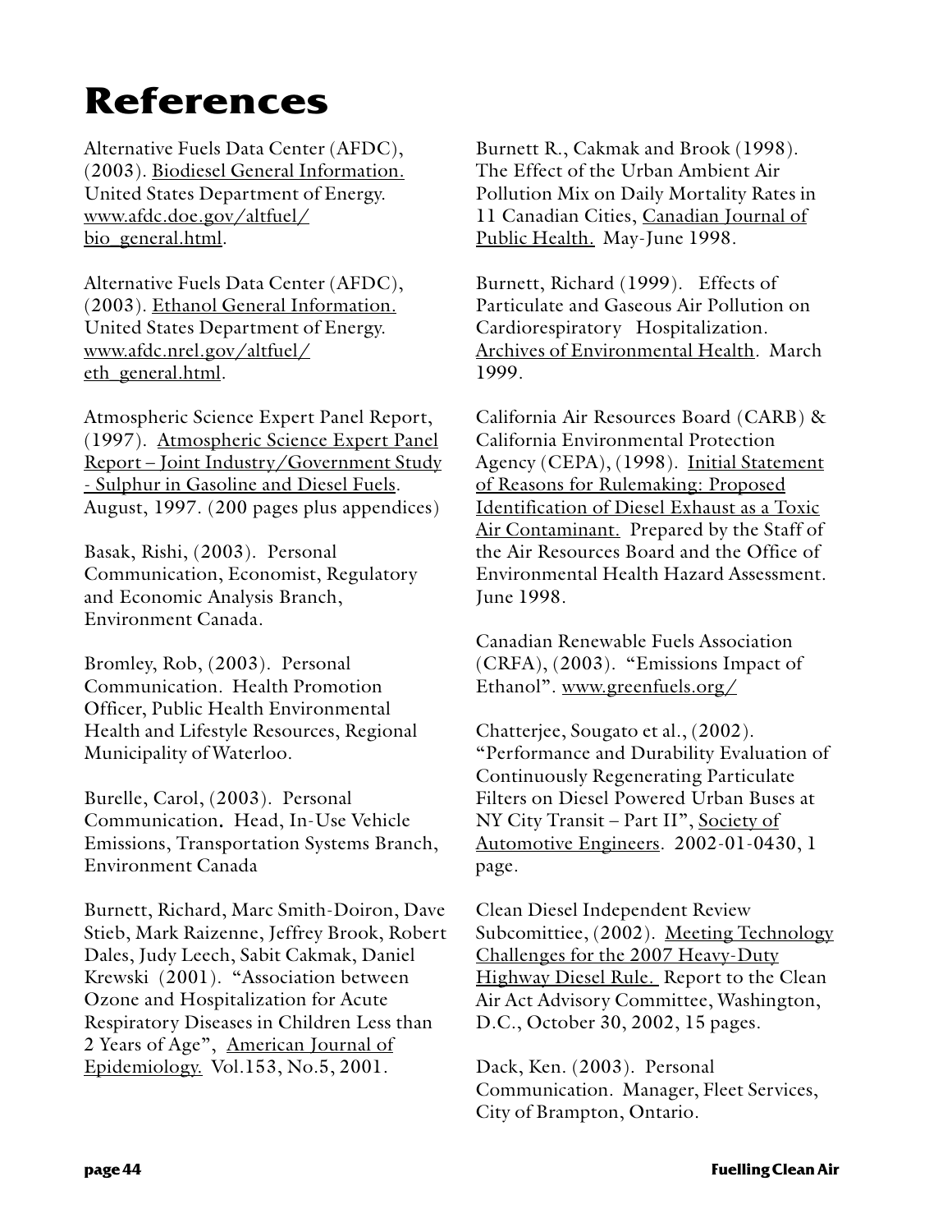# References

Alternative Fuels Data Center (AFDC), (2003). Biodiesel General Information. United States Department of Energy. www.afdc.doe.gov/altfuel/bio_general.html.

Alternative Fuels Data Center (AFDC), (2003). Ethanol General Information. United States Department of Energy. www.afdc.nrel.gov/altfuel/eth_general.html.

Atmospheric Science Expert Panel Report, (1997). Atmospheric Science Expert Panel Report – Joint Industry/Government Study - Sulphur in Gasoline and Diesel Fuels. August, 1997. (200 pages plus appendices)

Basak, Rishi, (2003). Personal Communication, Economist, Regulatory and Economic Analysis Branch, Environment Canada.

Bromley, Rob, (2003). Personal Communication. Health Promotion Officer, Public Health Environmental Health and Lifestyle Resources, Regional Municipality of Waterloo.

Burelle, Carol, (2003). Personal Communication. Head, In-Use Vehicle Emissions, Transportation Systems Branch, Environment Canada

Burnett, Richard, Marc Smith-Doiron, Dave Stieb, Mark Raizenne, Jeffrey Brook, Robert Dales, Judy Leech, Sabit Cakmak, Daniel Krewski (2001). "Association between Ozone and Hospitalization for Acute Respiratory Diseases in Children Less than 2 Years of Age", American Journal of Epidemiology. Vol.153, No.5, 2001.

Burnett R., Cakmak and Brook (1998). The Effect of the Urban Ambient Air Pollution Mix on Daily Mortality Rates in 11 Canadian Cities, Canadian Journal of Public Health. May-June 1998.

Burnett, Richard (1999). Effects of Particulate and Gaseous Air Pollution on Cardiorespiratory Hospitalization. Archives of Environmental Health. March 1999.

California Air Resources Board (CARB) & California Environmental Protection Agency (CEPA), (1998). Initial Statement of Reasons for Rulemaking: Proposed Identification of Diesel Exhaust as a Toxic Air Contaminant. Prepared by the Staff of the Air Resources Board and the Office of Environmental Health Hazard Assessment. June 1998.

Canadian Renewable Fuels Association (CRFA), (2003). "Emissions Impact of Ethanol". www.greenfuels.org/

Chatterjee, Sougato et al., (2002). "Performance and Durability Evaluation of Continuously Regenerating Particulate Filters on Diesel Powered Urban Buses at NY City Transit – Part II", Society of Automotive Engineers. 2002-01-0430, 1 page.

Clean Diesel Independent Review Subcomittiee, (2002). Meeting Technology Challenges for the 2007 Heavy-Duty Highway Diesel Rule. Report to the Clean Air Act Advisory Committee, Washington, D.C., October 30, 2002, 15 pages.

Dack, Ken. (2003). Personal Communication. Manager, Fleet Services, City of Brampton, Ontario.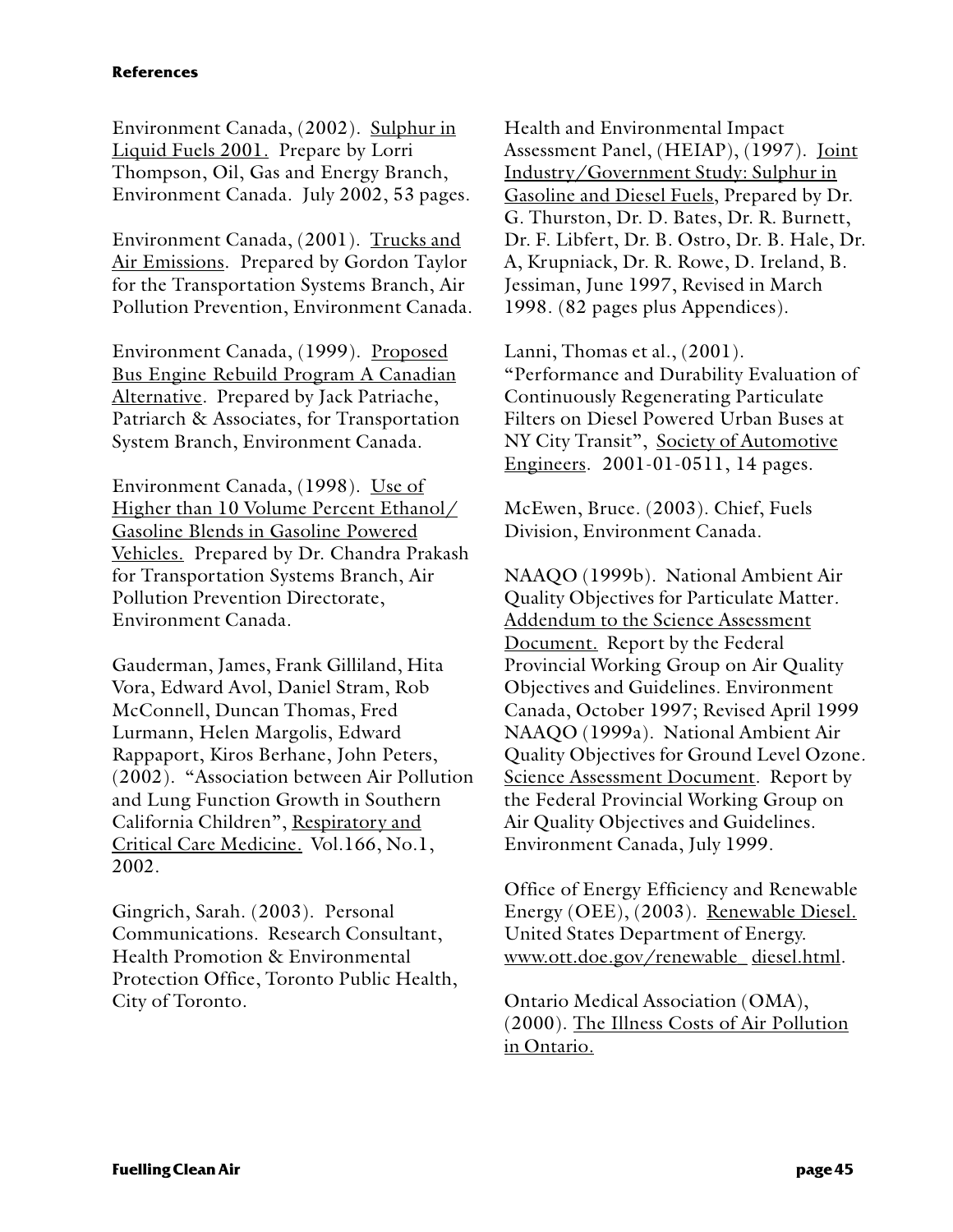#### References

Environment Canada, (2002). Sulphur in Liquid Fuels 2001. Prepare by Lorri Thompson, Oil, Gas and Energy Branch, Environment Canada. July 2002, 53 pages.

Environment Canada, (2001). Trucks and Air Emissions. Prepared by Gordon Taylor for the Transportation Systems Branch, Air Pollution Prevention, Environment Canada.

Environment Canada, (1999). Proposed Bus Engine Rebuild Program A Canadian Alternative. Prepared by Jack Patriache, Patriarch & Associates, for Transportation System Branch, Environment Canada.

Environment Canada, (1998). Use of Higher than 10 Volume Percent Ethanol/ Gasoline Blends in Gasoline Powered Vehicles. Prepared by Dr. Chandra Prakash for Transportation Systems Branch, Air Pollution Prevention Directorate, Environment Canada.

Gauderman, James, Frank Gilliland, Hita Vora, Edward Avol, Daniel Stram, Rob McConnell, Duncan Thomas, Fred Lurmann, Helen Margolis, Edward Rappaport, Kiros Berhane, John Peters, (2002). "Association between Air Pollution and Lung Function Growth in Southern California Children", Respiratory and Critical Care Medicine. Vol.166, No.1, 2002.

Gingrich, Sarah. (2003). Personal Communications. Research Consultant, Health Promotion & Environmental Protection Office, Toronto Public Health, City of Toronto.

Health and Environmental Impact Assessment Panel, (HEIAP), (1997). Joint Industry/Government Study: Sulphur in Gasoline and Diesel Fuels, Prepared by Dr. G. Thurston, Dr. D. Bates, Dr. R. Burnett, Dr. F. Libfert, Dr. B. Ostro, Dr. B. Hale, Dr. A, Krupniack, Dr. R. Rowe, D. Ireland, B. Jessiman, June 1997, Revised in March 1998. (82 pages plus Appendices).

Lanni, Thomas et al., (2001). "Performance and Durability Evaluation of Continuously Regenerating Particulate Filters on Diesel Powered Urban Buses at NY City Transit", Society of Automotive Engineers. 2001-01-0511, 14 pages.

McEwen, Bruce. (2003). Chief, Fuels Division, Environment Canada.

NAAQO (1999b). National Ambient Air Quality Objectives for Particulate Matter. Addendum to the Science Assessment Document. Report by the Federal Provincial Working Group on Air Quality Objectives and Guidelines. Environment Canada, October 1997; Revised April 1999

NAAQO (1999a). National Ambient Air Quality Objectives for Ground Level Ozone. Science Assessment Document. Report by the Federal Provincial Working Group on Air Quality Objectives and Guidelines. Environment Canada, July 1999.

Office of Energy Efficiency and Renewable Energy (OEE), (2003). Renewable Diesel. United States Department of Energy. www.ott.doe.gov/renewable_ diesel.html.

Ontario Medical Association (OMA), (2000). The Illness Costs of Air Pollution in Ontario.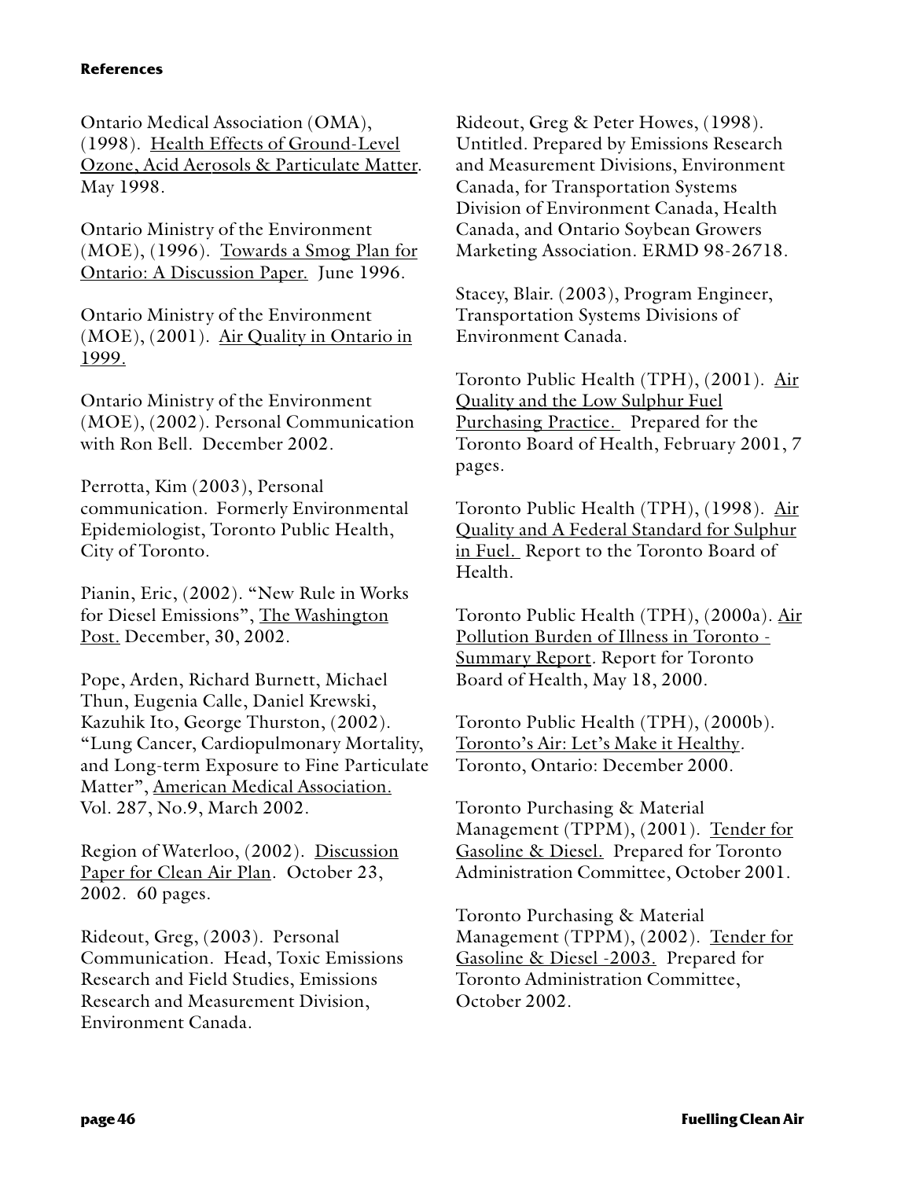**References**

Ontario Medical Association (OMA), (1998). Health Effects of Ground-Level Ozone, Acid Aerosols & Particulate Matter. May 1998.

Ontario Ministry of the Environment (MOE), (1996). Towards a Smog Plan for Ontario: A Discussion Paper. June 1996.

Ontario Ministry of the Environment (MOE), (2001). Air Quality in Ontario in 1999.

Ontario Ministry of the Environment (MOE), (2002). Personal Communication with Ron Bell. December 2002.

Perrotta, Kim (2003), Personal communication. Formerly Environmental Epidemiologist, Toronto Public Health, City of Toronto.

Pianin, Eric, (2002). "New Rule in Works for Diesel Emissions", The Washington Post. December, 30, 2002.

Pope, Arden, Richard Burnett, Michael Thun, Eugenia Calle, Daniel Krewski, Kazuhik Ito, George Thurston, (2002). "Lung Cancer, Cardiopulmonary Mortality, and Long-term Exposure to Fine Particulate Matter", American Medical Association. Vol. 287, No.9, March 2002.

Region of Waterloo, (2002). Discussion Paper for Clean Air Plan. October 23, 2002. 60 pages.

Rideout, Greg, (2003). Personal Communication. Head, Toxic Emissions Research and Field Studies, Emissions Research and Measurement Division, Environment Canada.

Rideout, Greg & Peter Howes, (1998). Untitled. Prepared by Emissions Research and Measurement Divisions, Environment Canada, for Transportation Systems Division of Environment Canada, Health Canada, and Ontario Soybean Growers Marketing Association. ERMD 98-26718.

Stacey, Blair. (2003), Program Engineer, Transportation Systems Divisions of Environment Canada.

Toronto Public Health (TPH), (2001). Air Quality and the Low Sulphur Fuel Purchasing Practice. Prepared for the Toronto Board of Health, February 2001, 7 pages.

Toronto Public Health (TPH), (1998). Air Quality and A Federal Standard for Sulphur in Fuel. Report to the Toronto Board of Health.

Toronto Public Health (TPH), (2000a). Air Pollution Burden of Illness in Toronto - Summary Report. Report for Toronto Board of Health, May 18, 2000.

Toronto Public Health (TPH), (2000b). Toronto's Air: Let's Make it Healthy. Toronto, Ontario: December 2000.

Toronto Purchasing & Material Management (TPPM), (2001). Tender for Gasoline & Diesel. Prepared for Toronto Administration Committee, October 2001.

Toronto Purchasing & Material Management (TPPM), (2002). Tender for Gasoline & Diesel -2003. Prepared for Toronto Administration Committee, October 2002.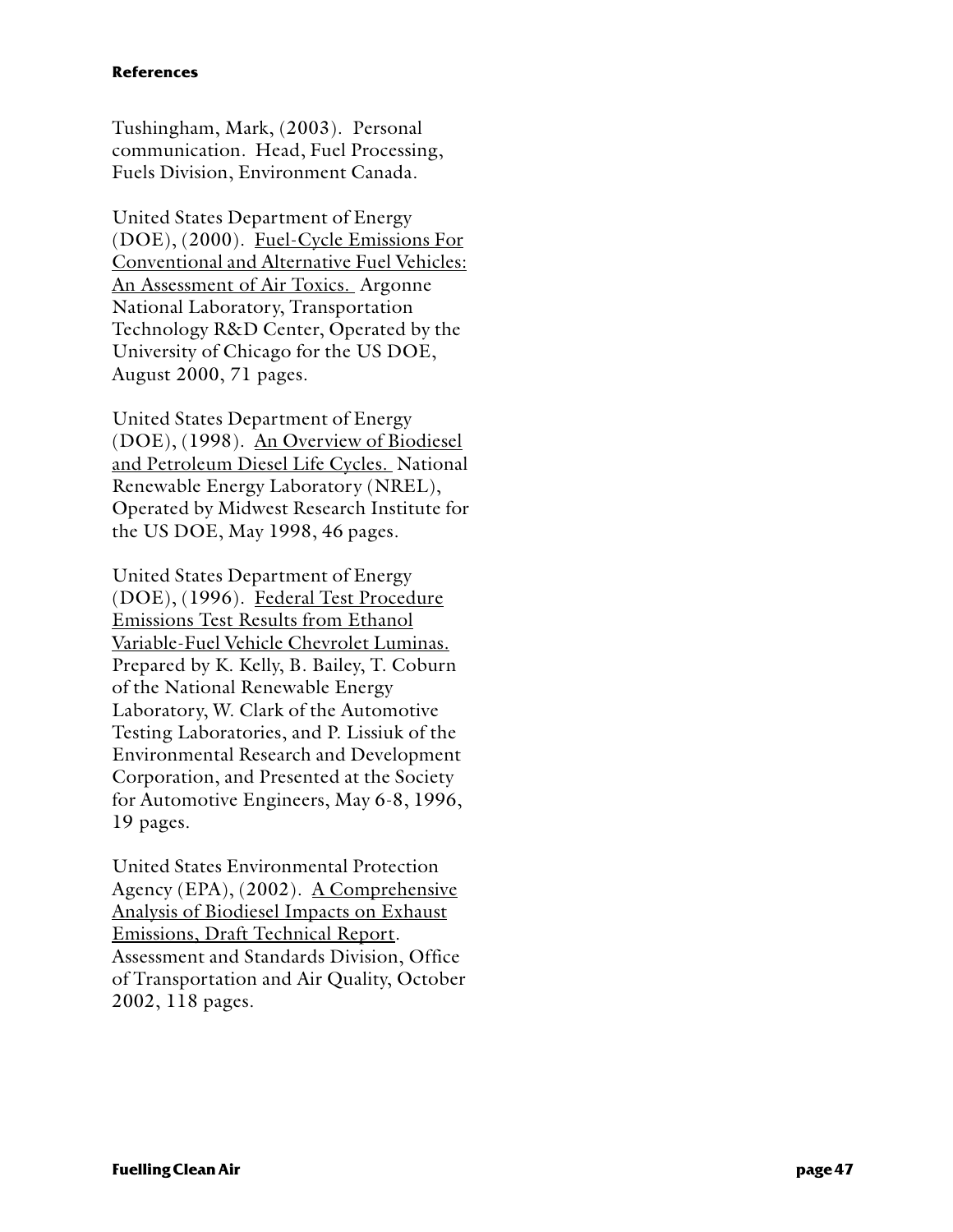**References**

Tushingham, Mark, (2003). Personal communication. Head, Fuel Processing, Fuels Division, Environment Canada.

United States Department of Energy (DOE), (2000). <u>Fuel-Cycle Emissions For Conventional and Alternative Fuel Vehicles: An Assessment of Air Toxics.</u> Argonne National Laboratory, Transportation Technology R&D Center, Operated by the University of Chicago for the US DOE, August 2000, 71 pages.

United States Department of Energy (DOE), (1998). <u>An Overview of Biodiesel and Petroleum Diesel Life Cycles.</u> National Renewable Energy Laboratory (NREL), Operated by Midwest Research Institute for the US DOE, May 1998, 46 pages.

United States Department of Energy (DOE), (1996). <u>Federal Test Procedure Emissions Test Results from Ethanol Variable-Fuel Vehicle Chevrolet Luminas.</u> Prepared by K. Kelly, B. Bailey, T. Coburn of the National Renewable Energy Laboratory, W. Clark of the Automotive Testing Laboratories, and P. Lissiuk of the Environmental Research and Development Corporation, and Presented at the Society for Automotive Engineers, May 6-8, 1996, 19 pages.

United States Environmental Protection Agency (EPA), (2002). <u>A Comprehensive Analysis of Biodiesel Impacts on Exhaust Emissions, Draft Technical Report</u>. Assessment and Standards Division, Office of Transportation and Air Quality, October 2002, 118 pages.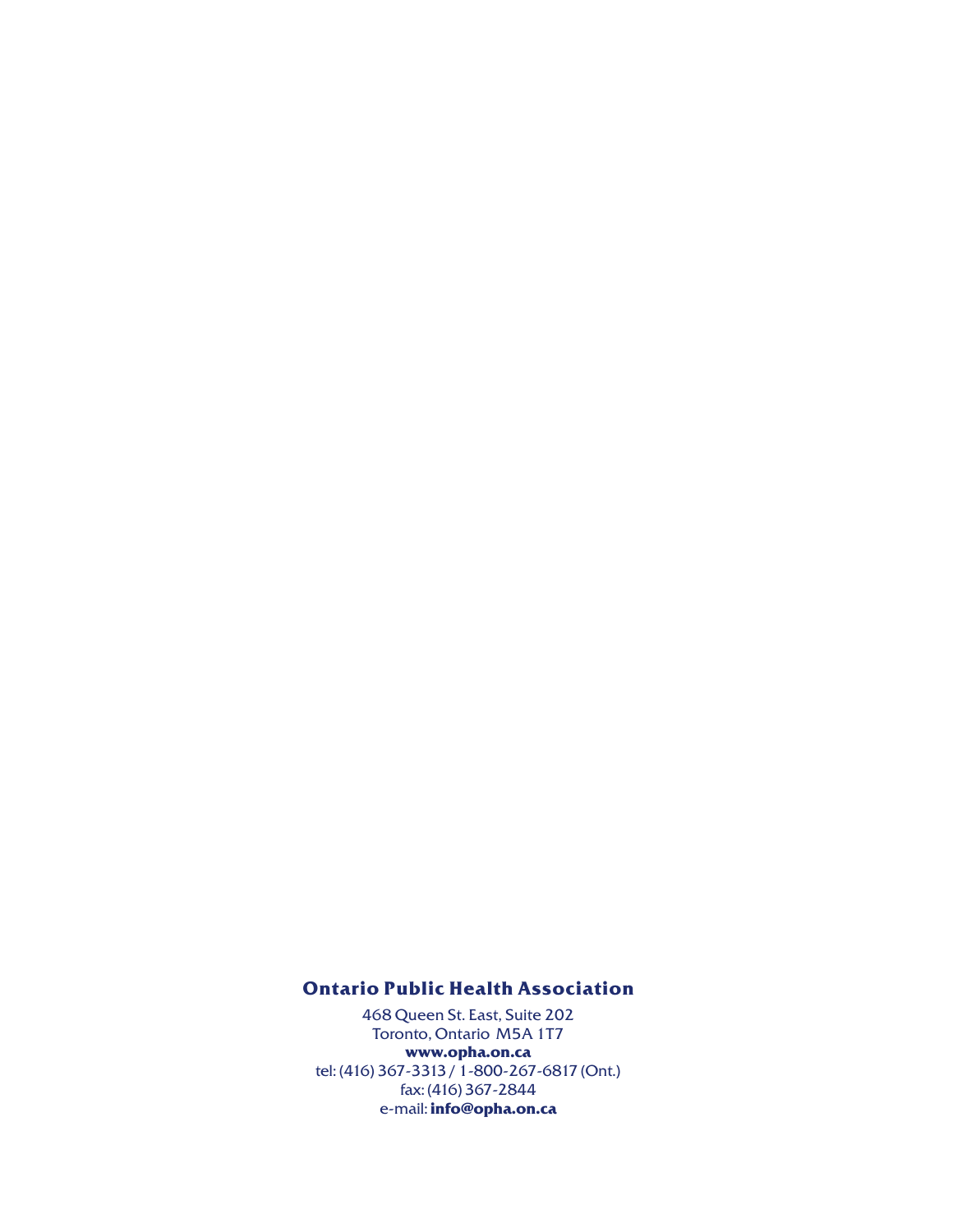**Ontario Public Health Association**

468 Queen St. East, Suite 202
Toronto, Ontario M5A 1T7
**www.opha.on.ca**
tel: (416) 367-3313 / 1-800-267-6817 (Ont.)
fax: (416) 367-2844
e-mail: **info@opha.on.ca**